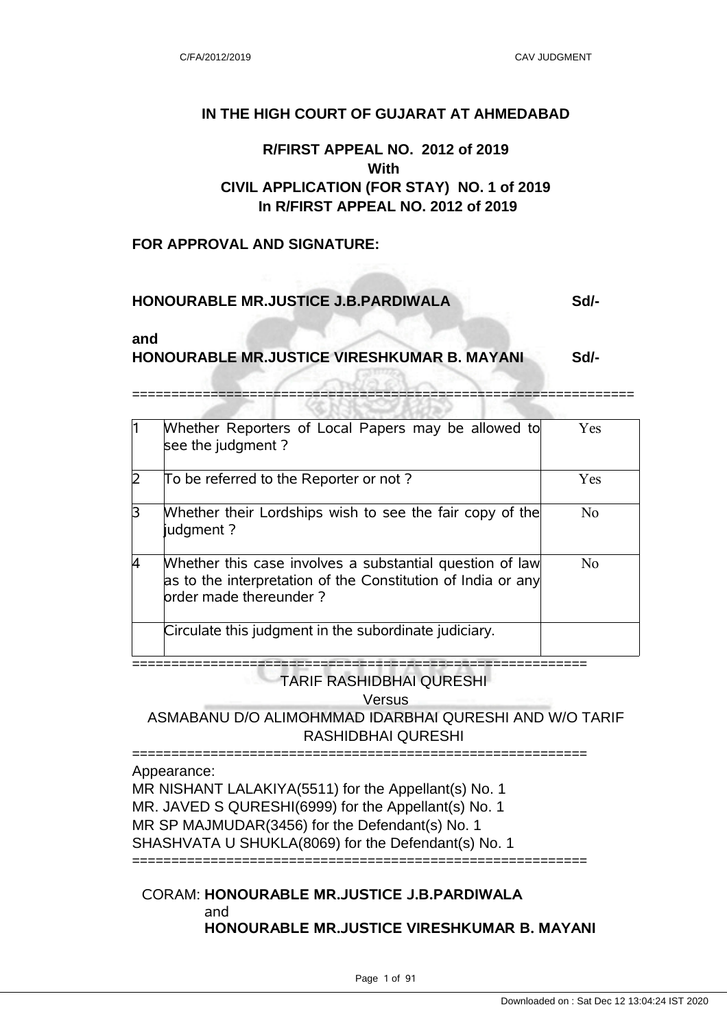# IN THE HIGH COURT OF GUJARAT AT AHMEDABAD

## R/FIRST APPEAL NO. 2012 of 2019
## With
## CIVIL APPLICATION (FOR STAY) NO. 1 of 2019
## In R/FIRST APPEAL NO. 2012 of 2019

**FOR APPROVAL AND SIGNATURE:**

**HONOURABLE MR.JUSTICE J.B.PARDIWALA** **Sd/-**

**and**
**HONOURABLE MR.JUSTICE VIRESHKUMAR B. MAYANI** **Sd/-**

================================================================

| | | |
|---|---|---|
| 1 | Whether Reporters of Local Papers may be allowed to see the judgment ? | Yes |
| 2 | To be referred to the Reporter or not ? | Yes |
| 3 | Whether their Lordships wish to see the fair copy of the judgment ? | No |
| 4 | Whether this case involves a substantial question of law as to the interpretation of the Constitution of India or any order made thereunder ? | No |
| | Circulate this judgment in the subordinate judiciary. | |

==========================================================

TARIF RASHIDBHAI QURESHI
Versus
ASMABANU D/O ALIMOHMMAD IDARBHAI QURESHI AND W/O TARIF RASHIDBHAI QURESHI

==========================================================

Appearance:
MR NISHANT LALAKIYA(5511) for the Appellant(s) No. 1
MR. JAVED S QURESHI(6999) for the Appellant(s) No. 1
MR SP MAJMUDAR(3456) for the Defendant(s) No. 1
SHASHVATA U SHUKLA(8069) for the Defendant(s) No. 1

==========================================================

CORAM: **HONOURABLE MR.JUSTICE J.B.PARDIWALA**
and
**HONOURABLE MR.JUSTICE VIRESHKUMAR B. MAYANI**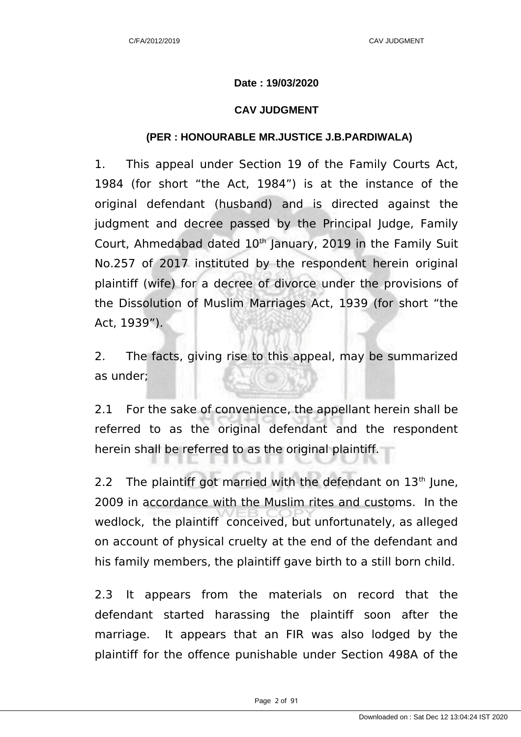**Date : 19/03/2020**

**CAV JUDGMENT**

**(PER : HONOURABLE MR.JUSTICE J.B.PARDIWALA)**

1. This appeal under Section 19 of the Family Courts Act, 1984 (for short “the Act, 1984”) is at the instance of the original defendant (husband) and is directed against the judgment and decree passed by the Principal Judge, Family Court, Ahmedabad dated 10th January, 2019 in the Family Suit No.257 of 2017 instituted by the respondent herein original plaintiff (wife) for a decree of divorce under the provisions of the Dissolution of Muslim Marriages Act, 1939 (for short “the Act, 1939”).

2. The facts, giving rise to this appeal, may be summarized as under;

2.1 For the sake of convenience, the appellant herein shall be referred to as the original defendant and the respondent herein shall be referred to as the original plaintiff.

2.2 The plaintiff got married with the defendant on 13th June, 2009 in accordance with the Muslim rites and customs. In the wedlock, the plaintiff conceived, but unfortunately, as alleged on account of physical cruelty at the end of the defendant and his family members, the plaintiff gave birth to a still born child.

2.3 It appears from the materials on record that the defendant started harassing the plaintiff soon after the marriage. It appears that an FIR was also lodged by the plaintiff for the offence punishable under Section 498A of the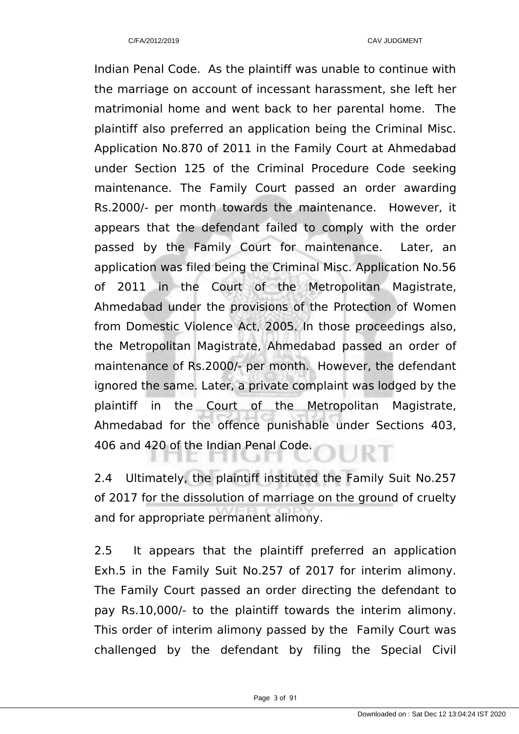Indian Penal Code. As the plaintiff was unable to continue with the marriage on account of incessant harassment, she left her matrimonial home and went back to her parental home. The plaintiff also preferred an application being the Criminal Misc. Application No.870 of 2011 in the Family Court at Ahmedabad under Section 125 of the Criminal Procedure Code seeking maintenance. The Family Court passed an order awarding Rs.2000/- per month towards the maintenance. However, it appears that the defendant failed to comply with the order passed by the Family Court for maintenance. Later, an application was filed being the Criminal Misc. Application No.56 of 2011 in the Court of the Metropolitan Magistrate, Ahmedabad under the provisions of the Protection of Women from Domestic Violence Act, 2005. In those proceedings also, the Metropolitan Magistrate, Ahmedabad passed an order of maintenance of Rs.2000/- per month. However, the defendant ignored the same. Later, a private complaint was lodged by the plaintiff in the Court of the Metropolitan Magistrate, Ahmedabad for the offence punishable under Sections 403, 406 and 420 of the Indian Penal Code.

2.4 Ultimately, the plaintiff instituted the Family Suit No.257 of 2017 for the dissolution of marriage on the ground of cruelty and for appropriate permanent alimony.

2.5 It appears that the plaintiff preferred an application Exh.5 in the Family Suit No.257 of 2017 for interim alimony. The Family Court passed an order directing the defendant to pay Rs.10,000/- to the plaintiff towards the interim alimony. This order of interim alimony passed by the Family Court was challenged by the defendant by filing the Special Civil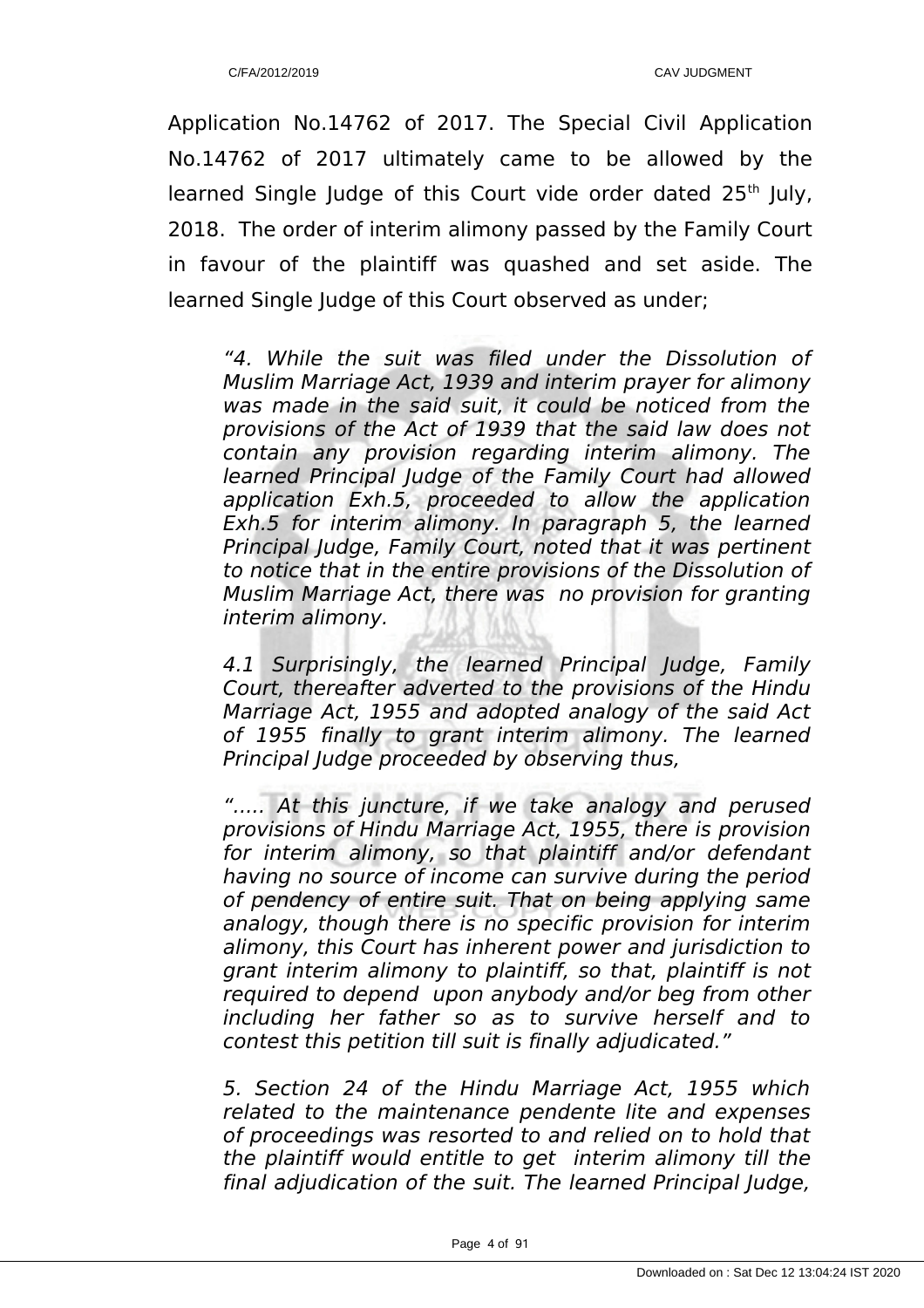Application No.14762 of 2017. The Special Civil Application No.14762 of 2017 ultimately came to be allowed by the learned Single Judge of this Court vide order dated 25th July, 2018. The order of interim alimony passed by the Family Court in favour of the plaintiff was quashed and set aside. The learned Single Judge of this Court observed as under;

> *"4. While the suit was filed under the Dissolution of Muslim Marriage Act, 1939 and interim prayer for alimony was made in the said suit, it could be noticed from the provisions of the Act of 1939 that the said law does not contain any provision regarding interim alimony. The learned Principal Judge of the Family Court had allowed application Exh.5, proceeded to allow the application Exh.5 for interim alimony. In paragraph 5, the learned Principal Judge, Family Court, noted that it was pertinent to notice that in the entire provisions of the Dissolution of Muslim Marriage Act, there was no provision for granting interim alimony.*
>
> *4.1 Surprisingly, the learned Principal Judge, Family Court, thereafter adverted to the provisions of the Hindu Marriage Act, 1955 and adopted analogy of the said Act of 1955 finally to grant interim alimony. The learned Principal Judge proceeded by observing thus,*
>
> *"..... At this juncture, if we take analogy and perused provisions of Hindu Marriage Act, 1955, there is provision for interim alimony, so that plaintiff and/or defendant having no source of income can survive during the period of pendency of entire suit. That on being applying same analogy, though there is no specific provision for interim alimony, this Court has inherent power and jurisdiction to grant interim alimony to plaintiff, so that, plaintiff is not required to depend upon anybody and/or beg from other including her father so as to survive herself and to contest this petition till suit is finally adjudicated."*
>
> *5. Section 24 of the Hindu Marriage Act, 1955 which related to the maintenance pendente lite and expenses of proceedings was resorted to and relied on to hold that the plaintiff would entitle to get interim alimony till the final adjudication of the suit. The learned Principal Judge,*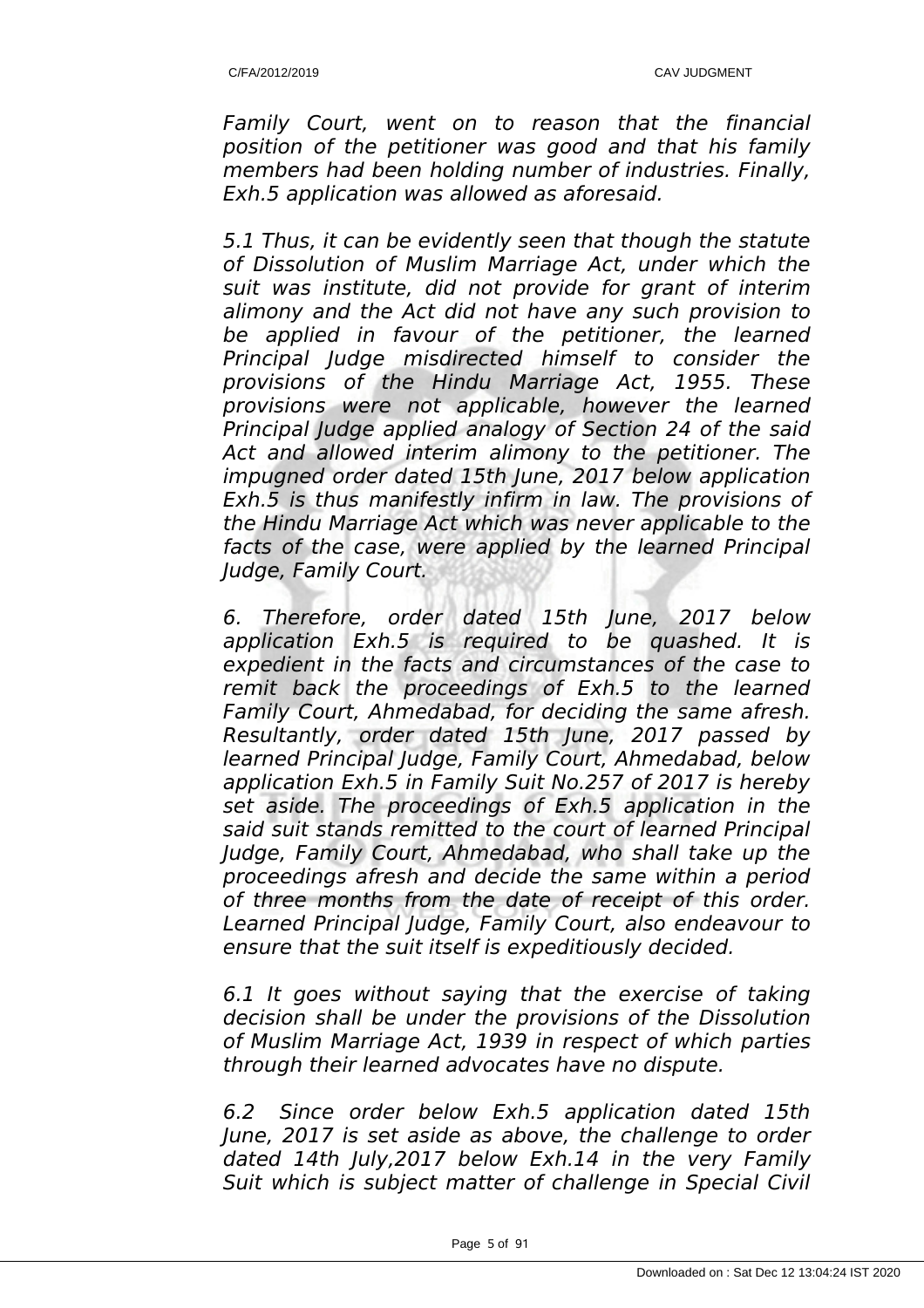*Family Court, went on to reason that the financial position of the petitioner was good and that his family members had been holding number of industries. Finally, Exh.5 application was allowed as aforesaid.*

*5.1 Thus, it can be evidently seen that though the statute of Dissolution of Muslim Marriage Act, under which the suit was institute, did not provide for grant of interim alimony and the Act did not have any such provision to be applied in favour of the petitioner, the learned Principal Judge misdirected himself to consider the provisions of the Hindu Marriage Act, 1955. These provisions were not applicable, however the learned Principal Judge applied analogy of Section 24 of the said Act and allowed interim alimony to the petitioner. The impugned order dated 15th June, 2017 below application Exh.5 is thus manifestly infirm in law. The provisions of the Hindu Marriage Act which was never applicable to the facts of the case, were applied by the learned Principal Judge, Family Court.*

*6. Therefore, order dated 15th June, 2017 below application Exh.5 is required to be quashed. It is expedient in the facts and circumstances of the case to remit back the proceedings of Exh.5 to the learned Family Court, Ahmedabad, for deciding the same afresh. Resultantly, order dated 15th June, 2017 passed by learned Principal Judge, Family Court, Ahmedabad, below application Exh.5 in Family Suit No.257 of 2017 is hereby set aside. The proceedings of Exh.5 application in the said suit stands remitted to the court of learned Principal Judge, Family Court, Ahmedabad, who shall take up the proceedings afresh and decide the same within a period of three months from the date of receipt of this order. Learned Principal Judge, Family Court, also endeavour to ensure that the suit itself is expeditiously decided.*

*6.1 It goes without saying that the exercise of taking decision shall be under the provisions of the Dissolution of Muslim Marriage Act, 1939 in respect of which parties through their learned advocates have no dispute.*

*6.2 Since order below Exh.5 application dated 15th June, 2017 is set aside as above, the challenge to order dated 14th July,2017 below Exh.14 in the very Family Suit which is subject matter of challenge in Special Civil*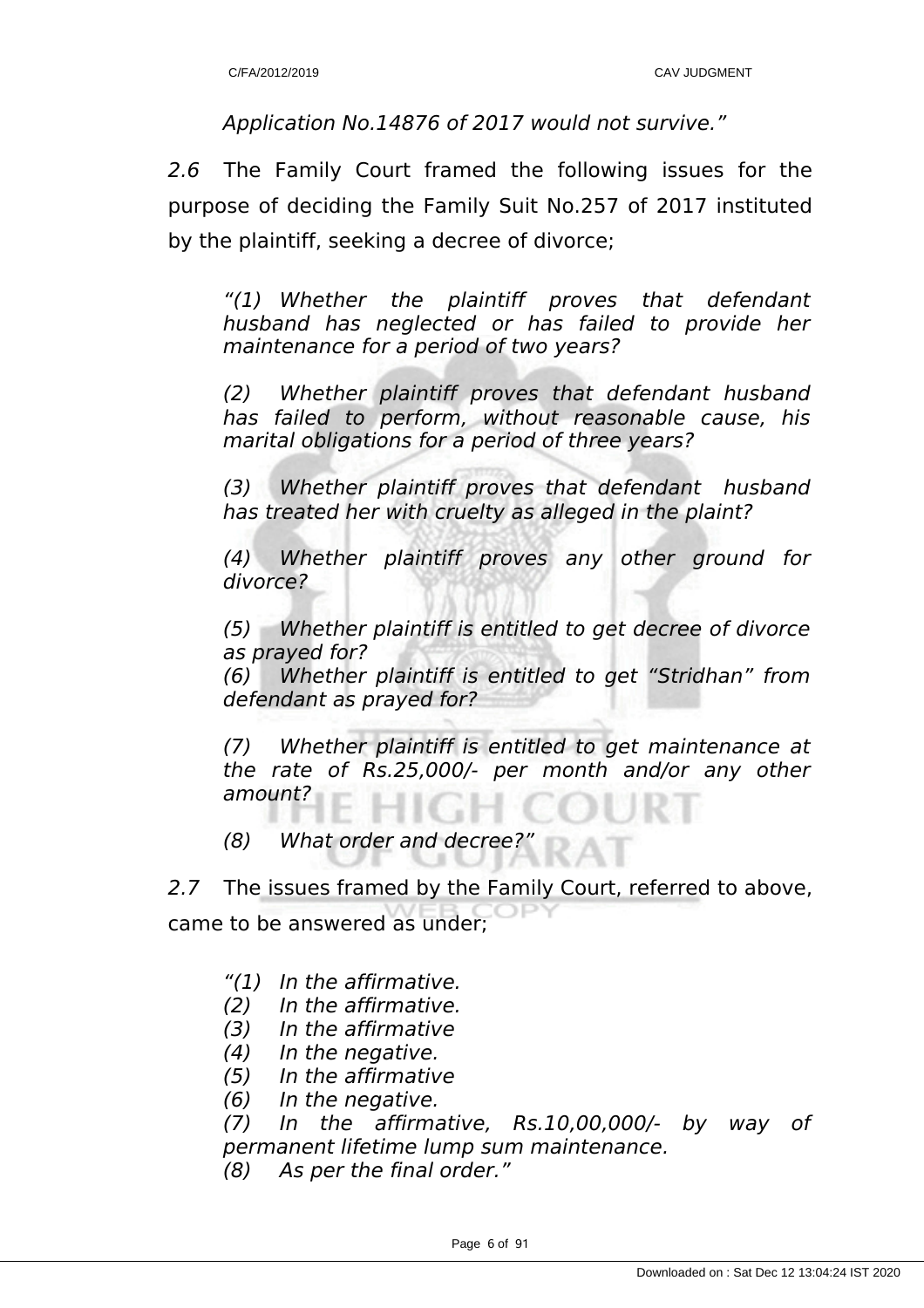*Application No.14876 of 2017 would not survive."*

*2.6* The Family Court framed the following issues for the purpose of deciding the Family Suit No.257 of 2017 instituted by the plaintiff, seeking a decree of divorce;

> *"(1) Whether the plaintiff proves that defendant husband has neglected or has failed to provide her maintenance for a period of two years?*
>
> *(2) Whether plaintiff proves that defendant husband has failed to perform, without reasonable cause, his marital obligations for a period of three years?*
>
> *(3) Whether plaintiff proves that defendant husband has treated her with cruelty as alleged in the plaint?*
>
> *(4) Whether plaintiff proves any other ground for divorce?*
>
> *(5) Whether plaintiff is entitled to get decree of divorce as prayed for?*
>
> *(6) Whether plaintiff is entitled to get "Stridhan" from defendant as prayed for?*
>
> *(7) Whether plaintiff is entitled to get maintenance at the rate of Rs.25,000/- per month and/or any other amount?*
>
> *(8) What order and decree?"*

*2.7* The issues framed by the Family Court, referred to above, came to be answered as under;

> *"(1) In the affirmative.*
> *(2) In the affirmative.*
> *(3) In the affirmative*
> *(4) In the negative.*
> *(5) In the affirmative*
> *(6) In the negative.*
> *(7) In the affirmative, Rs.10,00,000/- by way of permanent lifetime lump sum maintenance.*
> *(8) As per the final order."*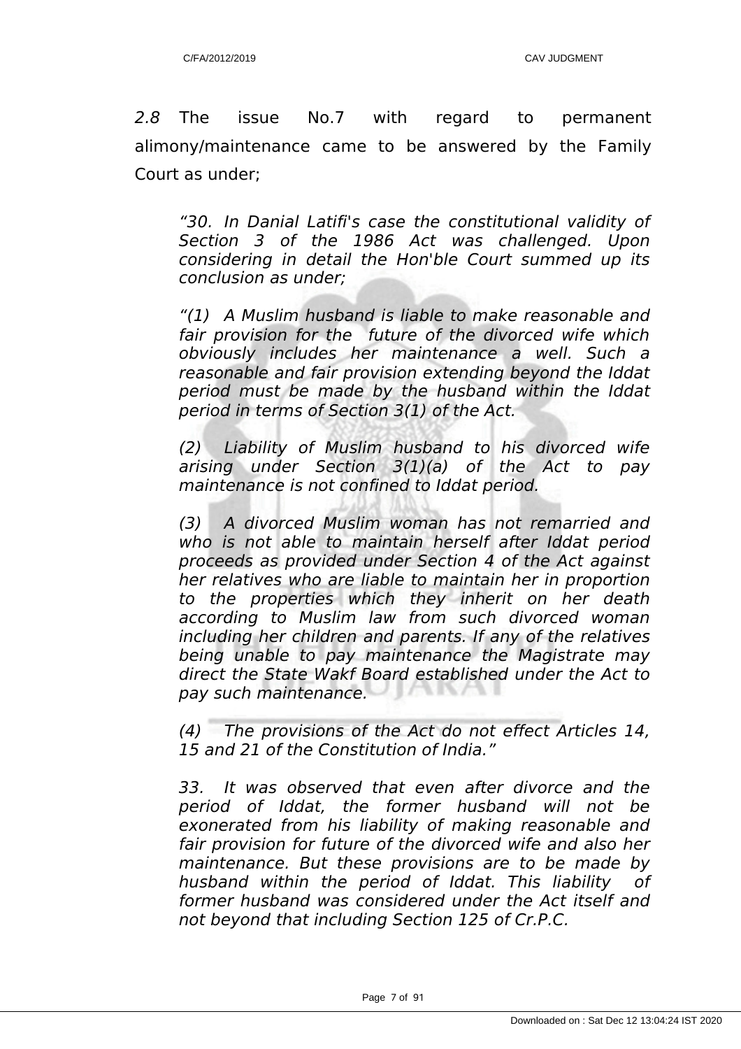*2.8* The issue No.7 with regard to permanent alimony/maintenance came to be answered by the Family Court as under;

> *"30. In Danial Latifi's case the constitutional validity of Section 3 of the 1986 Act was challenged. Upon considering in detail the Hon'ble Court summed up its conclusion as under;*
>
> *"(1) A Muslim husband is liable to make reasonable and fair provision for the future of the divorced wife which obviously includes her maintenance a well. Such a reasonable and fair provision extending beyond the Iddat period must be made by the husband within the Iddat period in terms of Section 3(1) of the Act.*
>
> *(2) Liability of Muslim husband to his divorced wife arising under Section 3(1)(a) of the Act to pay maintenance is not confined to Iddat period.*
>
> *(3) A divorced Muslim woman has not remarried and who is not able to maintain herself after Iddat period proceeds as provided under Section 4 of the Act against her relatives who are liable to maintain her in proportion to the properties which they inherit on her death according to Muslim law from such divorced woman including her children and parents. If any of the relatives being unable to pay maintenance the Magistrate may direct the State Wakf Board established under the Act to pay such maintenance.*
>
> *(4) The provisions of the Act do not effect Articles 14, 15 and 21 of the Constitution of India."*
>
> *33. It was observed that even after divorce and the period of Iddat, the former husband will not be exonerated from his liability of making reasonable and fair provision for future of the divorced wife and also her maintenance. But these provisions are to be made by husband within the period of Iddat. This liability of former husband was considered under the Act itself and not beyond that including Section 125 of Cr.P.C.*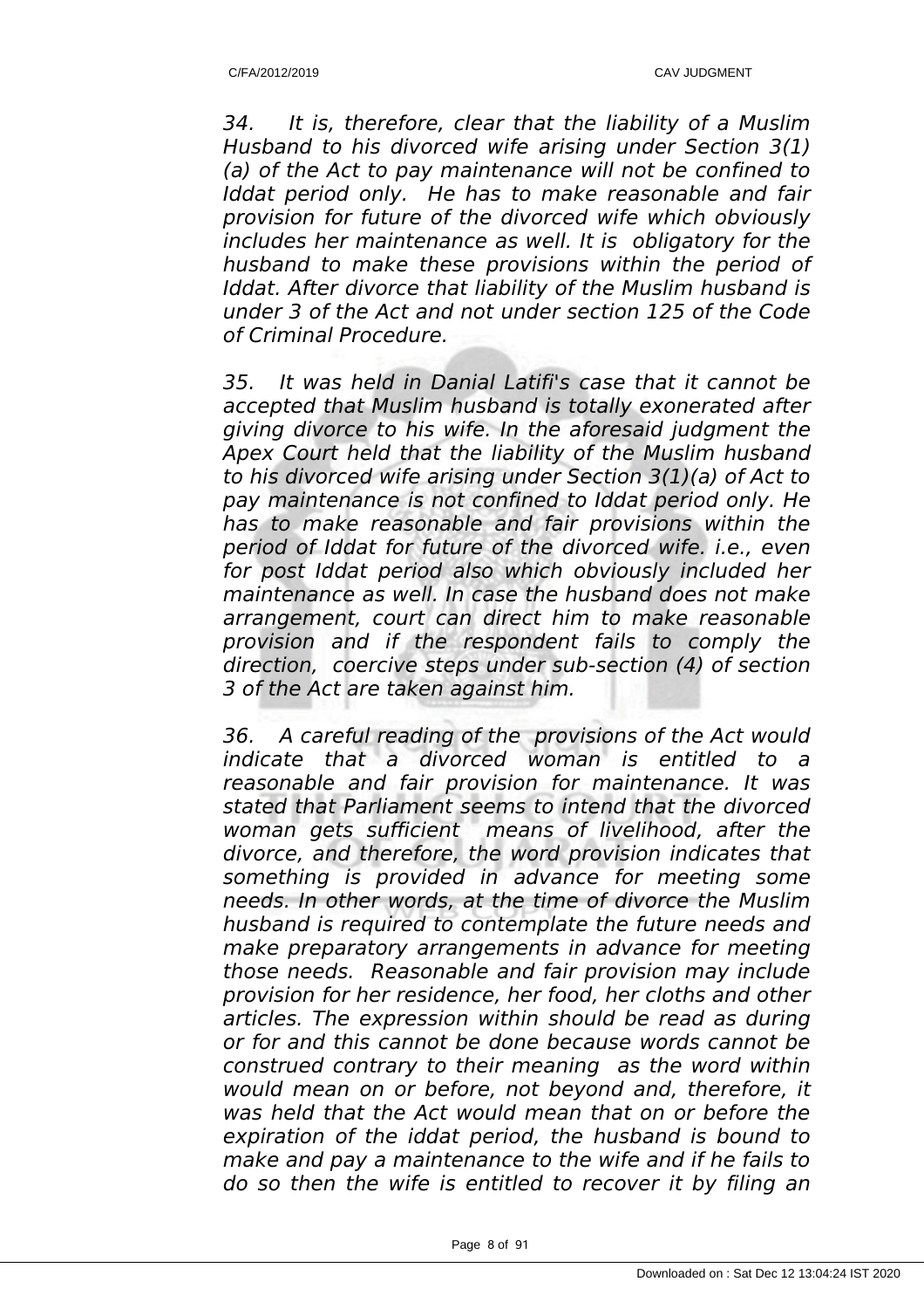*34. It is, therefore, clear that the liability of a Muslim Husband to his divorced wife arising under Section 3(1)(a) of the Act to pay maintenance will not be confined to Iddat period only. He has to make reasonable and fair provision for future of the divorced wife which obviously includes her maintenance as well. It is obligatory for the husband to make these provisions within the period of Iddat. After divorce that liability of the Muslim husband is under 3 of the Act and not under section 125 of the Code of Criminal Procedure.*

*35. It was held in Danial Latifi's case that it cannot be accepted that Muslim husband is totally exonerated after giving divorce to his wife. In the aforesaid judgment the Apex Court held that the liability of the Muslim husband to his divorced wife arising under Section 3(1)(a) of Act to pay maintenance is not confined to Iddat period only. He has to make reasonable and fair provisions within the period of Iddat for future of the divorced wife. i.e., even for post Iddat period also which obviously included her maintenance as well. In case the husband does not make arrangement, court can direct him to make reasonable provision and if the respondent fails to comply the direction, coercive steps under sub-section (4) of section 3 of the Act are taken against him.*

*36. A careful reading of the provisions of the Act would indicate that a divorced woman is entitled to a reasonable and fair provision for maintenance. It was stated that Parliament seems to intend that the divorced woman gets sufficient means of livelihood, after the divorce, and therefore, the word provision indicates that something is provided in advance for meeting some needs. In other words, at the time of divorce the Muslim husband is required to contemplate the future needs and make preparatory arrangements in advance for meeting those needs. Reasonable and fair provision may include provision for her residence, her food, her cloths and other articles. The expression within should be read as during or for and this cannot be done because words cannot be construed contrary to their meaning as the word within would mean on or before, not beyond and, therefore, it was held that the Act would mean that on or before the expiration of the iddat period, the husband is bound to make and pay a maintenance to the wife and if he fails to do so then the wife is entitled to recover it by filing an*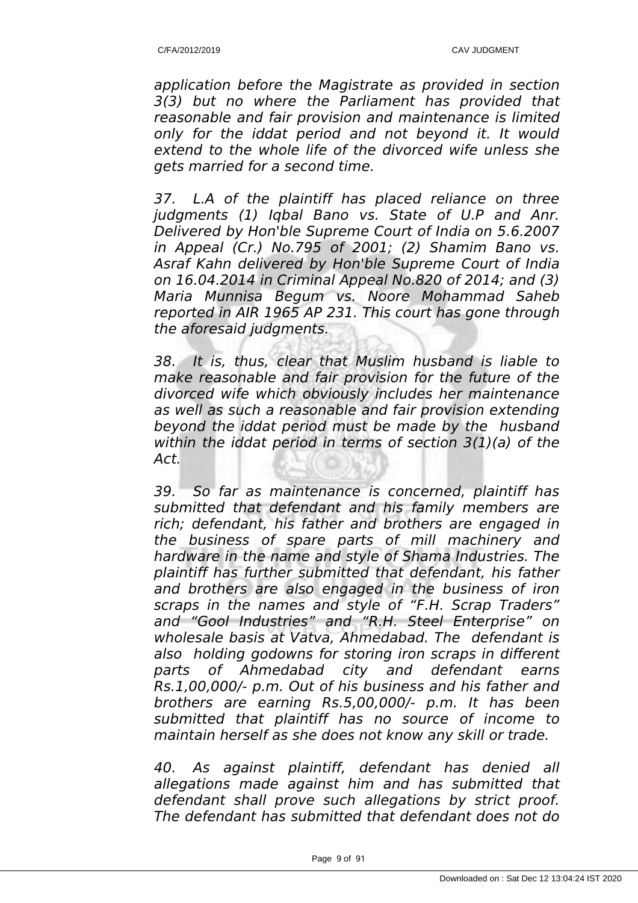*application before the Magistrate as provided in section 3(3) but no where the Parliament has provided that reasonable and fair provision and maintenance is limited only for the iddat period and not beyond it. It would extend to the whole life of the divorced wife unless she gets married for a second time.*

*37. L.A of the plaintiff has placed reliance on three judgments (1) Iqbal Bano vs. State of U.P and Anr. Delivered by Hon'ble Supreme Court of India on 5.6.2007 in Appeal (Cr.) No.795 of 2001; (2) Shamim Bano vs. Asraf Kahn delivered by Hon'ble Supreme Court of India on 16.04.2014 in Criminal Appeal No.820 of 2014; and (3) Maria Munnisa Begum vs. Noore Mohammad Saheb reported in AIR 1965 AP 231. This court has gone through the aforesaid judgments.*

*38. It is, thus, clear that Muslim husband is liable to make reasonable and fair provision for the future of the divorced wife which obviously includes her maintenance as well as such a reasonable and fair provision extending beyond the iddat period must be made by the husband within the iddat period in terms of section 3(1)(a) of the Act.*

*39. So far as maintenance is concerned, plaintiff has submitted that defendant and his family members are rich; defendant, his father and brothers are engaged in the business of spare parts of mill machinery and hardware in the name and style of Shama Industries. The plaintiff has further submitted that defendant, his father and brothers are also engaged in the business of iron scraps in the names and style of "F.H. Scrap Traders" and "Gool Industries" and "R.H. Steel Enterprise" on wholesale basis at Vatva, Ahmedabad. The defendant is also holding godowns for storing iron scraps in different parts of Ahmedabad city and defendant earns Rs.1,00,000/- p.m. Out of his business and his father and brothers are earning Rs.5,00,000/- p.m. It has been submitted that plaintiff has no source of income to maintain herself as she does not know any skill or trade.*

*40. As against plaintiff, defendant has denied all allegations made against him and has submitted that defendant shall prove such allegations by strict proof. The defendant has submitted that defendant does not do*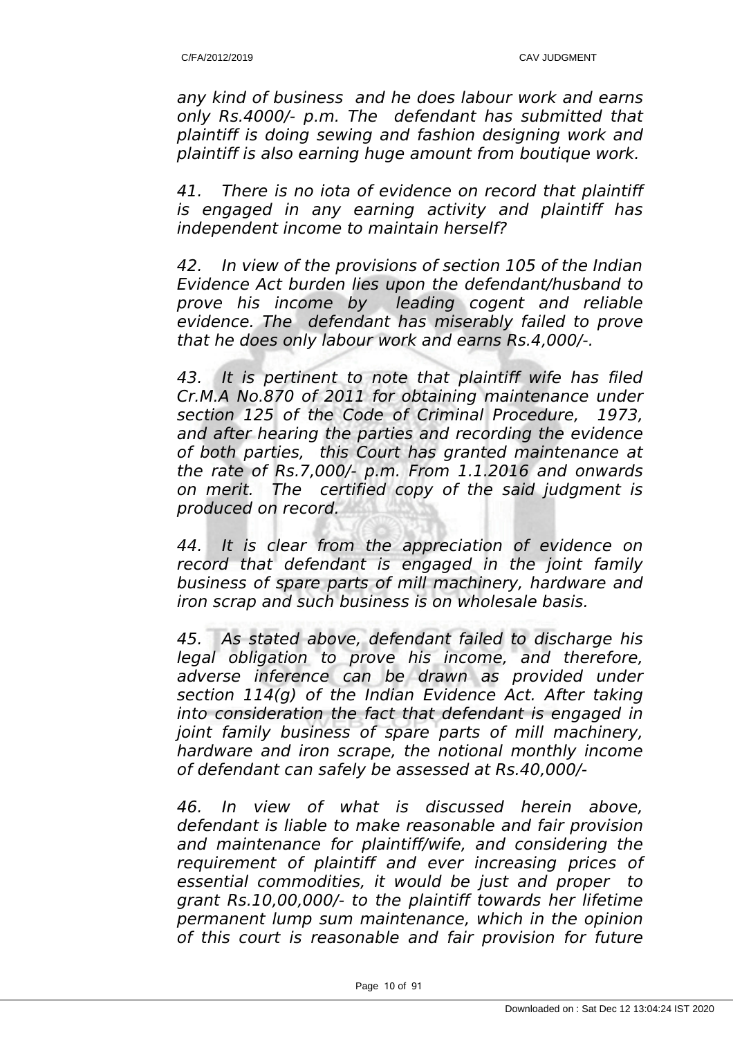*any kind of business and he does labour work and earns only Rs.4000/- p.m. The defendant has submitted that plaintiff is doing sewing and fashion designing work and plaintiff is also earning huge amount from boutique work.*

*41. There is no iota of evidence on record that plaintiff is engaged in any earning activity and plaintiff has independent income to maintain herself?*

*42. In view of the provisions of section 105 of the Indian Evidence Act burden lies upon the defendant/husband to prove his income by leading cogent and reliable evidence. The defendant has miserably failed to prove that he does only labour work and earns Rs.4,000/-.*

*43. It is pertinent to note that plaintiff wife has filed Cr.M.A No.870 of 2011 for obtaining maintenance under section 125 of the Code of Criminal Procedure, 1973, and after hearing the parties and recording the evidence of both parties, this Court has granted maintenance at the rate of Rs.7,000/- p.m. From 1.1.2016 and onwards on merit. The certified copy of the said judgment is produced on record.*

*44. It is clear from the appreciation of evidence on record that defendant is engaged in the joint family business of spare parts of mill machinery, hardware and iron scrap and such business is on wholesale basis.*

*45. As stated above, defendant failed to discharge his legal obligation to prove his income, and therefore, adverse inference can be drawn as provided under section 114(g) of the Indian Evidence Act. After taking into consideration the fact that defendant is engaged in joint family business of spare parts of mill machinery, hardware and iron scrape, the notional monthly income of defendant can safely be assessed at Rs.40,000/-*

*46. In view of what is discussed herein above, defendant is liable to make reasonable and fair provision and maintenance for plaintiff/wife, and considering the requirement of plaintiff and ever increasing prices of essential commodities, it would be just and proper to grant Rs.10,00,000/- to the plaintiff towards her lifetime permanent lump sum maintenance, which in the opinion of this court is reasonable and fair provision for future*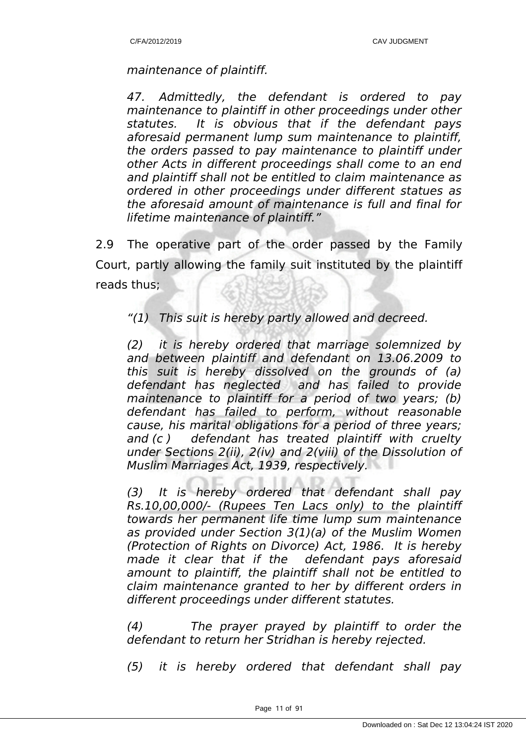*maintenance of plaintiff.*

*47. Admittedly, the defendant is ordered to pay maintenance to plaintiff in other proceedings under other statutes. It is obvious that if the defendant pays aforesaid permanent lump sum maintenance to plaintiff, the orders passed to pay maintenance to plaintiff under other Acts in different proceedings shall come to an end and plaintiff shall not be entitled to claim maintenance as ordered in other proceedings under different statues as the aforesaid amount of maintenance is full and final for lifetime maintenance of plaintiff."*

2.9 The operative part of the order passed by the Family Court, partly allowing the family suit instituted by the plaintiff reads thus;

*"(1) This suit is hereby partly allowed and decreed.*

*(2) it is hereby ordered that marriage solemnized by and between plaintiff and defendant on 13.06.2009 to this suit is hereby dissolved on the grounds of (a) defendant has neglected and has failed to provide maintenance to plaintiff for a period of two years; (b) defendant has failed to perform, without reasonable cause, his marital obligations for a period of three years; and (c ) defendant has treated plaintiff with cruelty under Sections 2(ii), 2(iv) and 2(viii) of the Dissolution of Muslim Marriages Act, 1939, respectively.*

*(3) It is hereby ordered that defendant shall pay Rs.10,00,000/- (Rupees Ten Lacs only) to the plaintiff towards her permanent life time lump sum maintenance as provided under Section 3(1)(a) of the Muslim Women (Protection of Rights on Divorce) Act, 1986. It is hereby made it clear that if the defendant pays aforesaid amount to plaintiff, the plaintiff shall not be entitled to claim maintenance granted to her by different orders in different proceedings under different statutes.*

*(4) The prayer prayed by plaintiff to order the defendant to return her Stridhan is hereby rejected.*

*(5) it is hereby ordered that defendant shall pay*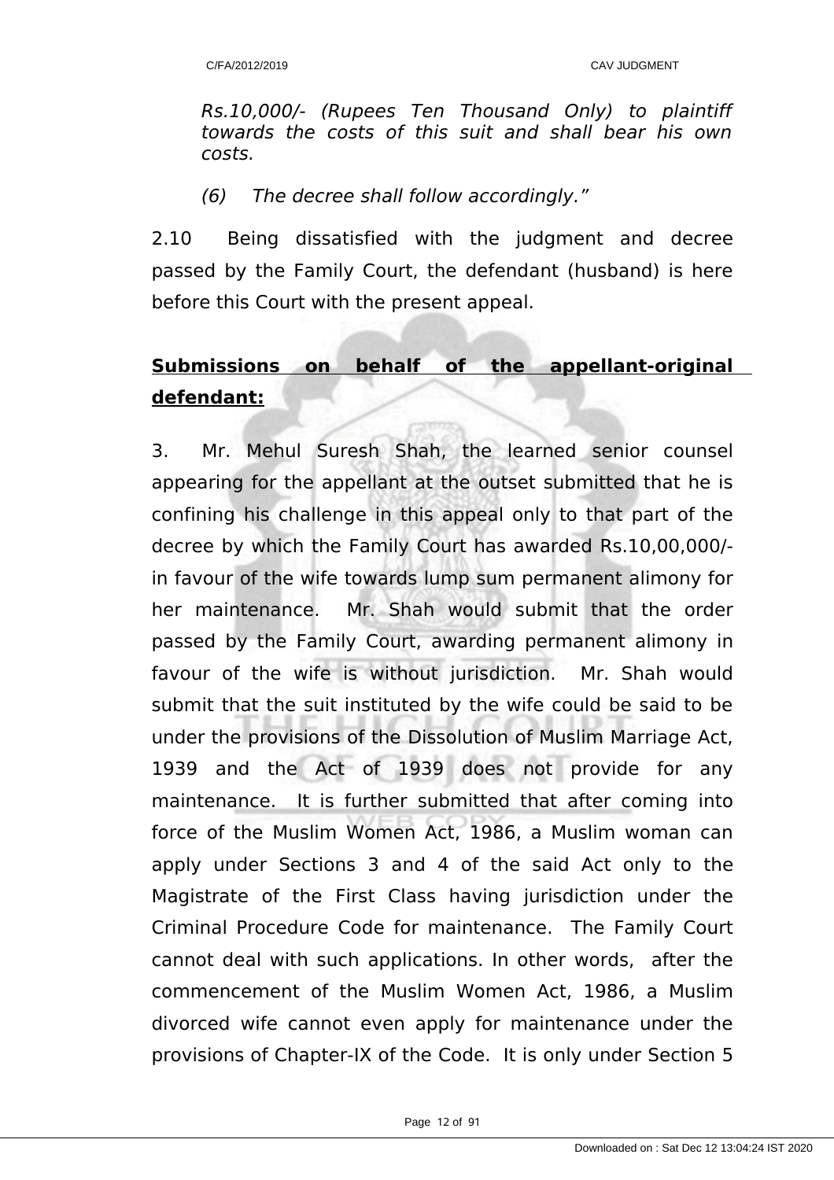*Rs.10,000/- (Rupees Ten Thousand Only) to plaintiff towards the costs of this suit and shall bear his own costs.*

*(6) The decree shall follow accordingly."*

2.10 Being dissatisfied with the judgment and decree passed by the Family Court, the defendant (husband) is here before this Court with the present appeal.

**<u>Submissions on behalf of the appellant-original defendant:</u>**

3. Mr. Mehul Suresh Shah, the learned senior counsel appearing for the appellant at the outset submitted that he is confining his challenge in this appeal only to that part of the decree by which the Family Court has awarded Rs.10,00,000/- in favour of the wife towards lump sum permanent alimony for her maintenance. Mr. Shah would submit that the order passed by the Family Court, awarding permanent alimony in favour of the wife is without jurisdiction. Mr. Shah would submit that the suit instituted by the wife could be said to be under the provisions of the Dissolution of Muslim Marriage Act, 1939 and the Act of 1939 does not provide for any maintenance. It is further submitted that after coming into force of the Muslim Women Act, 1986, a Muslim woman can apply under Sections 3 and 4 of the said Act only to the Magistrate of the First Class having jurisdiction under the Criminal Procedure Code for maintenance. The Family Court cannot deal with such applications. In other words, after the commencement of the Muslim Women Act, 1986, a Muslim divorced wife cannot even apply for maintenance under the provisions of Chapter-IX of the Code. It is only under Section 5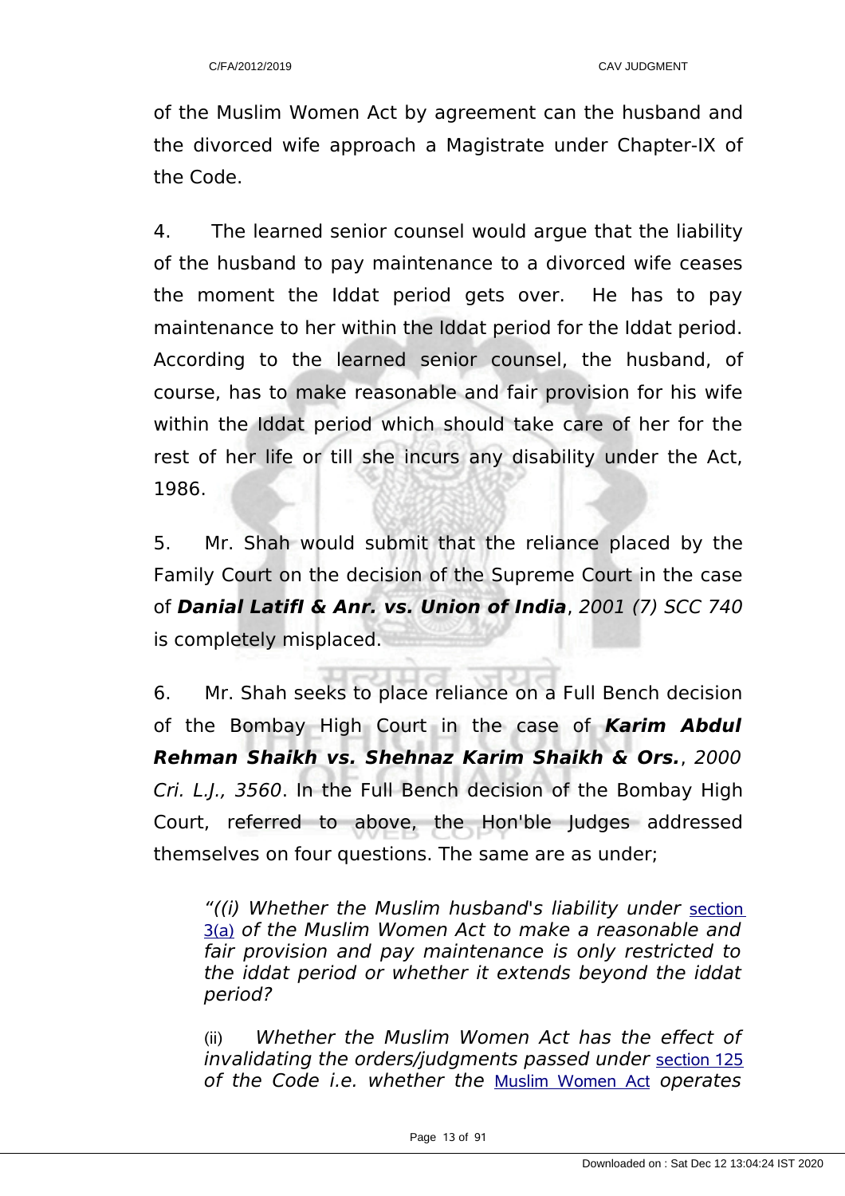of the Muslim Women Act by agreement can the husband and the divorced wife approach a Magistrate under Chapter-IX of the Code.

4. The learned senior counsel would argue that the liability of the husband to pay maintenance to a divorced wife ceases the moment the Iddat period gets over. He has to pay maintenance to her within the Iddat period for the Iddat period. According to the learned senior counsel, the husband, of course, has to make reasonable and fair provision for his wife within the Iddat period which should take care of her for the rest of her life or till she incurs any disability under the Act, 1986.

5. Mr. Shah would submit that the reliance placed by the Family Court on the decision of the Supreme Court in the case of ***Danial Latifl & Anr. vs. Union of India***, *2001 (7) SCC 740* is completely misplaced.

6. Mr. Shah seeks to place reliance on a Full Bench decision of the Bombay High Court in the case of ***Karim Abdul Rehman Shaikh vs. Shehnaz Karim Shaikh & Ors.***, *2000 Cri. L.J., 3560*. In the Full Bench decision of the Bombay High Court, referred to above, the Hon'ble Judges addressed themselves on four questions. The same are as under;

> *"((i) Whether the Muslim husband's liability under section 3(a) of the Muslim Women Act to make a reasonable and fair provision and pay maintenance is only restricted to the iddat period or whether it extends beyond the iddat period?*
>
> (ii) *Whether the Muslim Women Act has the effect of invalidating the orders/judgments passed under section 125 of the Code i.e. whether the Muslim Women Act operates*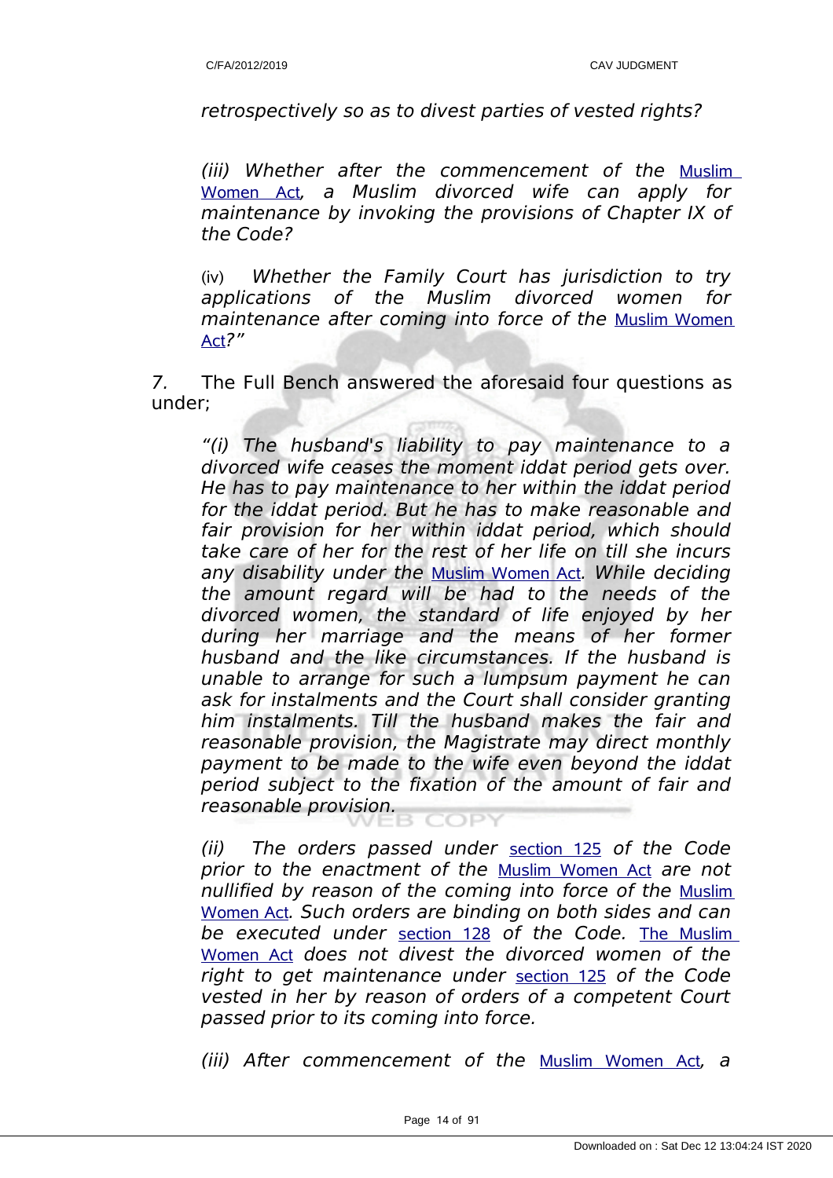*retrospectively so as to divest parties of vested rights?*

*(iii) Whether after the commencement of the Muslim Women Act, a Muslim divorced wife can apply for maintenance by invoking the provisions of Chapter IX of the Code?*

(iv) *Whether the Family Court has jurisdiction to try applications of the Muslim divorced women for maintenance after coming into force of the Muslim Women Act?"*

*7.* The Full Bench answered the aforesaid four questions as under;

*"(i) The husband's liability to pay maintenance to a divorced wife ceases the moment iddat period gets over. He has to pay maintenance to her within the iddat period for the iddat period. But he has to make reasonable and fair provision for her within iddat period, which should take care of her for the rest of her life on till she incurs any disability under the Muslim Women Act. While deciding the amount regard will be had to the needs of the divorced women, the standard of life enjoyed by her during her marriage and the means of her former husband and the like circumstances. If the husband is unable to arrange for such a lumpsum payment he can ask for instalments and the Court shall consider granting him instalments. Till the husband makes the fair and reasonable provision, the Magistrate may direct monthly payment to be made to the wife even beyond the iddat period subject to the fixation of the amount of fair and reasonable provision.*

*(ii) The orders passed under section 125 of the Code prior to the enactment of the Muslim Women Act are not nullified by reason of the coming into force of the Muslim Women Act. Such orders are binding on both sides and can be executed under section 128 of the Code. The Muslim Women Act does not divest the divorced women of the right to get maintenance under section 125 of the Code vested in her by reason of orders of a competent Court passed prior to its coming into force.*

*(iii) After commencement of the Muslim Women Act, a*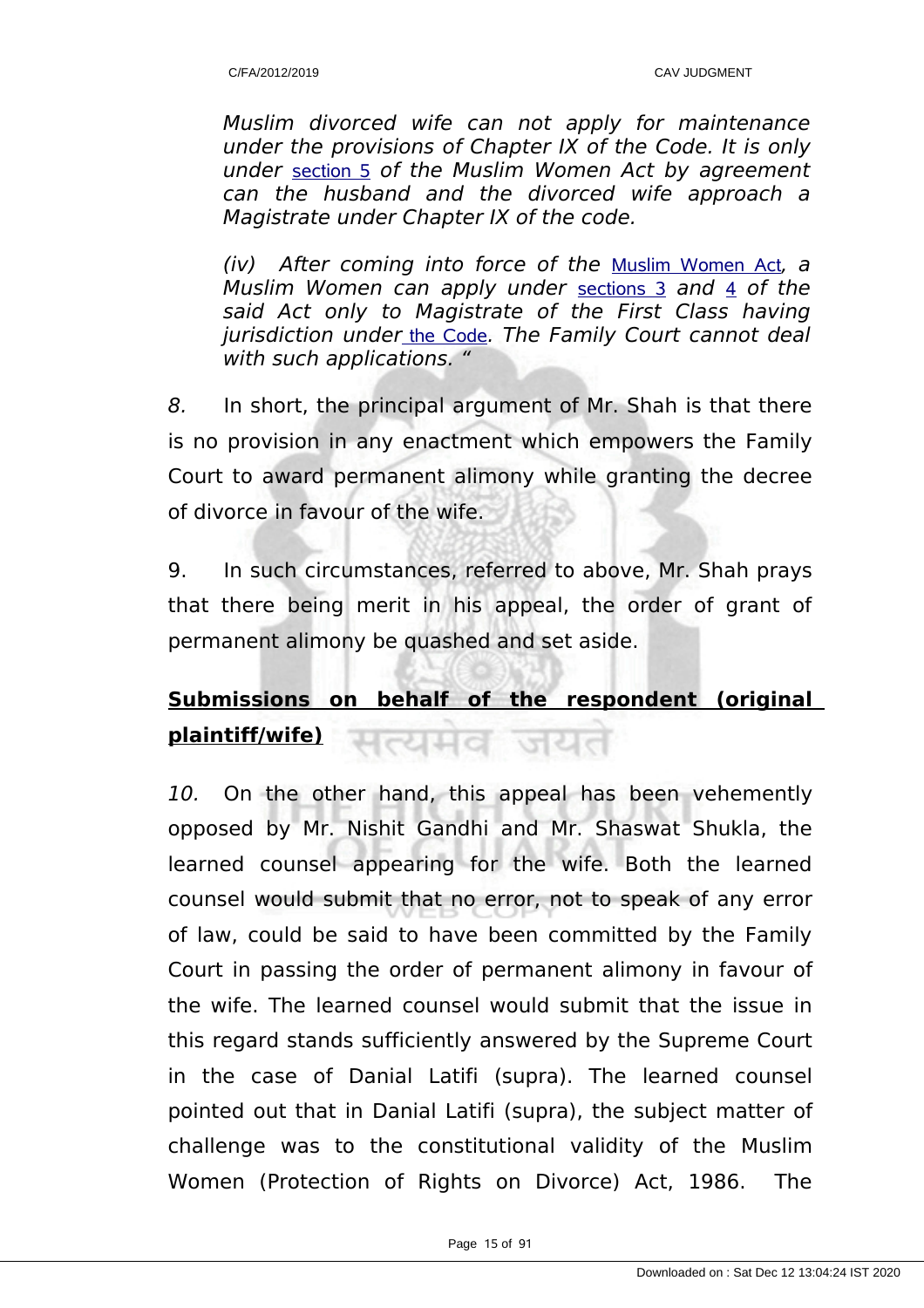*Muslim divorced wife can not apply for maintenance under the provisions of Chapter IX of the Code. It is only under section 5 of the Muslim Women Act by agreement can the husband and the divorced wife approach a Magistrate under Chapter IX of the code.*

*(iv) After coming into force of the Muslim Women Act, a Muslim Women can apply under sections 3 and 4 of the said Act only to Magistrate of the First Class having jurisdiction under the Code. The Family Court cannot deal with such applications. "*

*8.* In short, the principal argument of Mr. Shah is that there is no provision in any enactment which empowers the Family Court to award permanent alimony while granting the decree of divorce in favour of the wife.

9. In such circumstances, referred to above, Mr. Shah prays that there being merit in his appeal, the order of grant of permanent alimony be quashed and set aside.

**Submissions on behalf of the respondent (original plaintiff/wife)**

*10.* On the other hand, this appeal has been vehemently opposed by Mr. Nishit Gandhi and Mr. Shaswat Shukla, the learned counsel appearing for the wife. Both the learned counsel would submit that no error, not to speak of any error of law, could be said to have been committed by the Family Court in passing the order of permanent alimony in favour of the wife. The learned counsel would submit that the issue in this regard stands sufficiently answered by the Supreme Court in the case of Danial Latifi (supra). The learned counsel pointed out that in Danial Latifi (supra), the subject matter of challenge was to the constitutional validity of the Muslim Women (Protection of Rights on Divorce) Act, 1986. The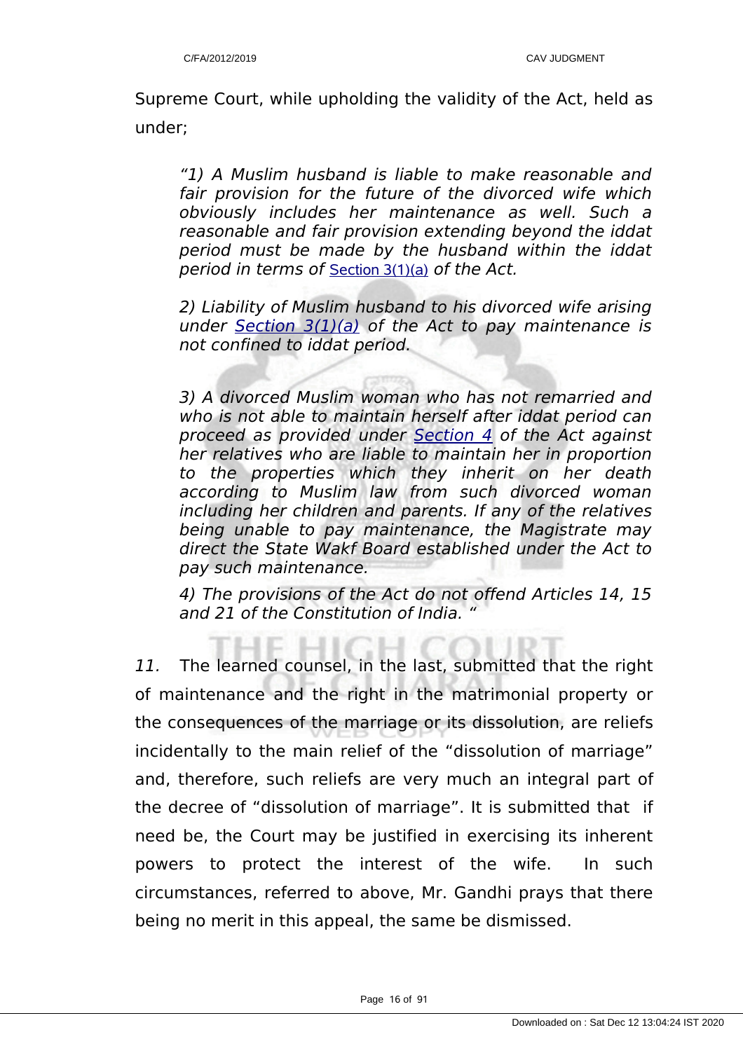Supreme Court, while upholding the validity of the Act, held as under;

> *"1) A Muslim husband is liable to make reasonable and fair provision for the future of the divorced wife which obviously includes her maintenance as well. Such a reasonable and fair provision extending beyond the iddat period must be made by the husband within the iddat period in terms of* Section 3(1)(a) *of the Act.*
>
> *2) Liability of Muslim husband to his divorced wife arising under Section 3(1)(a) of the Act to pay maintenance is not confined to iddat period.*
>
> *3) A divorced Muslim woman who has not remarried and who is not able to maintain herself after iddat period can proceed as provided under Section 4 of the Act against her relatives who are liable to maintain her in proportion to the properties which they inherit on her death according to Muslim law from such divorced woman including her children and parents. If any of the relatives being unable to pay maintenance, the Magistrate may direct the State Wakf Board established under the Act to pay such maintenance.*
>
> *4) The provisions of the Act do not offend Articles 14, 15 and 21 of the Constitution of India. "*

*11.* The learned counsel, in the last, submitted that the right of maintenance and the right in the matrimonial property or the consequences of the marriage or its dissolution, are reliefs incidentally to the main relief of the "dissolution of marriage" and, therefore, such reliefs are very much an integral part of the decree of "dissolution of marriage". It is submitted that if need be, the Court may be justified in exercising its inherent powers to protect the interest of the wife. In such circumstances, referred to above, Mr. Gandhi prays that there being no merit in this appeal, the same be dismissed.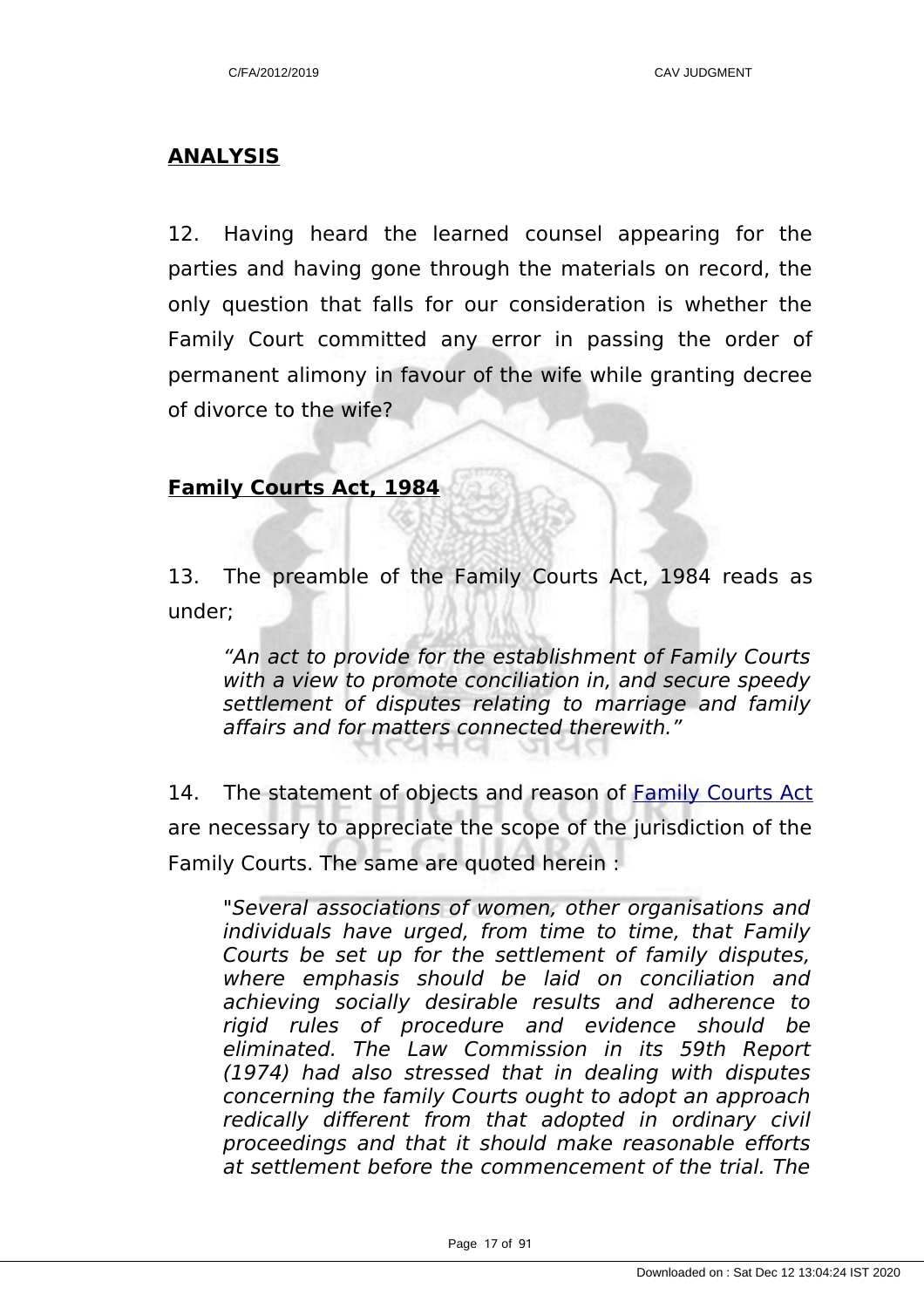**ANALYSIS**

12. Having heard the learned counsel appearing for the parties and having gone through the materials on record, the only question that falls for our consideration is whether the Family Court committed any error in passing the order of permanent alimony in favour of the wife while granting decree of divorce to the wife?

**Family Courts Act, 1984**

13. The preamble of the Family Courts Act, 1984 reads as under;

> *"An act to provide for the establishment of Family Courts with a view to promote conciliation in, and secure speedy settlement of disputes relating to marriage and family affairs and for matters connected therewith."*

14. The statement of objects and reason of Family Courts Act are necessary to appreciate the scope of the jurisdiction of the Family Courts. The same are quoted herein :

> *"Several associations of women, other organisations and individuals have urged, from time to time, that Family Courts be set up for the settlement of family disputes, where emphasis should be laid on conciliation and achieving socially desirable results and adherence to rigid rules of procedure and evidence should be eliminated. The Law Commission in its 59th Report (1974) had also stressed that in dealing with disputes concerning the family Courts ought to adopt an approach redically different from that adopted in ordinary civil proceedings and that it should make reasonable efforts at settlement before the commencement of the trial. The*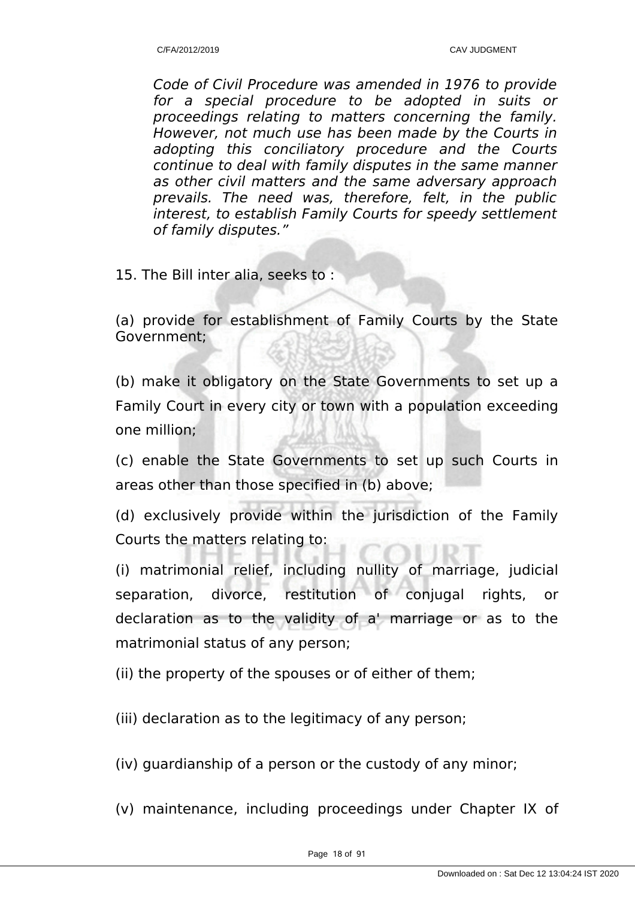*Code of Civil Procedure was amended in 1976 to provide for a special procedure to be adopted in suits or proceedings relating to matters concerning the family. However, not much use has been made by the Courts in adopting this conciliatory procedure and the Courts continue to deal with family disputes in the same manner as other civil matters and the same adversary approach prevails. The need was, therefore, felt, in the public interest, to establish Family Courts for speedy settlement of family disputes."*

15. The Bill inter alia, seeks to :

(a) provide for establishment of Family Courts by the State Government;

(b) make it obligatory on the State Governments to set up a Family Court in every city or town with a population exceeding one million;

(c) enable the State Governments to set up such Courts in areas other than those specified in (b) above;

(d) exclusively provide within the jurisdiction of the Family Courts the matters relating to:

(i) matrimonial relief, including nullity of marriage, judicial separation, divorce, restitution of conjugal rights, or declaration as to the validity of a' marriage or as to the matrimonial status of any person;

(ii) the property of the spouses or of either of them;

(iii) declaration as to the legitimacy of any person;

(iv) guardianship of a person or the custody of any minor;

(v) maintenance, including proceedings under Chapter IX of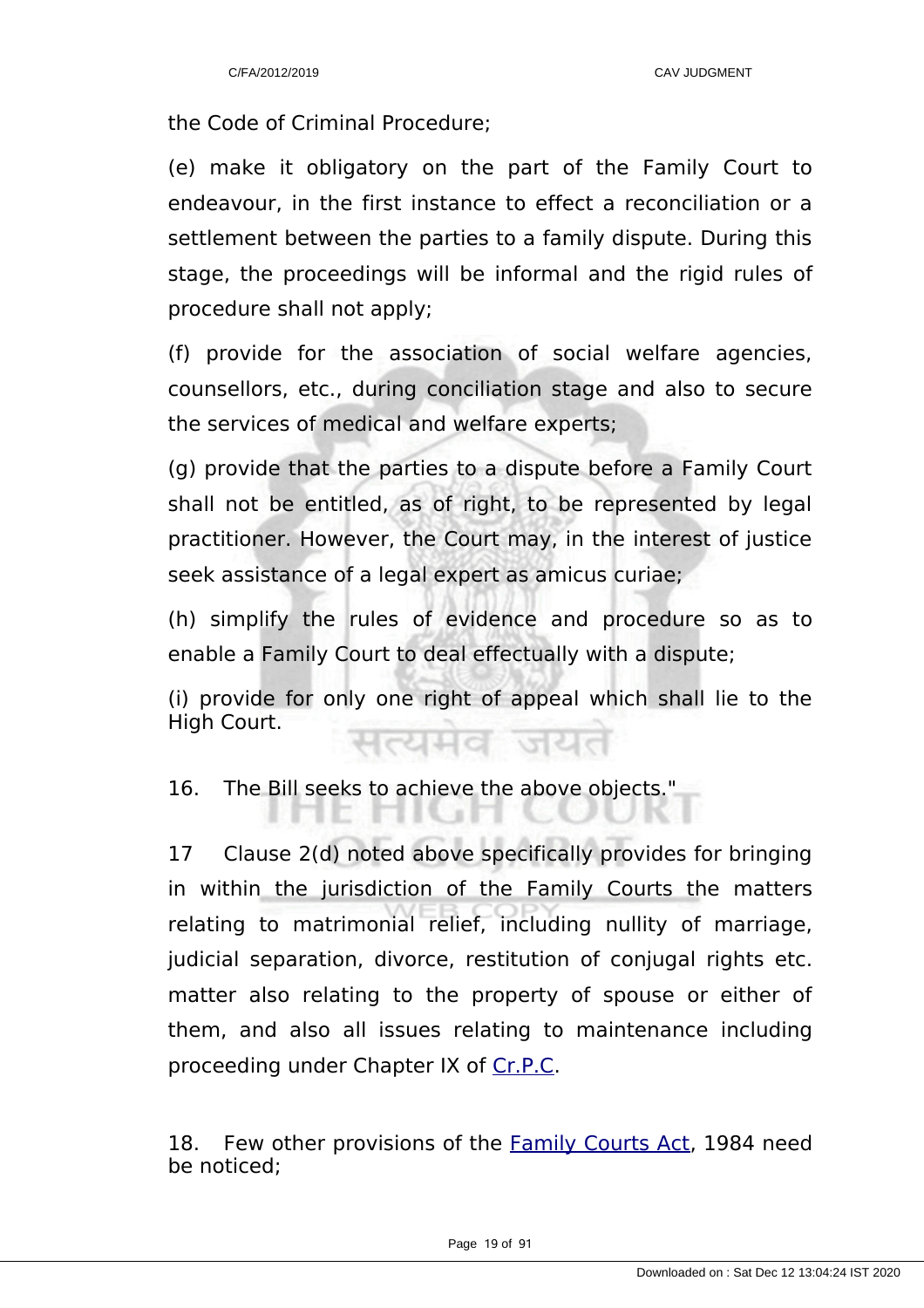the Code of Criminal Procedure;

(e) make it obligatory on the part of the Family Court to endeavour, in the first instance to effect a reconciliation or a settlement between the parties to a family dispute. During this stage, the proceedings will be informal and the rigid rules of procedure shall not apply;

(f) provide for the association of social welfare agencies, counsellors, etc., during conciliation stage and also to secure the services of medical and welfare experts;

(g) provide that the parties to a dispute before a Family Court shall not be entitled, as of right, to be represented by legal practitioner. However, the Court may, in the interest of justice seek assistance of a legal expert as amicus curiae;

(h) simplify the rules of evidence and procedure so as to enable a Family Court to deal effectually with a dispute;

(i) provide for only one right of appeal which shall lie to the High Court.

16. The Bill seeks to achieve the above objects."

17 Clause 2(d) noted above specifically provides for bringing in within the jurisdiction of the Family Courts the matters relating to matrimonial relief, including nullity of marriage, judicial separation, divorce, restitution of conjugal rights etc. matter also relating to the property of spouse or either of them, and also all issues relating to maintenance including proceeding under Chapter IX of Cr.P.C.

18. Few other provisions of the Family Courts Act, 1984 need be noticed;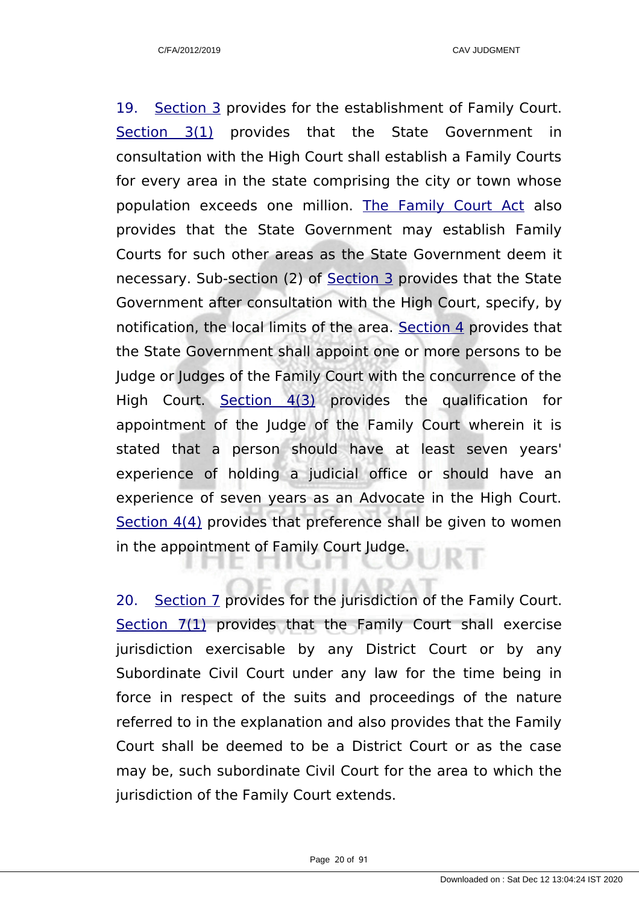19. Section 3 provides for the establishment of Family Court. Section 3(1) provides that the State Government in consultation with the High Court shall establish a Family Courts for every area in the state comprising the city or town whose population exceeds one million. The Family Court Act also provides that the State Government may establish Family Courts for such other areas as the State Government deem it necessary. Sub-section (2) of Section 3 provides that the State Government after consultation with the High Court, specify, by notification, the local limits of the area. Section 4 provides that the State Government shall appoint one or more persons to be Judge or Judges of the Family Court with the concurrence of the High Court. Section 4(3) provides the qualification for appointment of the Judge of the Family Court wherein it is stated that a person should have at least seven years' experience of holding a judicial office or should have an experience of seven years as an Advocate in the High Court. Section 4(4) provides that preference shall be given to women in the appointment of Family Court Judge.

20. Section 7 provides for the jurisdiction of the Family Court. Section 7(1) provides that the Family Court shall exercise jurisdiction exercisable by any District Court or by any Subordinate Civil Court under any law for the time being in force in respect of the suits and proceedings of the nature referred to in the explanation and also provides that the Family Court shall be deemed to be a District Court or as the case may be, such subordinate Civil Court for the area to which the jurisdiction of the Family Court extends.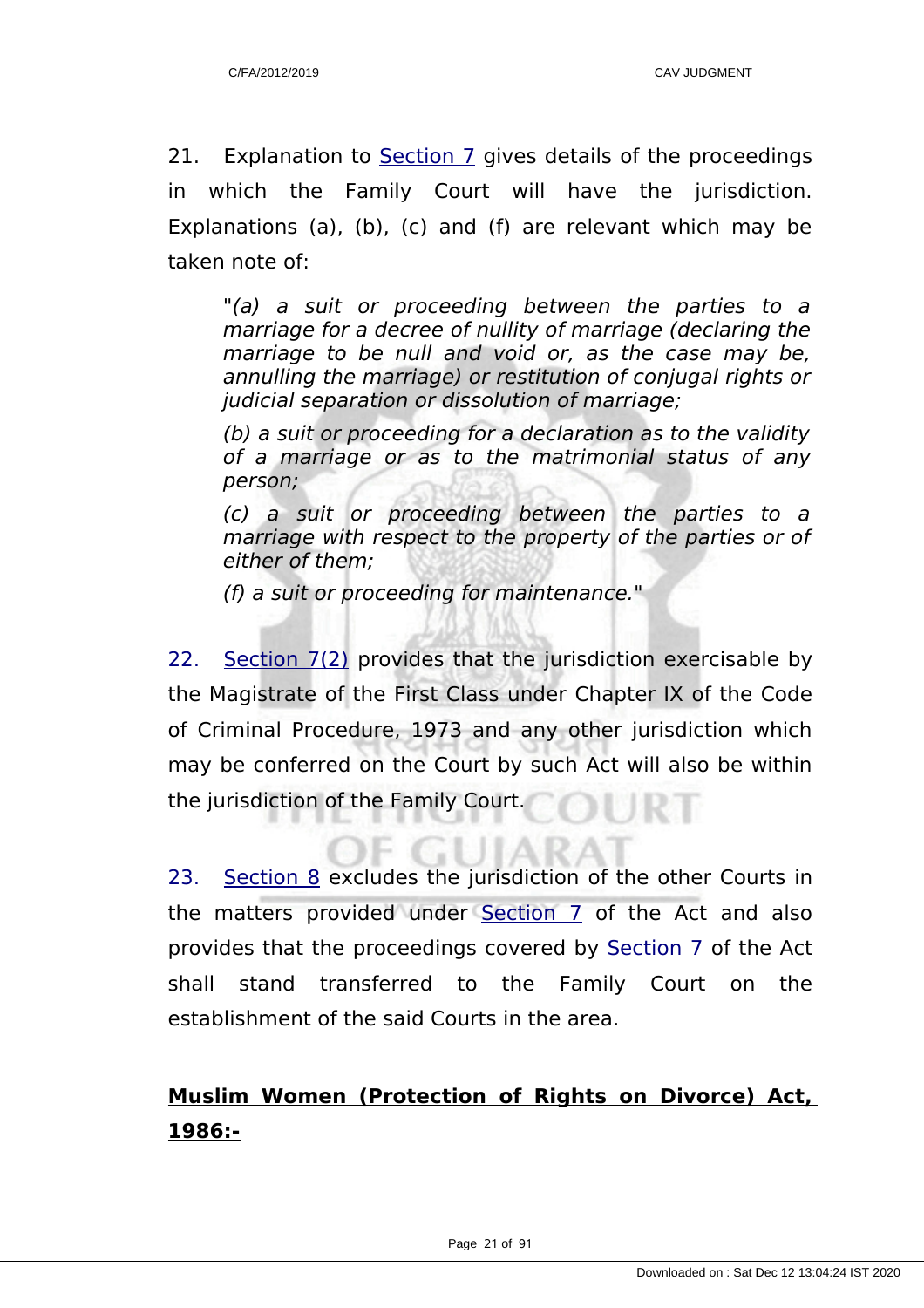21. Explanation to Section 7 gives details of the proceedings in which the Family Court will have the jurisdiction. Explanations (a), (b), (c) and (f) are relevant which may be taken note of:

> "*(a) a suit or proceeding between the parties to a marriage for a decree of nullity of marriage (declaring the marriage to be null and void or, as the case may be, annulling the marriage) or restitution of conjugal rights or judicial separation or dissolution of marriage;*
>
> *(b) a suit or proceeding for a declaration as to the validity of a marriage or as to the matrimonial status of any person;*
>
> *(c) a suit or proceeding between the parties to a marriage with respect to the property of the parties or of either of them;*
>
> *(f) a suit or proceeding for maintenance.*"

22. Section 7(2) provides that the jurisdiction exercisable by the Magistrate of the First Class under Chapter IX of the Code of Criminal Procedure, 1973 and any other jurisdiction which may be conferred on the Court by such Act will also be within the jurisdiction of the Family Court.

23. Section 8 excludes the jurisdiction of the other Courts in the matters provided under Section 7 of the Act and also provides that the proceedings covered by Section 7 of the Act shall stand transferred to the Family Court on the establishment of the said Courts in the area.

**<u>Muslim Women (Protection of Rights on Divorce) Act, 1986:-</u>**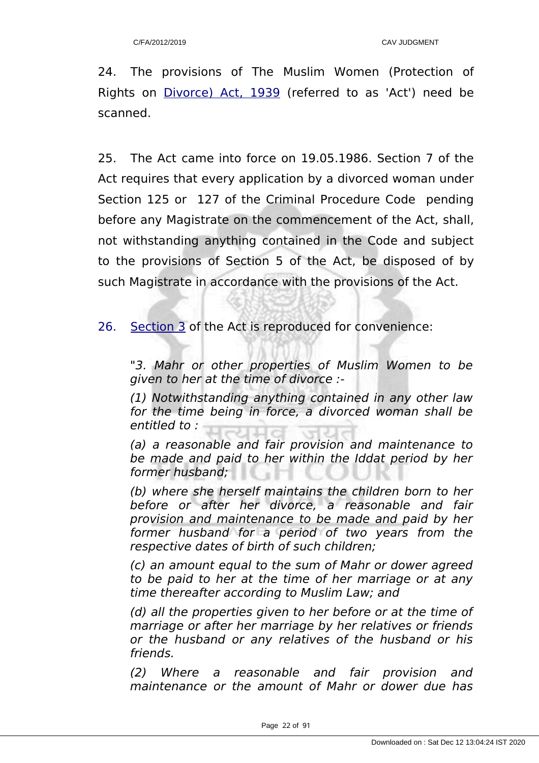24. The provisions of The Muslim Women (Protection of Rights on Divorce) Act, 1939 (referred to as 'Act') need be scanned.

25. The Act came into force on 19.05.1986. Section 7 of the Act requires that every application by a divorced woman under Section 125 or 127 of the Criminal Procedure Code pending before any Magistrate on the commencement of the Act, shall, not withstanding anything contained in the Code and subject to the provisions of Section 5 of the Act, be disposed of by such Magistrate in accordance with the provisions of the Act.

26. Section 3 of the Act is reproduced for convenience:

> *"3. Mahr or other properties of Muslim Women to be given to her at the time of divorce :-*
>
> *(1) Notwithstanding anything contained in any other law for the time being in force, a divorced woman shall be entitled to :*
>
> *(a) a reasonable and fair provision and maintenance to be made and paid to her within the Iddat period by her former husband;*
>
> *(b) where she herself maintains the children born to her before or after her divorce, a reasonable and fair provision and maintenance to be made and paid by her former husband for a period of two years from the respective dates of birth of such children;*
>
> *(c) an amount equal to the sum of Mahr or dower agreed to be paid to her at the time of her marriage or at any time thereafter according to Muslim Law; and*
>
> *(d) all the properties given to her before or at the time of marriage or after her marriage by her relatives or friends or the husband or any relatives of the husband or his friends.*
>
> *(2) Where a reasonable and fair provision and maintenance or the amount of Mahr or dower due has*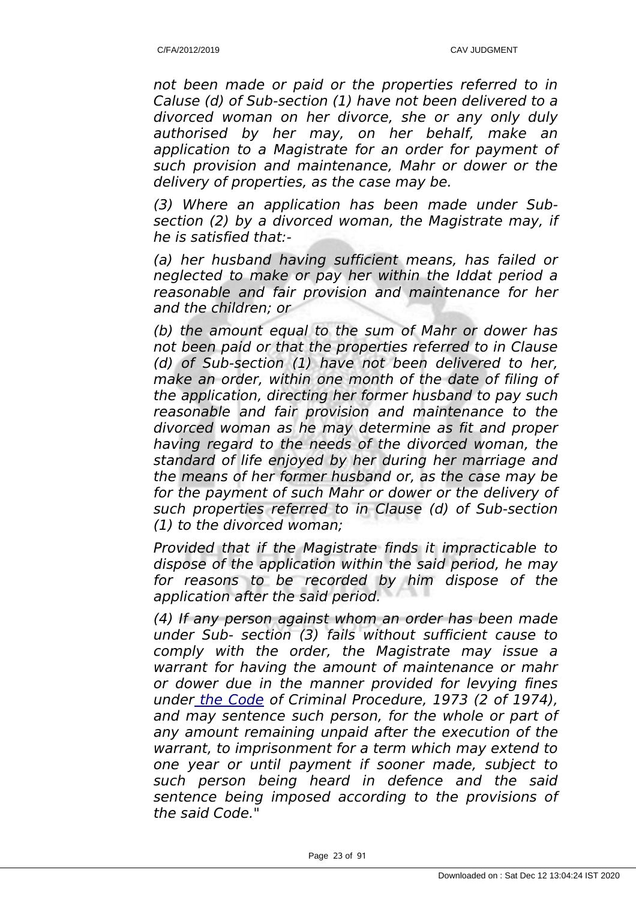*not been made or paid or the properties referred to in Caluse (d) of Sub-section (1) have not been delivered to a divorced woman on her divorce, she or any only duly authorised by her may, on her behalf, make an application to a Magistrate for an order for payment of such provision and maintenance, Mahr or dower or the delivery of properties, as the case may be.*

*(3) Where an application has been made under Sub-section (2) by a divorced woman, the Magistrate may, if he is satisfied that:-*

*(a) her husband having sufficient means, has failed or neglected to make or pay her within the Iddat period a reasonable and fair provision and maintenance for her and the children; or*

*(b) the amount equal to the sum of Mahr or dower has not been paid or that the properties referred to in Clause (d) of Sub-section (1) have not been delivered to her, make an order, within one month of the date of filing of the application, directing her former husband to pay such reasonable and fair provision and maintenance to the divorced woman as he may determine as fit and proper having regard to the needs of the divorced woman, the standard of life enjoyed by her during her marriage and the means of her former husband or, as the case may be for the payment of such Mahr or dower or the delivery of such properties referred to in Clause (d) of Sub-section (1) to the divorced woman;*

*Provided that if the Magistrate finds it impracticable to dispose of the application within the said period, he may for reasons to be recorded by him dispose of the application after the said period.*

*(4) If any person against whom an order has been made under Sub- section (3) fails without sufficient cause to comply with the order, the Magistrate may issue a warrant for having the amount of maintenance or mahr or dower due in the manner provided for levying fines under the Code of Criminal Procedure, 1973 (2 of 1974), and may sentence such person, for the whole or part of any amount remaining unpaid after the execution of the warrant, to imprisonment for a term which may extend to one year or until payment if sooner made, subject to such person being heard in defence and the said sentence being imposed according to the provisions of the said Code."*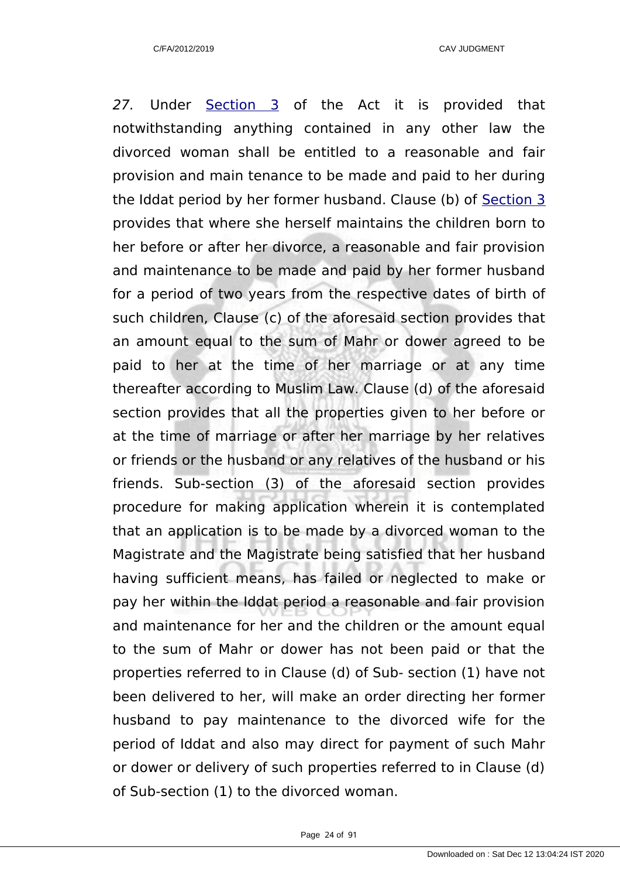*27.* Under Section 3 of the Act it is provided that notwithstanding anything contained in any other law the divorced woman shall be entitled to a reasonable and fair provision and main tenance to be made and paid to her during the Iddat period by her former husband. Clause (b) of Section 3 provides that where she herself maintains the children born to her before or after her divorce, a reasonable and fair provision and maintenance to be made and paid by her former husband for a period of two years from the respective dates of birth of such children, Clause (c) of the aforesaid section provides that an amount equal to the sum of Mahr or dower agreed to be paid to her at the time of her marriage or at any time thereafter according to Muslim Law. Clause (d) of the aforesaid section provides that all the properties given to her before or at the time of marriage or after her marriage by her relatives or friends or the husband or any relatives of the husband or his friends. Sub-section (3) of the aforesaid section provides procedure for making application wherein it is contemplated that an application is to be made by a divorced woman to the Magistrate and the Magistrate being satisfied that her husband having sufficient means, has failed or neglected to make or pay her within the Iddat period a reasonable and fair provision and maintenance for her and the children or the amount equal to the sum of Mahr or dower has not been paid or that the properties referred to in Clause (d) of Sub- section (1) have not been delivered to her, will make an order directing her former husband to pay maintenance to the divorced wife for the period of Iddat and also may direct for payment of such Mahr or dower or delivery of such properties referred to in Clause (d) of Sub-section (1) to the divorced woman.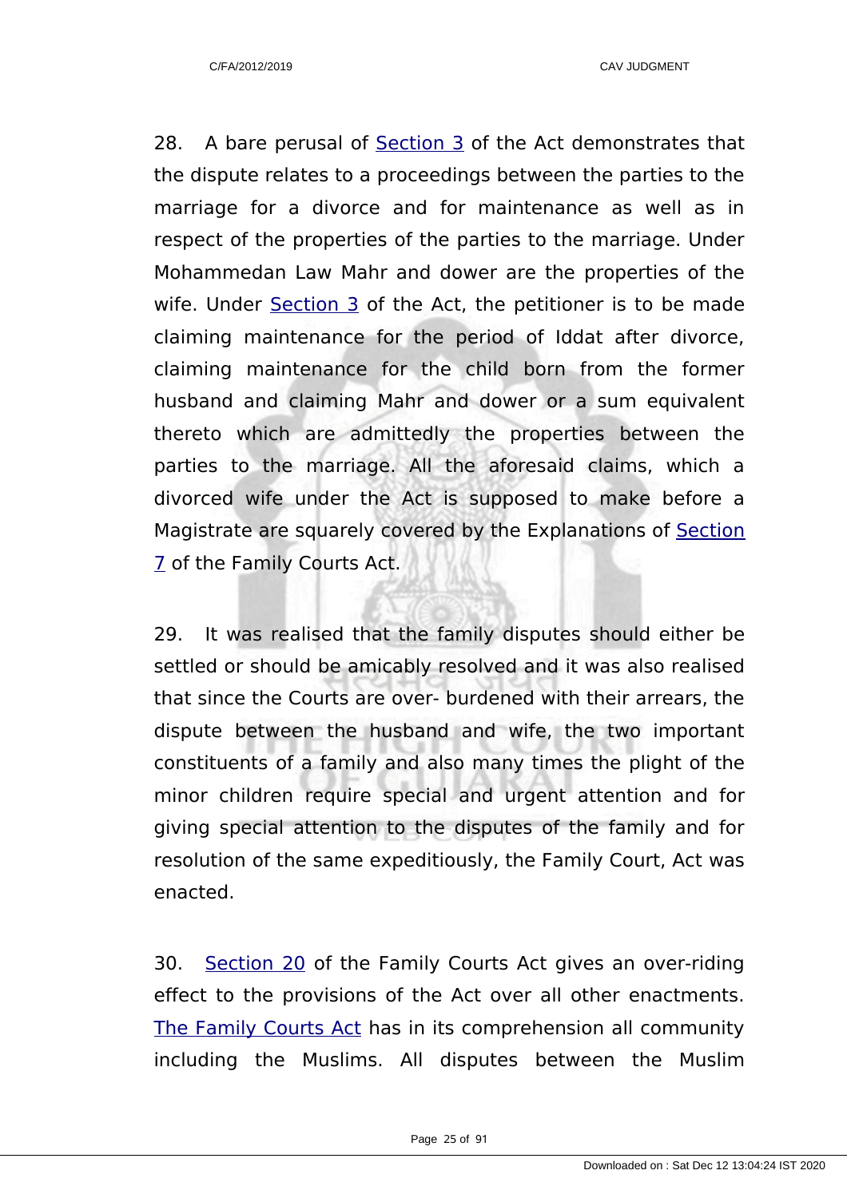28. A bare perusal of Section 3 of the Act demonstrates that the dispute relates to a proceedings between the parties to the marriage for a divorce and for maintenance as well as in respect of the properties of the parties to the marriage. Under Mohammedan Law Mahr and dower are the properties of the wife. Under Section 3 of the Act, the petitioner is to be made claiming maintenance for the period of Iddat after divorce, claiming maintenance for the child born from the former husband and claiming Mahr and dower or a sum equivalent thereto which are admittedly the properties between the parties to the marriage. All the aforesaid claims, which a divorced wife under the Act is supposed to make before a Magistrate are squarely covered by the Explanations of Section 7 of the Family Courts Act.

29. It was realised that the family disputes should either be settled or should be amicably resolved and it was also realised that since the Courts are over- burdened with their arrears, the dispute between the husband and wife, the two important constituents of a family and also many times the plight of the minor children require special and urgent attention and for giving special attention to the disputes of the family and for resolution of the same expeditiously, the Family Court, Act was enacted.

30. Section 20 of the Family Courts Act gives an over-riding effect to the provisions of the Act over all other enactments. The Family Courts Act has in its comprehension all community including the Muslims. All disputes between the Muslim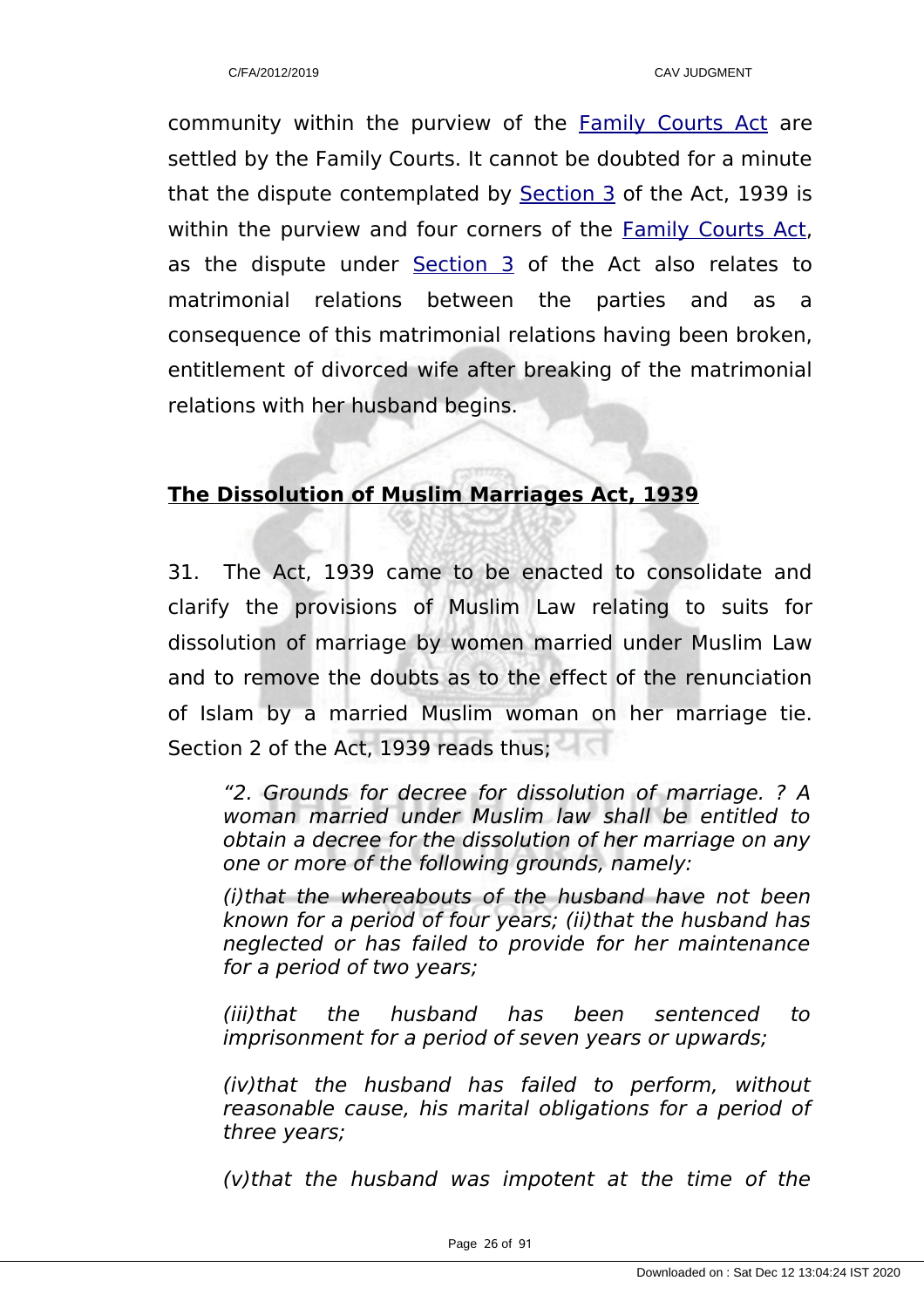community within the purview of the Family Courts Act are settled by the Family Courts. It cannot be doubted for a minute that the dispute contemplated by Section 3 of the Act, 1939 is within the purview and four corners of the Family Courts Act, as the dispute under Section 3 of the Act also relates to matrimonial relations between the parties and as a consequence of this matrimonial relations having been broken, entitlement of divorced wife after breaking of the matrimonial relations with her husband begins.

**The Dissolution of Muslim Marriages Act, 1939**

31. The Act, 1939 came to be enacted to consolidate and clarify the provisions of Muslim Law relating to suits for dissolution of marriage by women married under Muslim Law and to remove the doubts as to the effect of the renunciation of Islam by a married Muslim woman on her marriage tie. Section 2 of the Act, 1939 reads thus;

> *"2. Grounds for decree for dissolution of marriage. ? A woman married under Muslim law shall be entitled to obtain a decree for the dissolution of her marriage on any one or more of the following grounds, namely:*
>
> *(i)that the whereabouts of the husband have not been known for a period of four years; (ii)that the husband has neglected or has failed to provide for her maintenance for a period of two years;*
>
> *(iii)that the husband has been sentenced to imprisonment for a period of seven years or upwards;*
>
> *(iv)that the husband has failed to perform, without reasonable cause, his marital obligations for a period of three years;*
>
> *(v)that the husband was impotent at the time of the*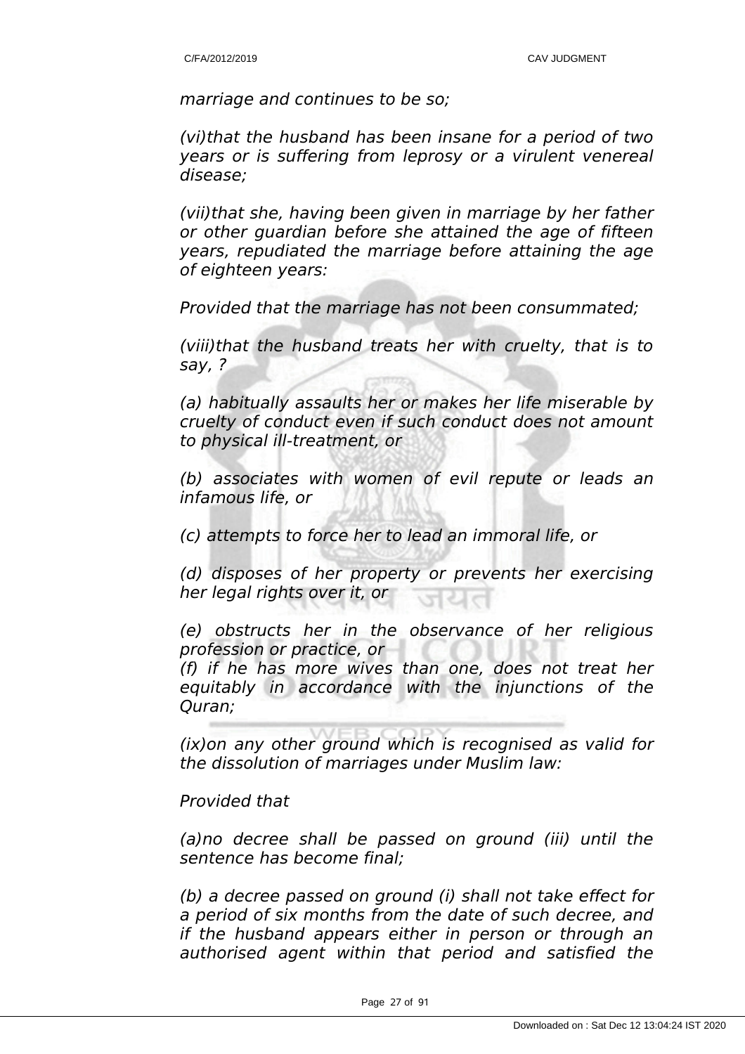*marriage and continues to be so;*

*(vi)that the husband has been insane for a period of two years or is suffering from leprosy or a virulent venereal disease;*

*(vii)that she, having been given in marriage by her father or other guardian before she attained the age of fifteen years, repudiated the marriage before attaining the age of eighteen years:*

*Provided that the marriage has not been consummated;*

*(viii)that the husband treats her with cruelty, that is to say, ?*

*(a) habitually assaults her or makes her life miserable by cruelty of conduct even if such conduct does not amount to physical ill-treatment, or*

*(b) associates with women of evil repute or leads an infamous life, or*

*(c) attempts to force her to lead an immoral life, or*

*(d) disposes of her property or prevents her exercising her legal rights over it, or*

*(e) obstructs her in the observance of her religious profession or practice, or*
*(f) if he has more wives than one, does not treat her equitably in accordance with the injunctions of the Quran;*

*(ix)on any other ground which is recognised as valid for the dissolution of marriages under Muslim law:*

*Provided that*

*(a)no decree shall be passed on ground (iii) until the sentence has become final;*

*(b) a decree passed on ground (i) shall not take effect for a period of six months from the date of such decree, and if the husband appears either in person or through an authorised agent within that period and satisfied the*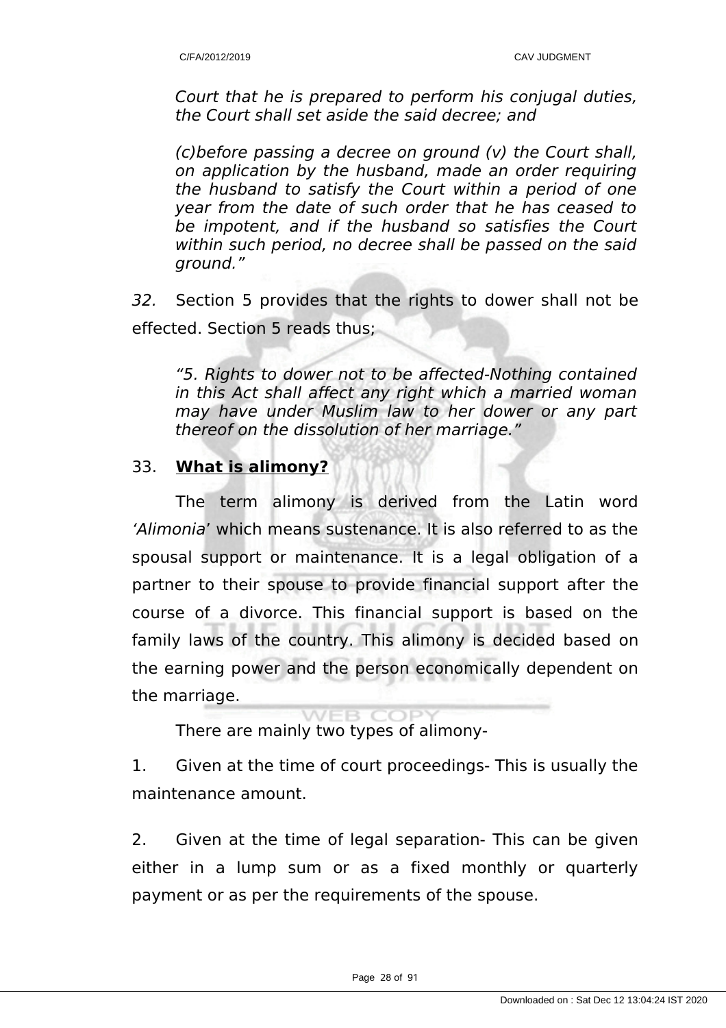*Court that he is prepared to perform his conjugal duties, the Court shall set aside the said decree; and*

*(c)before passing a decree on ground (v) the Court shall, on application by the husband, made an order requiring the husband to satisfy the Court within a period of one year from the date of such order that he has ceased to be impotent, and if the husband so satisfies the Court within such period, no decree shall be passed on the said ground."*

*32.* Section 5 provides that the rights to dower shall not be effected. Section 5 reads thus;

*"5. Rights to dower not to be affected-Nothing contained in this Act shall affect any right which a married woman may have under Muslim law to her dower or any part thereof on the dissolution of her marriage."*

33. **What is alimony?**

The term alimony is derived from the Latin word *'Alimonia*' which means sustenance. It is also referred to as the spousal support or maintenance. It is a legal obligation of a partner to their spouse to provide financial support after the course of a divorce. This financial support is based on the family laws of the country. This alimony is decided based on the earning power and the person economically dependent on the marriage.

There are mainly two types of alimony-

1. Given at the time of court proceedings- This is usually the maintenance amount.

2. Given at the time of legal separation- This can be given either in a lump sum or as a fixed monthly or quarterly payment or as per the requirements of the spouse.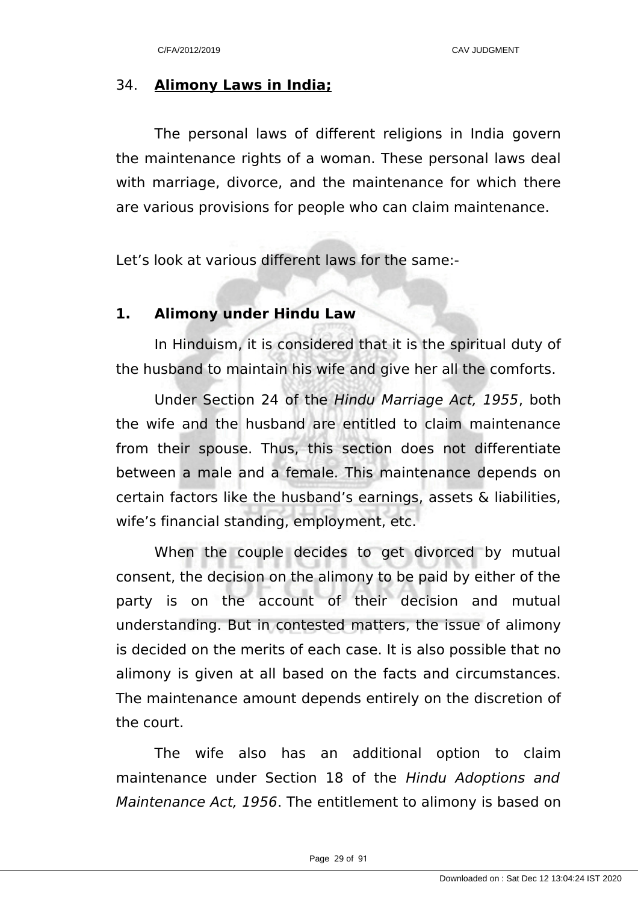34. **Alimony Laws in India;**

The personal laws of different religions in India govern the maintenance rights of a woman. These personal laws deal with marriage, divorce, and the maintenance for which there are various provisions for people who can claim maintenance.

Let’s look at various different laws for the same:-

**1. Alimony under Hindu Law**

In Hinduism, it is considered that it is the spiritual duty of the husband to maintain his wife and give her all the comforts.

Under Section 24 of the *Hindu Marriage Act, 1955*, both the wife and the husband are entitled to claim maintenance from their spouse. Thus, this section does not differentiate between a male and a female. This maintenance depends on certain factors like the husband’s earnings, assets & liabilities, wife’s financial standing, employment, etc.

When the couple decides to get divorced by mutual consent, the decision on the alimony to be paid by either of the party is on the account of their decision and mutual understanding. But in contested matters, the issue of alimony is decided on the merits of each case. It is also possible that no alimony is given at all based on the facts and circumstances. The maintenance amount depends entirely on the discretion of the court.

The wife also has an additional option to claim maintenance under Section 18 of the *Hindu Adoptions and Maintenance Act, 1956*. The entitlement to alimony is based on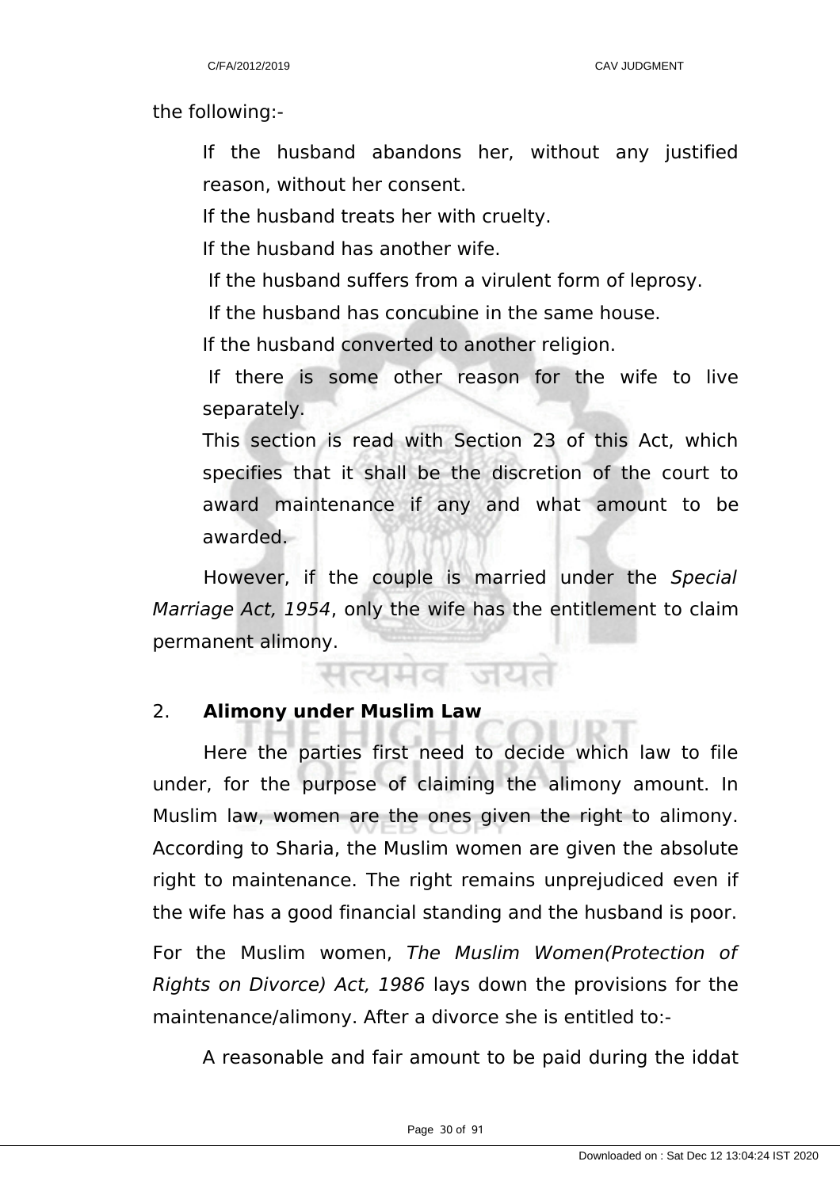the following:-

If the husband abandons her, without any justified reason, without her consent.

If the husband treats her with cruelty.

If the husband has another wife.

If the husband suffers from a virulent form of leprosy.

If the husband has concubine in the same house.

If the husband converted to another religion.

If there is some other reason for the wife to live separately.

This section is read with Section 23 of this Act, which specifies that it shall be the discretion of the court to award maintenance if any and what amount to be awarded.

However, if the couple is married under the *Special Marriage Act, 1954*, only the wife has the entitlement to claim permanent alimony.

2. **Alimony under Muslim Law**

Here the parties first need to decide which law to file under, for the purpose of claiming the alimony amount. In Muslim law, women are the ones given the right to alimony. According to Sharia, the Muslim women are given the absolute right to maintenance. The right remains unprejudiced even if the wife has a good financial standing and the husband is poor.

For the Muslim women, *The Muslim Women(Protection of Rights on Divorce) Act, 1986* lays down the provisions for the maintenance/alimony. After a divorce she is entitled to:-

A reasonable and fair amount to be paid during the iddat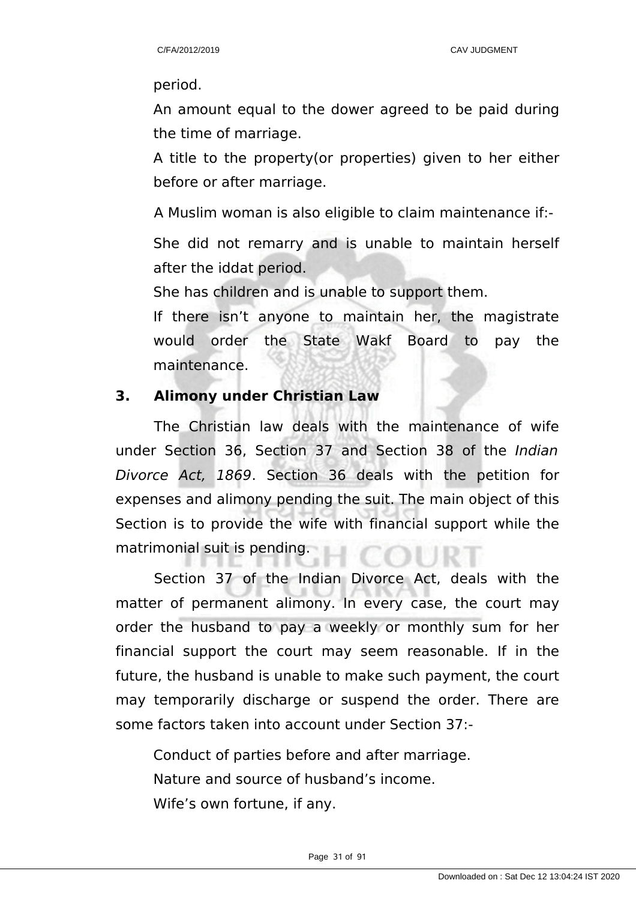period.

An amount equal to the dower agreed to be paid during the time of marriage.

A title to the property(or properties) given to her either before or after marriage.

A Muslim woman is also eligible to claim maintenance if:-

She did not remarry and is unable to maintain herself after the iddat period.

She has children and is unable to support them.

If there isn't anyone to maintain her, the magistrate would order the State Wakf Board to pay the maintenance.

**3. Alimony under Christian Law**

The Christian law deals with the maintenance of wife under Section 36, Section 37 and Section 38 of the *Indian Divorce Act, 1869*. Section 36 deals with the petition for expenses and alimony pending the suit. The main object of this Section is to provide the wife with financial support while the matrimonial suit is pending.

Section 37 of the Indian Divorce Act, deals with the matter of permanent alimony. In every case, the court may order the husband to pay a weekly or monthly sum for her financial support the court may seem reasonable. If in the future, the husband is unable to make such payment, the court may temporarily discharge or suspend the order. There are some factors taken into account under Section 37:-

Conduct of parties before and after marriage.

Nature and source of husband's income.

Wife's own fortune, if any.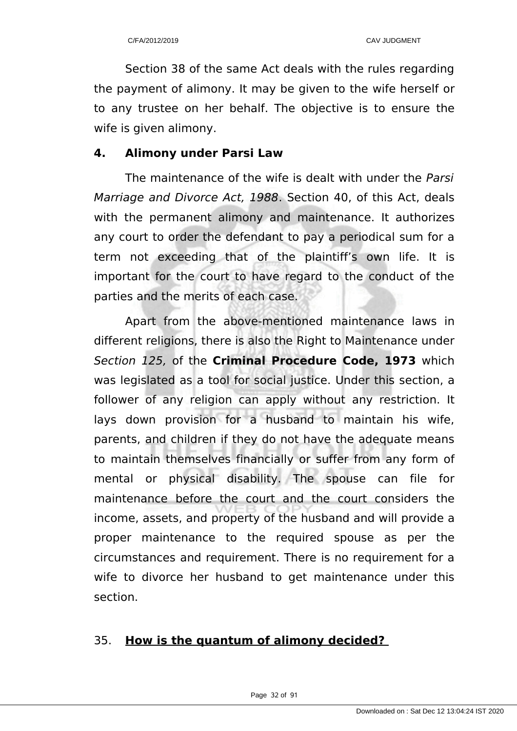Section 38 of the same Act deals with the rules regarding the payment of alimony. It may be given to the wife herself or to any trustee on her behalf. The objective is to ensure the wife is given alimony.

**4. Alimony under Parsi Law**

The maintenance of the wife is dealt with under the *Parsi Marriage and Divorce Act, 1988*. Section 40, of this Act, deals with the permanent alimony and maintenance. It authorizes any court to order the defendant to pay a periodical sum for a term not exceeding that of the plaintiff's own life. It is important for the court to have regard to the conduct of the parties and the merits of each case.

Apart from the above-mentioned maintenance laws in different religions, there is also the Right to Maintenance under *Section 125,* of the **Criminal Procedure Code, 1973** which was legislated as a tool for social justice. Under this section, a follower of any religion can apply without any restriction. It lays down provision for a husband to maintain his wife, parents, and children if they do not have the adequate means to maintain themselves financially or suffer from any form of mental or physical disability. The spouse can file for maintenance before the court and the court considers the income, assets, and property of the husband and will provide a proper maintenance to the required spouse as per the circumstances and requirement. There is no requirement for a wife to divorce her husband to get maintenance under this section.

35. **<u>How is the quantum of alimony decided?</u>**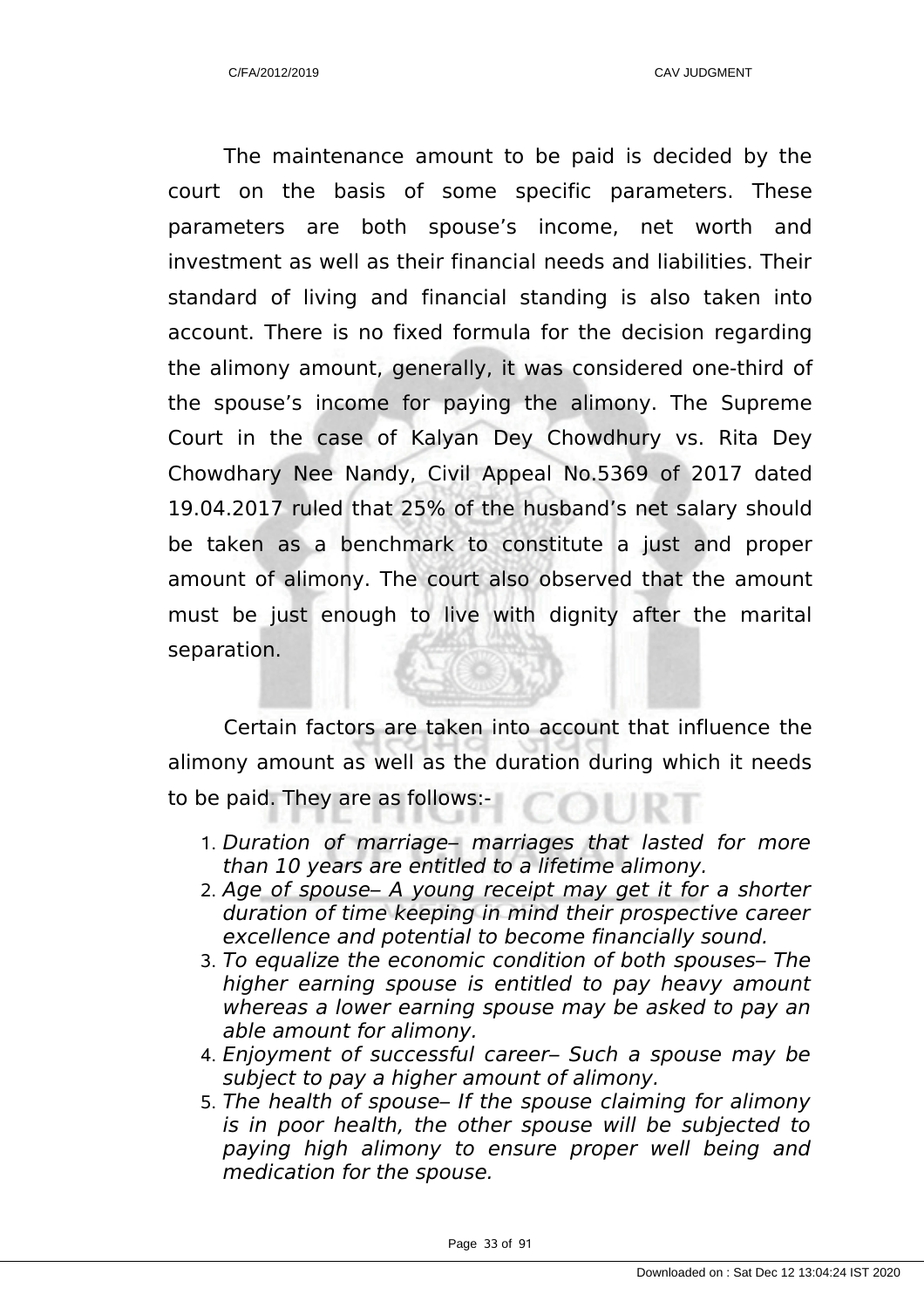The maintenance amount to be paid is decided by the court on the basis of some specific parameters. These parameters are both spouse’s income, net worth and investment as well as their financial needs and liabilities. Their standard of living and financial standing is also taken into account. There is no fixed formula for the decision regarding the alimony amount, generally, it was considered one-third of the spouse’s income for paying the alimony. The Supreme Court in the case of Kalyan Dey Chowdhury vs. Rita Dey Chowdhary Nee Nandy, Civil Appeal No.5369 of 2017 dated 19.04.2017 ruled that 25% of the husband’s net salary should be taken as a benchmark to constitute a just and proper amount of alimony. The court also observed that the amount must be just enough to live with dignity after the marital separation.

Certain factors are taken into account that influence the alimony amount as well as the duration during which it needs to be paid. They are as follows:-

1. *Duration of marriage– marriages that lasted for more than 10 years are entitled to a lifetime alimony.*
2. *Age of spouse– A young receipt may get it for a shorter duration of time keeping in mind their prospective career excellence and potential to become financially sound.*
3. *To equalize the economic condition of both spouses– The higher earning spouse is entitled to pay heavy amount whereas a lower earning spouse may be asked to pay an able amount for alimony.*
4. *Enjoyment of successful career– Such a spouse may be subject to pay a higher amount of alimony.*
5. *The health of spouse– If the spouse claiming for alimony is in poor health, the other spouse will be subjected to paying high alimony to ensure proper well being and medication for the spouse.*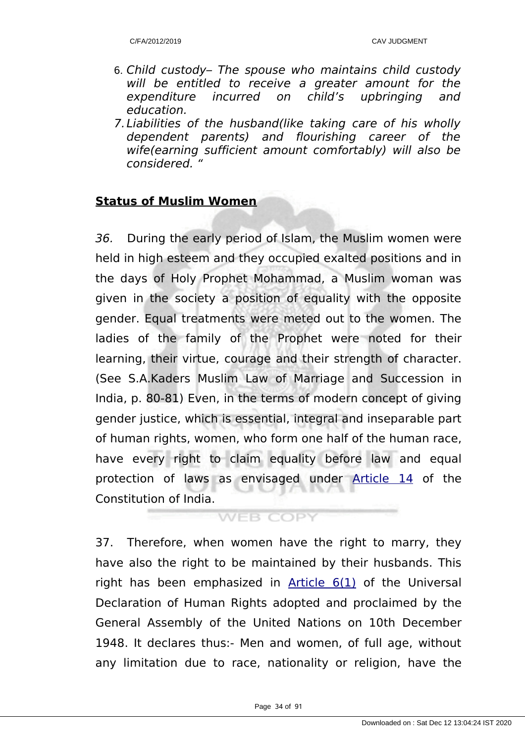6. *Child custody– The spouse who maintains child custody will be entitled to receive a greater amount for the expenditure incurred on child's upbringing and education.*
7. *Liabilities of the husband(like taking care of his wholly dependent parents) and flourishing career of the wife(earning sufficient amount comfortably) will also be considered. "*

**Status of Muslim Women**

*36.* During the early period of Islam, the Muslim women were held in high esteem and they occupied exalted positions and in the days of Holy Prophet Mohammad, a Muslim woman was given in the society a position of equality with the opposite gender. Equal treatments were meted out to the women. The ladies of the family of the Prophet were noted for their learning, their virtue, courage and their strength of character. (See S.A.Kaders Muslim Law of Marriage and Succession in India, p. 80-81) Even, in the terms of modern concept of giving gender justice, which is essential, integral and inseparable part of human rights, women, who form one half of the human race, have every right to claim equality before law and equal protection of laws as envisaged under Article 14 of the Constitution of India.

37. Therefore, when women have the right to marry, they have also the right to be maintained by their husbands. This right has been emphasized in Article 6(1) of the Universal Declaration of Human Rights adopted and proclaimed by the General Assembly of the United Nations on 10th December 1948. It declares thus:- Men and women, of full age, without any limitation due to race, nationality or religion, have the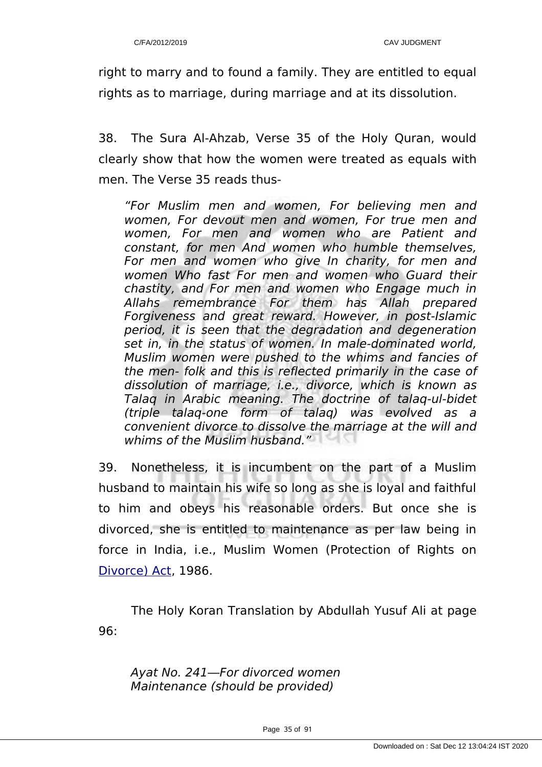right to marry and to found a family. They are entitled to equal rights as to marriage, during marriage and at its dissolution.

38. The Sura Al-Ahzab, Verse 35 of the Holy Quran, would clearly show that how the women were treated as equals with men. The Verse 35 reads thus-

> *"For Muslim men and women, For believing men and women, For devout men and women, For true men and women, For men and women who are Patient and constant, for men And women who humble themselves, For men and women who give In charity, for men and women Who fast For men and women who Guard their chastity, and For men and women who Engage much in Allahs remembrance For them has Allah prepared Forgiveness and great reward. However, in post-Islamic period, it is seen that the degradation and degeneration set in, in the status of women. In male-dominated world, Muslim women were pushed to the whims and fancies of the men- folk and this is reflected primarily in the case of dissolution of marriage, i.e., divorce, which is known as Talaq in Arabic meaning. The doctrine of talaq-ul-bidet (triple talaq-one form of talaq) was evolved as a convenient divorce to dissolve the marriage at the will and whims of the Muslim husband."*

39. Nonetheless, it is incumbent on the part of a Muslim husband to maintain his wife so long as she is loyal and faithful to him and obeys his reasonable orders. But once she is divorced, she is entitled to maintenance as per law being in force in India, i.e., Muslim Women (Protection of Rights on Divorce) Act, 1986.

The Holy Koran Translation by Abdullah Yusuf Ali at page 96:

> *Ayat No. 241—For divorced women Maintenance (should be provided)*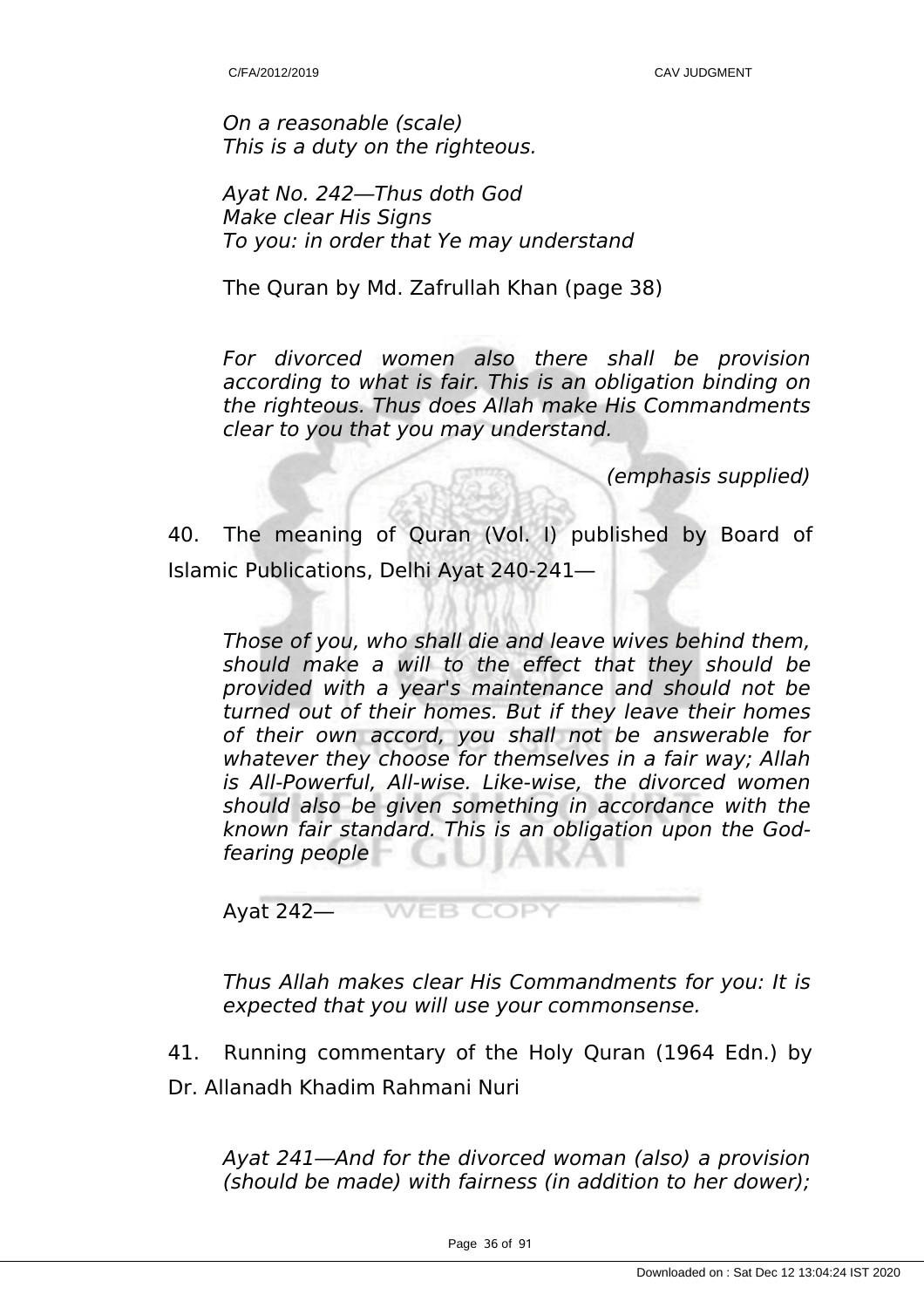*On a reasonable (scale)*
*This is a duty on the righteous.*

*Ayat No. 242—Thus doth God*
*Make clear His Signs*
*To you: in order that Ye may understand*

The Quran by Md. Zafrullah Khan (page 38)

*For divorced women also there shall be provision according to what is fair. This is an obligation binding on the righteous. Thus does Allah make His Commandments clear to you that you may understand.*

*(emphasis supplied)*

40. The meaning of Quran (Vol. I) published by Board of Islamic Publications, Delhi Ayat 240-241—

*Those of you, who shall die and leave wives behind them, should make a will to the effect that they should be provided with a year's maintenance and should not be turned out of their homes. But if they leave their homes of their own accord, you shall not be answerable for whatever they choose for themselves in a fair way; Allah is All-Powerful, All-wise. Like-wise, the divorced women should also be given something in accordance with the known fair standard. This is an obligation upon the God-fearing people*

Ayat 242—

*Thus Allah makes clear His Commandments for you: It is expected that you will use your commonsense.*

41. Running commentary of the Holy Quran (1964 Edn.) by Dr. Allanadh Khadim Rahmani Nuri

*Ayat 241—And for the divorced woman (also) a provision (should be made) with fairness (in addition to her dower);*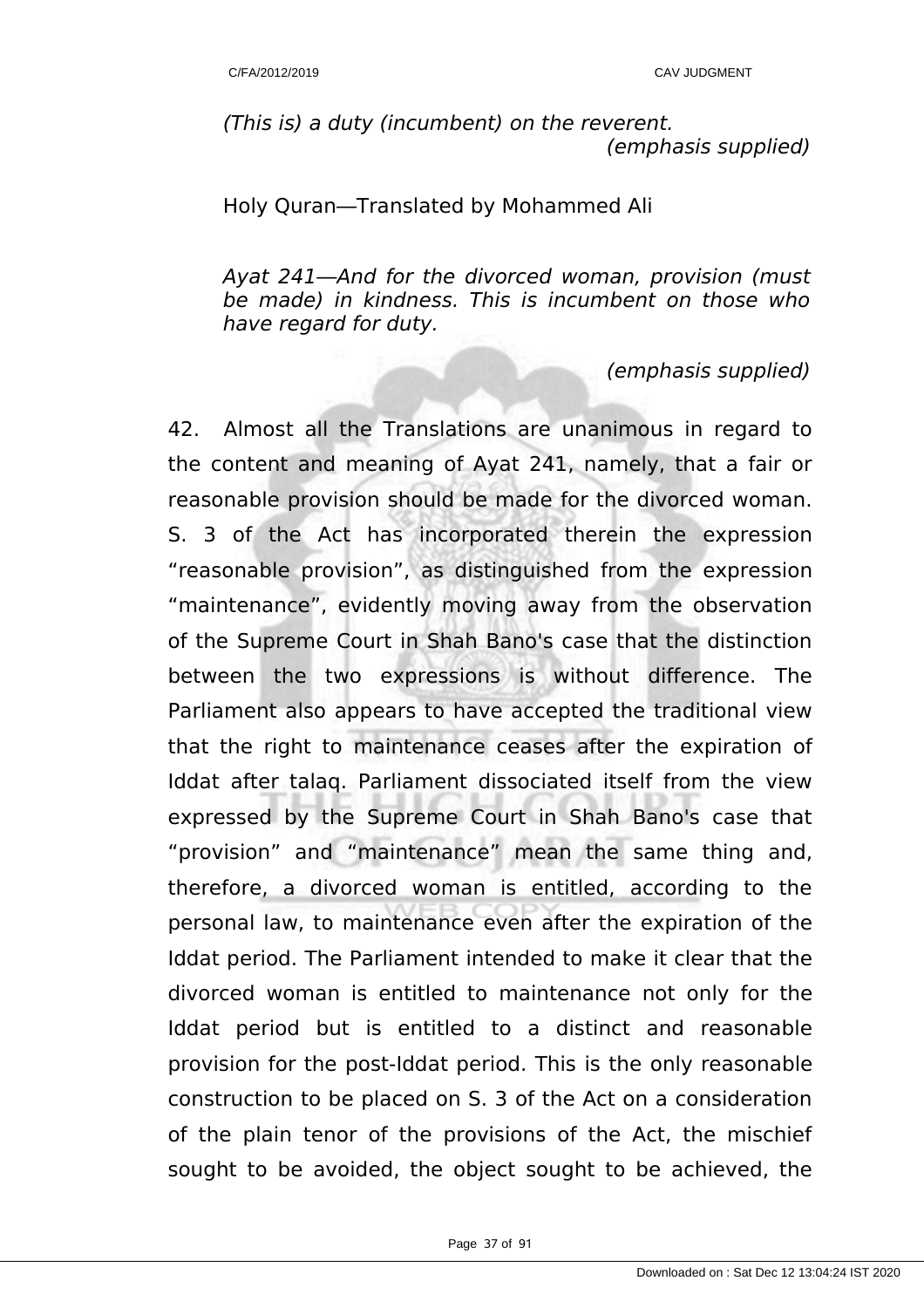*(This is) a duty (incumbent) on the reverent.*
*(emphasis supplied)*

Holy Quran—Translated by Mohammed Ali

*Ayat 241—And for the divorced woman, provision (must be made) in kindness. This is incumbent on those who have regard for duty.*

*(emphasis supplied)*

42. Almost all the Translations are unanimous in regard to the content and meaning of Ayat 241, namely, that a fair or reasonable provision should be made for the divorced woman. S. 3 of the Act has incorporated therein the expression “reasonable provision”, as distinguished from the expression “maintenance”, evidently moving away from the observation of the Supreme Court in Shah Bano's case that the distinction between the two expressions is without difference. The Parliament also appears to have accepted the traditional view that the right to maintenance ceases after the expiration of Iddat after talaq. Parliament dissociated itself from the view expressed by the Supreme Court in Shah Bano's case that “provision” and “maintenance” mean the same thing and, therefore, a divorced woman is entitled, according to the personal law, to maintenance even after the expiration of the Iddat period. The Parliament intended to make it clear that the divorced woman is entitled to maintenance not only for the Iddat period but is entitled to a distinct and reasonable provision for the post-Iddat period. This is the only reasonable construction to be placed on S. 3 of the Act on a consideration of the plain tenor of the provisions of the Act, the mischief sought to be avoided, the object sought to be achieved, the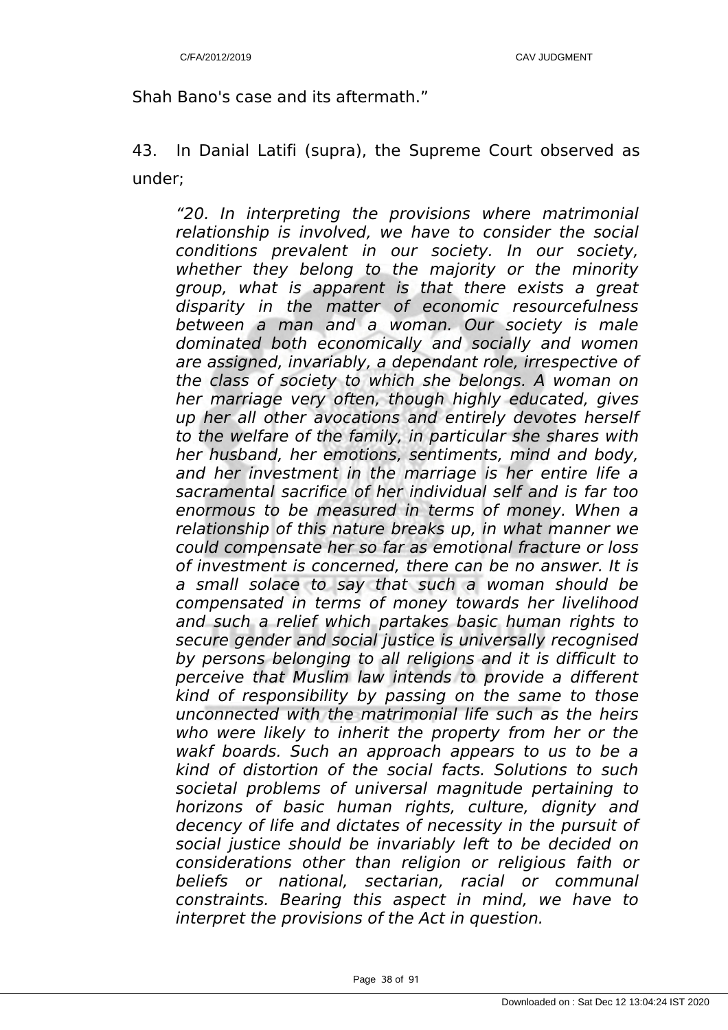Shah Bano's case and its aftermath.”

43. In Danial Latifi (supra), the Supreme Court observed as under;

> *“20. In interpreting the provisions where matrimonial relationship is involved, we have to consider the social conditions prevalent in our society. In our society, whether they belong to the majority or the minority group, what is apparent is that there exists a great disparity in the matter of economic resourcefulness between a man and a woman. Our society is male dominated both economically and socially and women are assigned, invariably, a dependant role, irrespective of the class of society to which she belongs. A woman on her marriage very often, though highly educated, gives up her all other avocations and entirely devotes herself to the welfare of the family, in particular she shares with her husband, her emotions, sentiments, mind and body, and her investment in the marriage is her entire life a sacramental sacrifice of her individual self and is far too enormous to be measured in terms of money. When a relationship of this nature breaks up, in what manner we could compensate her so far as emotional fracture or loss of investment is concerned, there can be no answer. It is a small solace to say that such a woman should be compensated in terms of money towards her livelihood and such a relief which partakes basic human rights to secure gender and social justice is universally recognised by persons belonging to all religions and it is difficult to perceive that Muslim law intends to provide a different kind of responsibility by passing on the same to those unconnected with the matrimonial life such as the heirs who were likely to inherit the property from her or the wakf boards. Such an approach appears to us to be a kind of distortion of the social facts. Solutions to such societal problems of universal magnitude pertaining to horizons of basic human rights, culture, dignity and decency of life and dictates of necessity in the pursuit of social justice should be invariably left to be decided on considerations other than religion or religious faith or beliefs or national, sectarian, racial or communal constraints. Bearing this aspect in mind, we have to interpret the provisions of the Act in question.*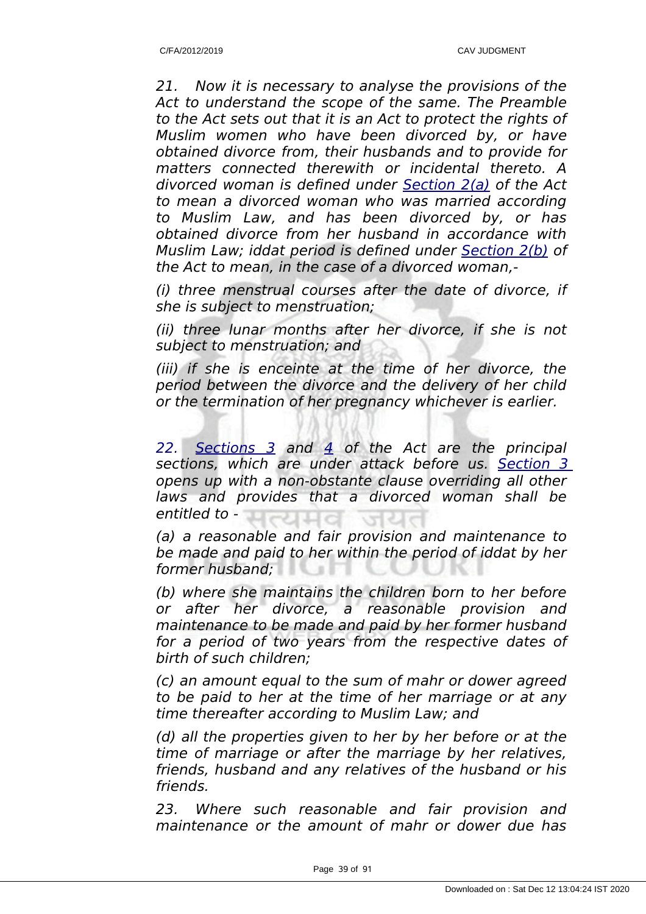*21. Now it is necessary to analyse the provisions of the Act to understand the scope of the same. The Preamble to the Act sets out that it is an Act to protect the rights of Muslim women who have been divorced by, or have obtained divorce from, their husbands and to provide for matters connected therewith or incidental thereto. A divorced woman is defined under Section 2(a) of the Act to mean a divorced woman who was married according to Muslim Law, and has been divorced by, or has obtained divorce from her husband in accordance with Muslim Law; iddat period is defined under Section 2(b) of the Act to mean, in the case of a divorced woman,-*

*(i) three menstrual courses after the date of divorce, if she is subject to menstruation;*

*(ii) three lunar months after her divorce, if she is not subject to menstruation; and*

*(iii) if she is enceinte at the time of her divorce, the period between the divorce and the delivery of her child or the termination of her pregnancy whichever is earlier.*

*22. Sections 3 and 4 of the Act are the principal sections, which are under attack before us. Section 3 opens up with a non-obstante clause overriding all other laws and provides that a divorced woman shall be entitled to -*

*(a) a reasonable and fair provision and maintenance to be made and paid to her within the period of iddat by her former husband;*

*(b) where she maintains the children born to her before or after her divorce, a reasonable provision and maintenance to be made and paid by her former husband for a period of two years from the respective dates of birth of such children;*

*(c) an amount equal to the sum of mahr or dower agreed to be paid to her at the time of her marriage or at any time thereafter according to Muslim Law; and*

*(d) all the properties given to her by her before or at the time of marriage or after the marriage by her relatives, friends, husband and any relatives of the husband or his friends.*

*23. Where such reasonable and fair provision and maintenance or the amount of mahr or dower due has*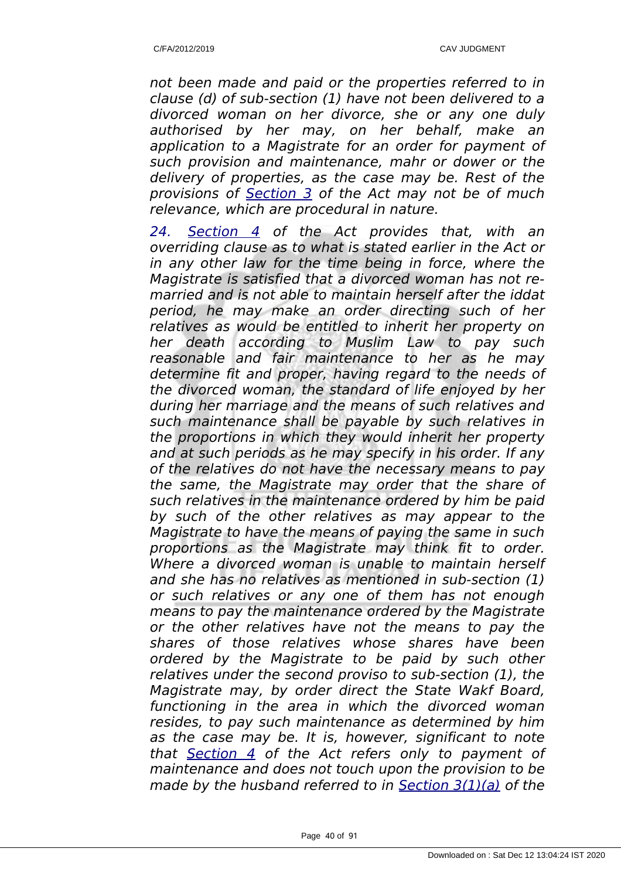*not been made and paid or the properties referred to in clause (d) of sub-section (1) have not been delivered to a divorced woman on her divorce, she or any one duly authorised by her may, on her behalf, make an application to a Magistrate for an order for payment of such provision and maintenance, mahr or dower or the delivery of properties, as the case may be. Rest of the provisions of Section 3 of the Act may not be of much relevance, which are procedural in nature.*

*24. Section 4 of the Act provides that, with an overriding clause as to what is stated earlier in the Act or in any other law for the time being in force, where the Magistrate is satisfied that a divorced woman has not re-married and is not able to maintain herself after the iddat period, he may make an order directing such of her relatives as would be entitled to inherit her property on her death according to Muslim Law to pay such reasonable and fair maintenance to her as he may determine fit and proper, having regard to the needs of the divorced woman, the standard of life enjoyed by her during her marriage and the means of such relatives and such maintenance shall be payable by such relatives in the proportions in which they would inherit her property and at such periods as he may specify in his order. If any of the relatives do not have the necessary means to pay the same, the Magistrate may order that the share of such relatives in the maintenance ordered by him be paid by such of the other relatives as may appear to the Magistrate to have the means of paying the same in such proportions as the Magistrate may think fit to order. Where a divorced woman is unable to maintain herself and she has no relatives as mentioned in sub-section (1) or such relatives or any one of them has not enough means to pay the maintenance ordered by the Magistrate or the other relatives have not the means to pay the shares of those relatives whose shares have been ordered by the Magistrate to be paid by such other relatives under the second proviso to sub-section (1), the Magistrate may, by order direct the State Wakf Board, functioning in the area in which the divorced woman resides, to pay such maintenance as determined by him as the case may be. It is, however, significant to note that Section 4 of the Act refers only to payment of maintenance and does not touch upon the provision to be made by the husband referred to in Section 3(1)(a) of the*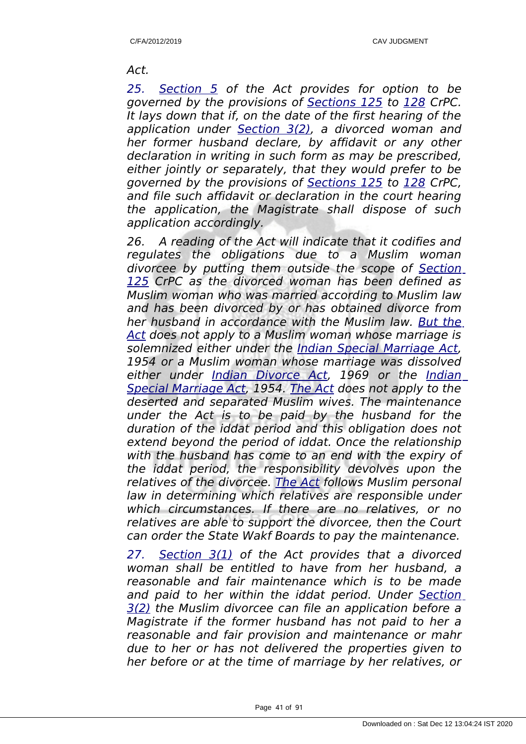*Act.*

*25. Section 5 of the Act provides for option to be governed by the provisions of Sections 125 to 128 CrPC. It lays down that if, on the date of the first hearing of the application under Section 3(2), a divorced woman and her former husband declare, by affidavit or any other declaration in writing in such form as may be prescribed, either jointly or separately, that they would prefer to be governed by the provisions of Sections 125 to 128 CrPC, and file such affidavit or declaration in the court hearing the application, the Magistrate shall dispose of such application accordingly.*

*26. A reading of the Act will indicate that it codifies and regulates the obligations due to a Muslim woman divorcee by putting them outside the scope of Section 125 CrPC as the divorced woman has been defined as Muslim woman who was married according to Muslim law and has been divorced by or has obtained divorce from her husband in accordance with the Muslim law. But the Act does not apply to a Muslim woman whose marriage is solemnized either under the Indian Special Marriage Act, 1954 or a Muslim woman whose marriage was dissolved either under Indian Divorce Act, 1969 or the Indian Special Marriage Act, 1954. The Act does not apply to the deserted and separated Muslim wives. The maintenance under the Act is to be paid by the husband for the duration of the iddat period and this obligation does not extend beyond the period of iddat. Once the relationship with the husband has come to an end with the expiry of the iddat period, the responsibility devolves upon the relatives of the divorcee. The Act follows Muslim personal law in determining which relatives are responsible under which circumstances. If there are no relatives, or no relatives are able to support the divorcee, then the Court can order the State Wakf Boards to pay the maintenance.*

*27. Section 3(1) of the Act provides that a divorced woman shall be entitled to have from her husband, a reasonable and fair maintenance which is to be made and paid to her within the iddat period. Under Section 3(2) the Muslim divorcee can file an application before a Magistrate if the former husband has not paid to her a reasonable and fair provision and maintenance or mahr due to her or has not delivered the properties given to her before or at the time of marriage by her relatives, or*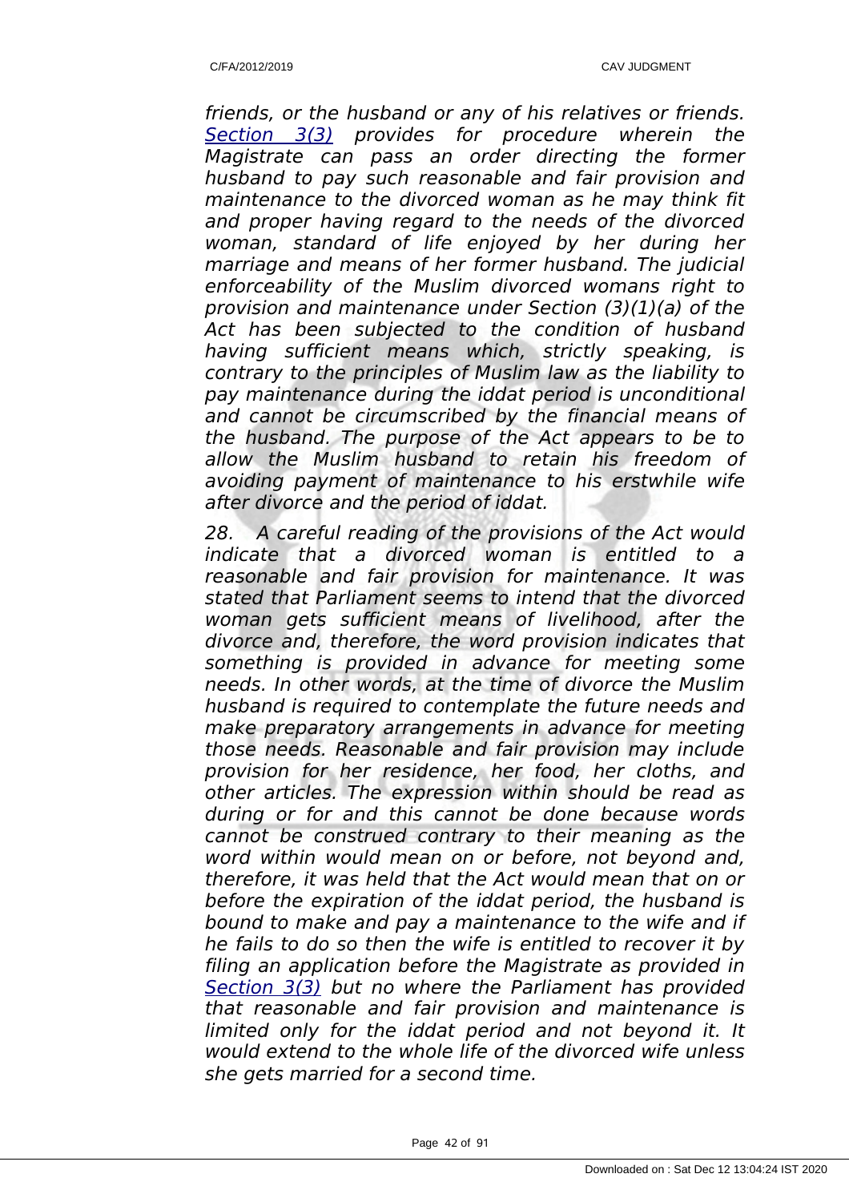*friends, or the husband or any of his relatives or friends. Section 3(3) provides for procedure wherein the Magistrate can pass an order directing the former husband to pay such reasonable and fair provision and maintenance to the divorced woman as he may think fit and proper having regard to the needs of the divorced woman, standard of life enjoyed by her during her marriage and means of her former husband. The judicial enforceability of the Muslim divorced womans right to provision and maintenance under Section (3)(1)(a) of the Act has been subjected to the condition of husband having sufficient means which, strictly speaking, is contrary to the principles of Muslim law as the liability to pay maintenance during the iddat period is unconditional and cannot be circumscribed by the financial means of the husband. The purpose of the Act appears to be to allow the Muslim husband to retain his freedom of avoiding payment of maintenance to his erstwhile wife after divorce and the period of iddat.*

*28. A careful reading of the provisions of the Act would indicate that a divorced woman is entitled to a reasonable and fair provision for maintenance. It was stated that Parliament seems to intend that the divorced woman gets sufficient means of livelihood, after the divorce and, therefore, the word provision indicates that something is provided in advance for meeting some needs. In other words, at the time of divorce the Muslim husband is required to contemplate the future needs and make preparatory arrangements in advance for meeting those needs. Reasonable and fair provision may include provision for her residence, her food, her cloths, and other articles. The expression within should be read as during or for and this cannot be done because words cannot be construed contrary to their meaning as the word within would mean on or before, not beyond and, therefore, it was held that the Act would mean that on or before the expiration of the iddat period, the husband is bound to make and pay a maintenance to the wife and if he fails to do so then the wife is entitled to recover it by filing an application before the Magistrate as provided in Section 3(3) but no where the Parliament has provided that reasonable and fair provision and maintenance is limited only for the iddat period and not beyond it. It would extend to the whole life of the divorced wife unless she gets married for a second time.*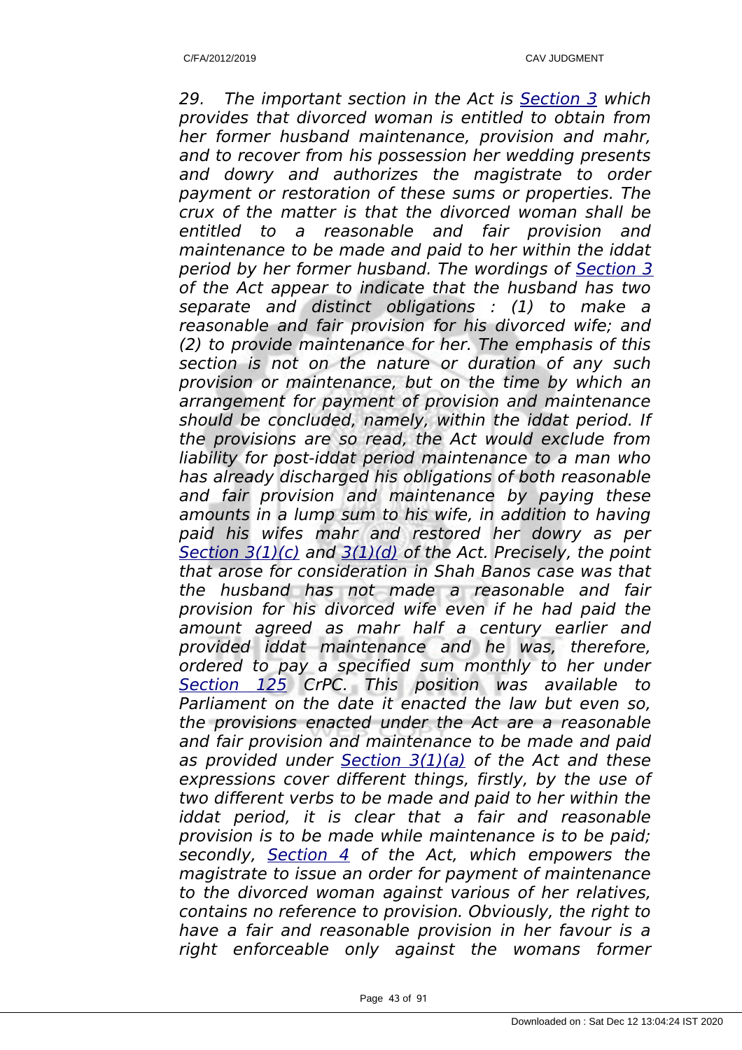*29. The important section in the Act is Section 3 which provides that divorced woman is entitled to obtain from her former husband maintenance, provision and mahr, and to recover from his possession her wedding presents and dowry and authorizes the magistrate to order payment or restoration of these sums or properties. The crux of the matter is that the divorced woman shall be entitled to a reasonable and fair provision and maintenance to be made and paid to her within the iddat period by her former husband. The wordings of Section 3 of the Act appear to indicate that the husband has two separate and distinct obligations : (1) to make a reasonable and fair provision for his divorced wife; and (2) to provide maintenance for her. The emphasis of this section is not on the nature or duration of any such provision or maintenance, but on the time by which an arrangement for payment of provision and maintenance should be concluded, namely, within the iddat period. If the provisions are so read, the Act would exclude from liability for post-iddat period maintenance to a man who has already discharged his obligations of both reasonable and fair provision and maintenance by paying these amounts in a lump sum to his wife, in addition to having paid his wifes mahr and restored her dowry as per Section 3(1)(c) and 3(1)(d) of the Act. Precisely, the point that arose for consideration in Shah Banos case was that the husband has not made a reasonable and fair provision for his divorced wife even if he had paid the amount agreed as mahr half a century earlier and provided iddat maintenance and he was, therefore, ordered to pay a specified sum monthly to her under Section 125 CrPC. This position was available to Parliament on the date it enacted the law but even so, the provisions enacted under the Act are a reasonable and fair provision and maintenance to be made and paid as provided under Section 3(1)(a) of the Act and these expressions cover different things, firstly, by the use of two different verbs to be made and paid to her within the iddat period, it is clear that a fair and reasonable provision is to be made while maintenance is to be paid; secondly, Section 4 of the Act, which empowers the magistrate to issue an order for payment of maintenance to the divorced woman against various of her relatives, contains no reference to provision. Obviously, the right to have a fair and reasonable provision in her favour is a right enforceable only against the womans former*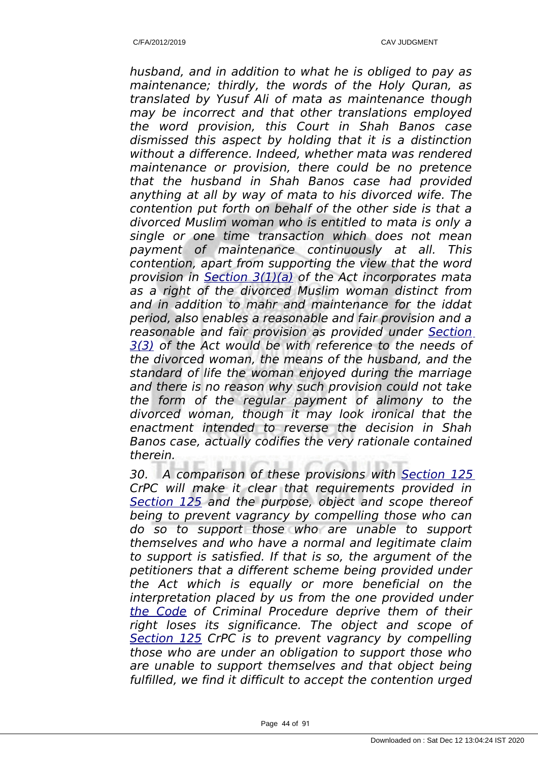*husband, and in addition to what he is obliged to pay as maintenance; thirdly, the words of the Holy Quran, as translated by Yusuf Ali of mata as maintenance though may be incorrect and that other translations employed the word provision, this Court in Shah Banos case dismissed this aspect by holding that it is a distinction without a difference. Indeed, whether mata was rendered maintenance or provision, there could be no pretence that the husband in Shah Banos case had provided anything at all by way of mata to his divorced wife. The contention put forth on behalf of the other side is that a divorced Muslim woman who is entitled to mata is only a single or one time transaction which does not mean payment of maintenance continuously at all. This contention, apart from supporting the view that the word provision in Section 3(1)(a) of the Act incorporates mata as a right of the divorced Muslim woman distinct from and in addition to mahr and maintenance for the iddat period, also enables a reasonable and fair provision and a reasonable and fair provision as provided under Section 3(3) of the Act would be with reference to the needs of the divorced woman, the means of the husband, and the standard of life the woman enjoyed during the marriage and there is no reason why such provision could not take the form of the regular payment of alimony to the divorced woman, though it may look ironical that the enactment intended to reverse the decision in Shah Banos case, actually codifies the very rationale contained therein.*

*30. A comparison of these provisions with Section 125 CrPC will make it clear that requirements provided in Section 125 and the purpose, object and scope thereof being to prevent vagrancy by compelling those who can do so to support those who are unable to support themselves and who have a normal and legitimate claim to support is satisfied. If that is so, the argument of the petitioners that a different scheme being provided under the Act which is equally or more beneficial on the interpretation placed by us from the one provided under the Code of Criminal Procedure deprive them of their right loses its significance. The object and scope of Section 125 CrPC is to prevent vagrancy by compelling those who are under an obligation to support those who are unable to support themselves and that object being fulfilled, we find it difficult to accept the contention urged*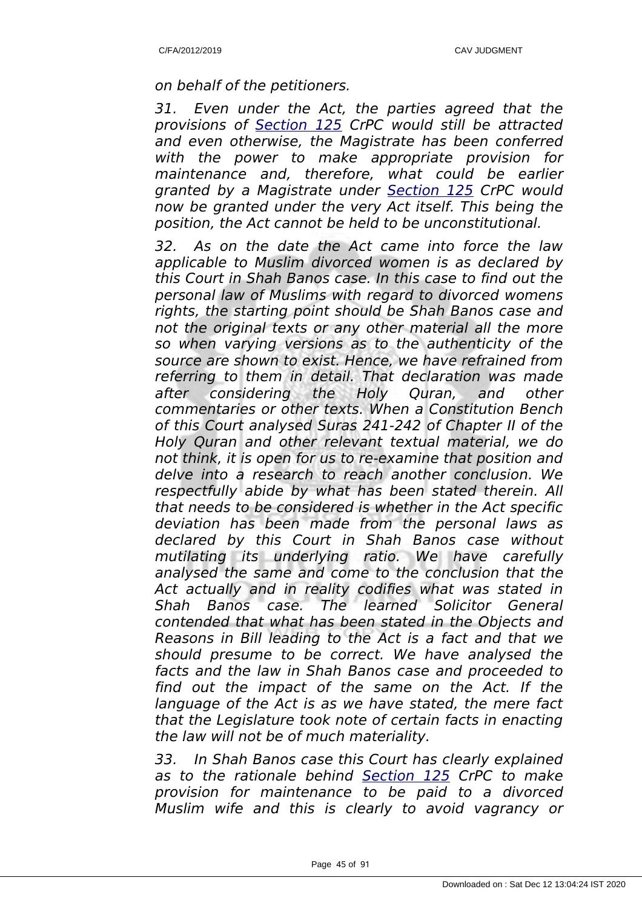*on behalf of the petitioners.*

*31. Even under the Act, the parties agreed that the provisions of Section 125 CrPC would still be attracted and even otherwise, the Magistrate has been conferred with the power to make appropriate provision for maintenance and, therefore, what could be earlier granted by a Magistrate under Section 125 CrPC would now be granted under the very Act itself. This being the position, the Act cannot be held to be unconstitutional.*

*32. As on the date the Act came into force the law applicable to Muslim divorced women is as declared by this Court in Shah Banos case. In this case to find out the personal law of Muslims with regard to divorced womens rights, the starting point should be Shah Banos case and not the original texts or any other material all the more so when varying versions as to the authenticity of the source are shown to exist. Hence, we have refrained from referring to them in detail. That declaration was made after considering the Holy Quran, and other commentaries or other texts. When a Constitution Bench of this Court analysed Suras 241-242 of Chapter II of the Holy Quran and other relevant textual material, we do not think, it is open for us to re-examine that position and delve into a research to reach another conclusion. We respectfully abide by what has been stated therein. All that needs to be considered is whether in the Act specific deviation has been made from the personal laws as declared by this Court in Shah Banos case without mutilating its underlying ratio. We have carefully analysed the same and come to the conclusion that the Act actually and in reality codifies what was stated in Shah Banos case. The learned Solicitor General contended that what has been stated in the Objects and Reasons in Bill leading to the Act is a fact and that we should presume to be correct. We have analysed the facts and the law in Shah Banos case and proceeded to find out the impact of the same on the Act. If the language of the Act is as we have stated, the mere fact that the Legislature took note of certain facts in enacting the law will not be of much materiality.*

*33. In Shah Banos case this Court has clearly explained as to the rationale behind Section 125 CrPC to make provision for maintenance to be paid to a divorced Muslim wife and this is clearly to avoid vagrancy or*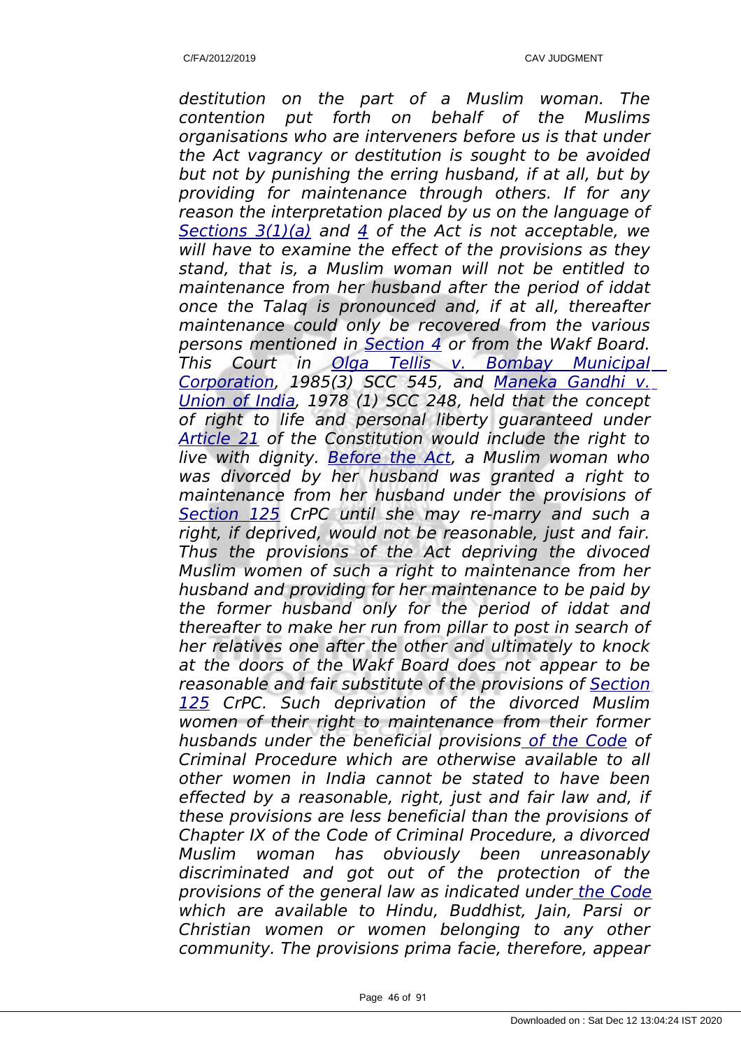*destitution on the part of a Muslim woman. The contention put forth on behalf of the Muslims organisations who are interveners before us is that under the Act vagrancy or destitution is sought to be avoided but not by punishing the erring husband, if at all, but by providing for maintenance through others. If for any reason the interpretation placed by us on the language of Sections 3(1)(a) and 4 of the Act is not acceptable, we will have to examine the effect of the provisions as they stand, that is, a Muslim woman will not be entitled to maintenance from her husband after the period of iddat once the Talaq is pronounced and, if at all, thereafter maintenance could only be recovered from the various persons mentioned in Section 4 or from the Wakf Board. This Court in Olga Tellis v. Bombay Municipal Corporation, 1985(3) SCC 545, and Maneka Gandhi v. Union of India, 1978 (1) SCC 248, held that the concept of right to life and personal liberty guaranteed under Article 21 of the Constitution would include the right to live with dignity. Before the Act, a Muslim woman who was divorced by her husband was granted a right to maintenance from her husband under the provisions of Section 125 CrPC until she may re-marry and such a right, if deprived, would not be reasonable, just and fair. Thus the provisions of the Act depriving the divoced Muslim women of such a right to maintenance from her husband and providing for her maintenance to be paid by the former husband only for the period of iddat and thereafter to make her run from pillar to post in search of her relatives one after the other and ultimately to knock at the doors of the Wakf Board does not appear to be reasonable and fair substitute of the provisions of Section 125 CrPC. Such deprivation of the divorced Muslim women of their right to maintenance from their former husbands under the beneficial provisions of the Code of Criminal Procedure which are otherwise available to all other women in India cannot be stated to have been effected by a reasonable, right, just and fair law and, if these provisions are less beneficial than the provisions of Chapter IX of the Code of Criminal Procedure, a divorced Muslim woman has obviously been unreasonably discriminated and got out of the protection of the provisions of the general law as indicated under the Code which are available to Hindu, Buddhist, Jain, Parsi or Christian women or women belonging to any other community. The provisions prima facie, therefore, appear*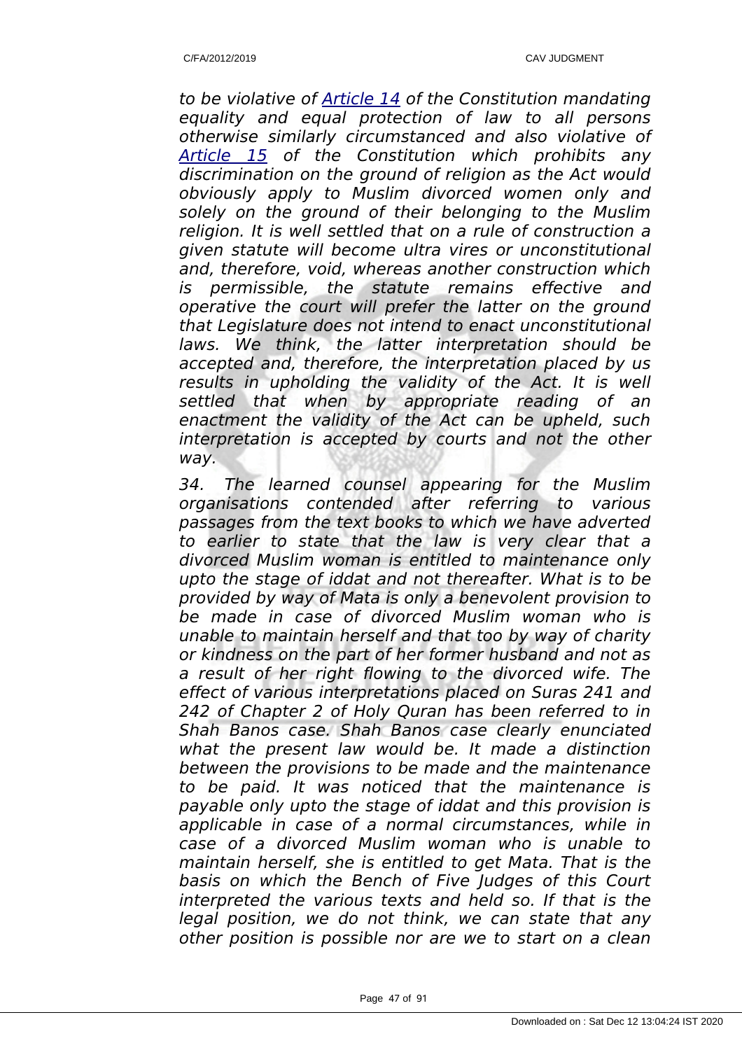*to be violative of Article 14 of the Constitution mandating equality and equal protection of law to all persons otherwise similarly circumstanced and also violative of Article 15 of the Constitution which prohibits any discrimination on the ground of religion as the Act would obviously apply to Muslim divorced women only and solely on the ground of their belonging to the Muslim religion. It is well settled that on a rule of construction a given statute will become ultra vires or unconstitutional and, therefore, void, whereas another construction which is permissible, the statute remains effective and operative the court will prefer the latter on the ground that Legislature does not intend to enact unconstitutional laws. We think, the latter interpretation should be accepted and, therefore, the interpretation placed by us results in upholding the validity of the Act. It is well settled that when by appropriate reading of an enactment the validity of the Act can be upheld, such interpretation is accepted by courts and not the other way.*

*34. The learned counsel appearing for the Muslim organisations contended after referring to various passages from the text books to which we have adverted to earlier to state that the law is very clear that a divorced Muslim woman is entitled to maintenance only upto the stage of iddat and not thereafter. What is to be provided by way of Mata is only a benevolent provision to be made in case of divorced Muslim woman who is unable to maintain herself and that too by way of charity or kindness on the part of her former husband and not as a result of her right flowing to the divorced wife. The effect of various interpretations placed on Suras 241 and 242 of Chapter 2 of Holy Quran has been referred to in Shah Banos case. Shah Banos case clearly enunciated what the present law would be. It made a distinction between the provisions to be made and the maintenance to be paid. It was noticed that the maintenance is payable only upto the stage of iddat and this provision is applicable in case of a normal circumstances, while in case of a divorced Muslim woman who is unable to maintain herself, she is entitled to get Mata. That is the basis on which the Bench of Five Judges of this Court interpreted the various texts and held so. If that is the legal position, we do not think, we can state that any other position is possible nor are we to start on a clean*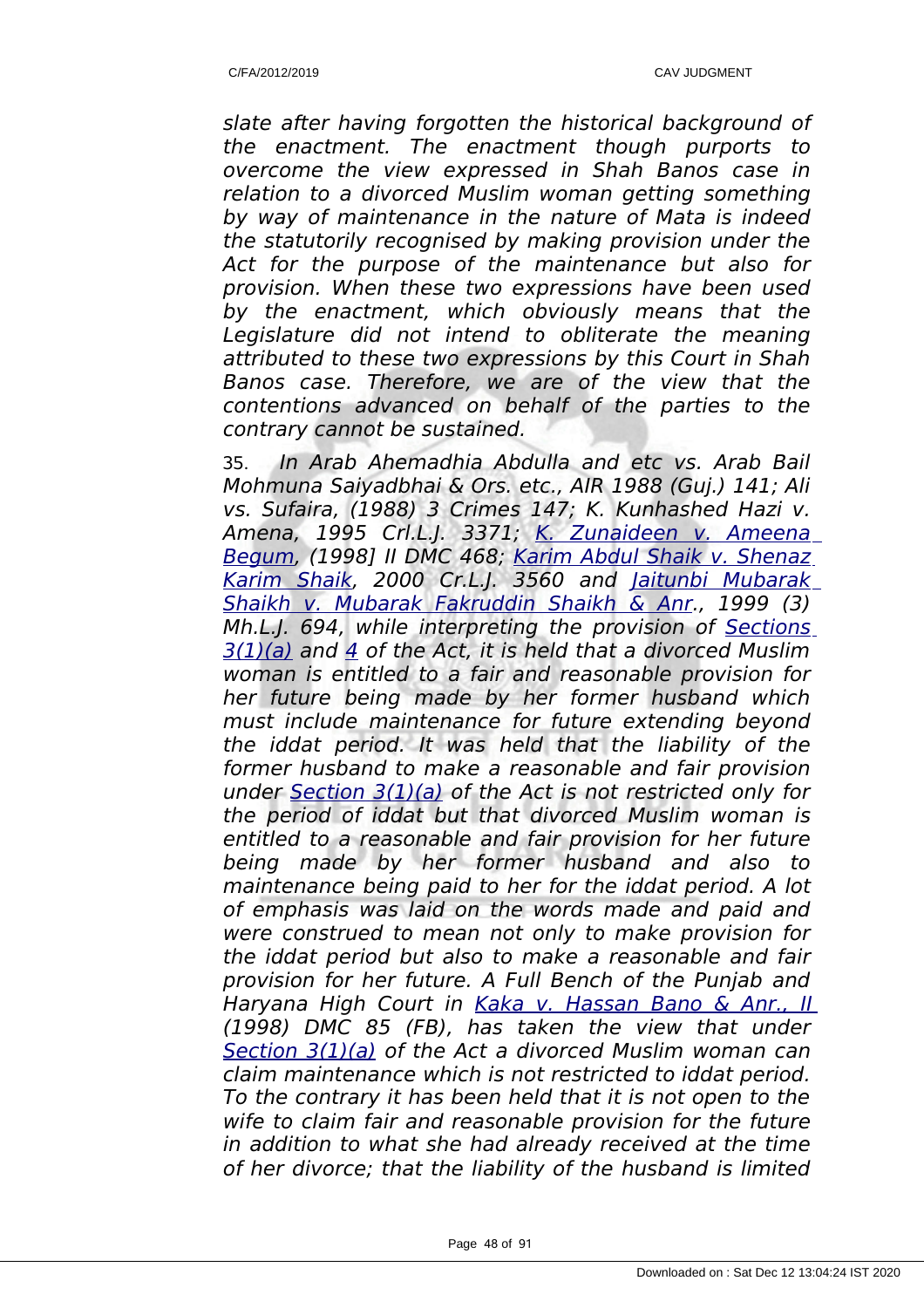*slate after having forgotten the historical background of the enactment. The enactment though purports to overcome the view expressed in Shah Banos case in relation to a divorced Muslim woman getting something by way of maintenance in the nature of Mata is indeed the statutorily recognised by making provision under the Act for the purpose of the maintenance but also for provision. When these two expressions have been used by the enactment, which obviously means that the Legislature did not intend to obliterate the meaning attributed to these two expressions by this Court in Shah Banos case. Therefore, we are of the view that the contentions advanced on behalf of the parties to the contrary cannot be sustained.*

35. *In Arab Ahemadhia Abdulla and etc vs. Arab Bail Mohmuna Saiyadbhai & Ors. etc., AIR 1988 (Guj.) 141; Ali vs. Sufaira, (1988) 3 Crimes 147; K. Kunhashed Hazi v. Amena, 1995 Crl.L.J. 3371; K. Zunaideen v. Ameena Begum, (1998] II DMC 468; Karim Abdul Shaik v. Shenaz Karim Shaik, 2000 Cr.L.J. 3560 and Jaitunbi Mubarak Shaikh v. Mubarak Fakruddin Shaikh & Anr., 1999 (3) Mh.L.J. 694, while interpreting the provision of Sections 3(1)(a) and 4 of the Act, it is held that a divorced Muslim woman is entitled to a fair and reasonable provision for her future being made by her former husband which must include maintenance for future extending beyond the iddat period. It was held that the liability of the former husband to make a reasonable and fair provision under Section 3(1)(a) of the Act is not restricted only for the period of iddat but that divorced Muslim woman is entitled to a reasonable and fair provision for her future being made by her former husband and also to maintenance being paid to her for the iddat period. A lot of emphasis was laid on the words made and paid and were construed to mean not only to make provision for the iddat period but also to make a reasonable and fair provision for her future. A Full Bench of the Punjab and Haryana High Court in Kaka v. Hassan Bano & Anr., II (1998) DMC 85 (FB), has taken the view that under Section 3(1)(a) of the Act a divorced Muslim woman can claim maintenance which is not restricted to iddat period. To the contrary it has been held that it is not open to the wife to claim fair and reasonable provision for the future in addition to what she had already received at the time of her divorce; that the liability of the husband is limited*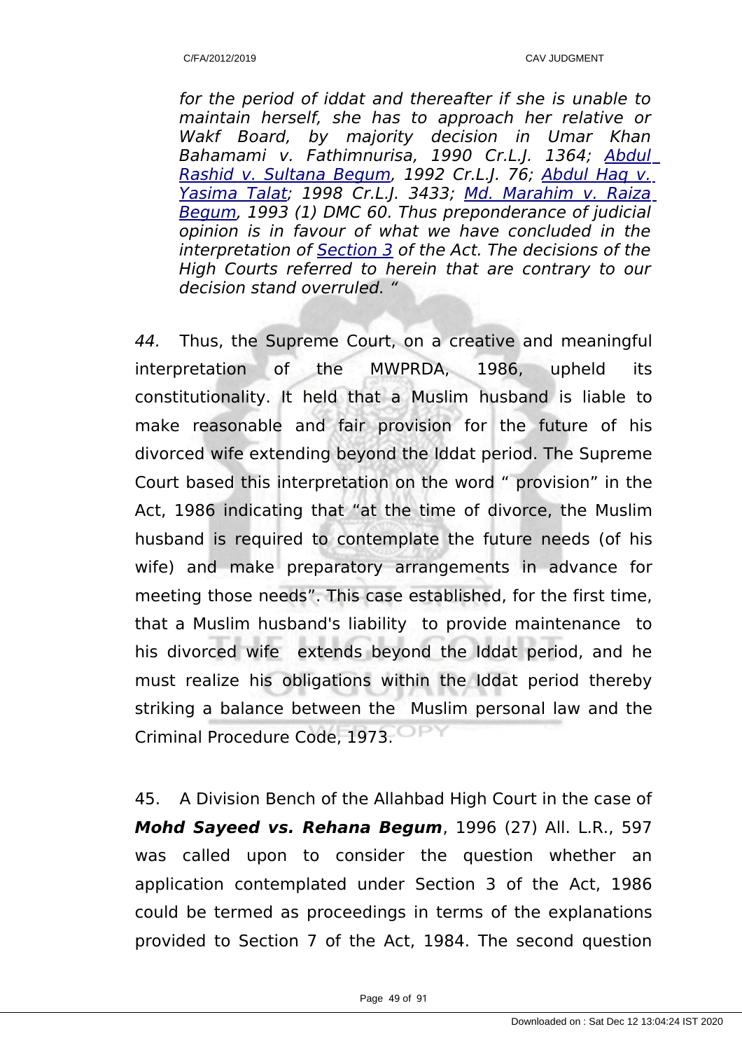*for the period of iddat and thereafter if she is unable to maintain herself, she has to approach her relative or Wakf Board, by majority decision in Umar Khan Bahamami v. Fathimnurisa, 1990 Cr.L.J. 1364; Abdul Rashid v. Sultana Begum, 1992 Cr.L.J. 76; Abdul Haq v. Yasima Talat; 1998 Cr.L.J. 3433; Md. Marahim v. Raiza Begum, 1993 (1) DMC 60. Thus preponderance of judicial opinion is in favour of what we have concluded in the interpretation of Section 3 of the Act. The decisions of the High Courts referred to herein that are contrary to our decision stand overruled. "*

*44.* Thus, the Supreme Court, on a creative and meaningful interpretation of the MWPRDA, 1986, upheld its constitutionality. It held that a Muslim husband is liable to make reasonable and fair provision for the future of his divorced wife extending beyond the Iddat period. The Supreme Court based this interpretation on the word " provision" in the Act, 1986 indicating that "at the time of divorce, the Muslim husband is required to contemplate the future needs (of his wife) and make preparatory arrangements in advance for meeting those needs". This case established, for the first time, that a Muslim husband's liability to provide maintenance to his divorced wife extends beyond the Iddat period, and he must realize his obligations within the Iddat period thereby striking a balance between the Muslim personal law and the Criminal Procedure Code, 1973.

45. A Division Bench of the Allahbad High Court in the case of ***Mohd Sayeed vs. Rehana Begum***, 1996 (27) All. L.R., 597 was called upon to consider the question whether an application contemplated under Section 3 of the Act, 1986 could be termed as proceedings in terms of the explanations provided to Section 7 of the Act, 1984. The second question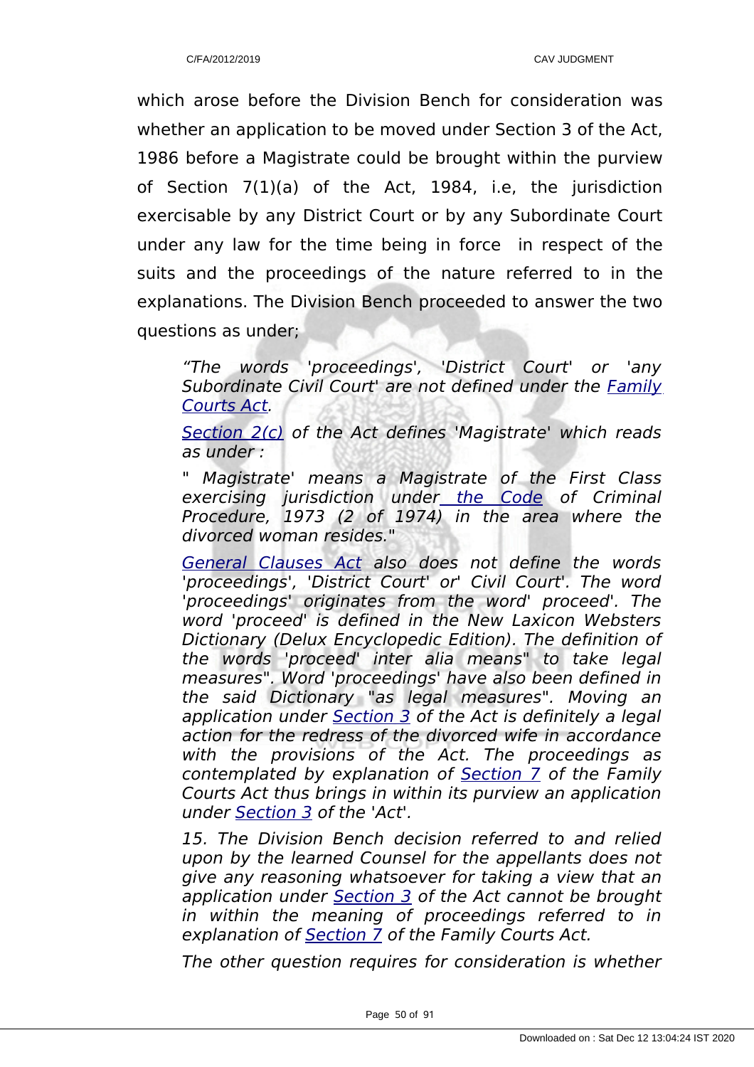which arose before the Division Bench for consideration was whether an application to be moved under Section 3 of the Act, 1986 before a Magistrate could be brought within the purview of Section 7(1)(a) of the Act, 1984, i.e, the jurisdiction exercisable by any District Court or by any Subordinate Court under any law for the time being in force in respect of the suits and the proceedings of the nature referred to in the explanations. The Division Bench proceeded to answer the two questions as under;

> *"The words 'proceedings', 'District Court' or 'any Subordinate Civil Court' are not defined under the Family Courts Act.*
>
> *Section 2(c) of the Act defines 'Magistrate' which reads as under :*
>
> *" Magistrate' means a Magistrate of the First Class exercising jurisdiction under the Code of Criminal Procedure, 1973 (2 of 1974) in the area where the divorced woman resides."*
>
> *General Clauses Act also does not define the words 'proceedings', 'District Court' or' Civil Court'. The word 'proceedings' originates from the word' proceed'. The word 'proceed' is defined in the New Laxicon Websters Dictionary (Delux Encyclopedic Edition). The definition of the words 'proceed' inter alia means" to take legal measures". Word 'proceedings' have also been defined in the said Dictionary "as legal measures". Moving an application under Section 3 of the Act is definitely a legal action for the redress of the divorced wife in accordance with the provisions of the Act. The proceedings as contemplated by explanation of Section 7 of the Family Courts Act thus brings in within its purview an application under Section 3 of the 'Act'.*
>
> *15. The Division Bench decision referred to and relied upon by the learned Counsel for the appellants does not give any reasoning whatsoever for taking a view that an application under Section 3 of the Act cannot be brought in within the meaning of proceedings referred to in explanation of Section 7 of the Family Courts Act.*
>
> *The other question requires for consideration is whether*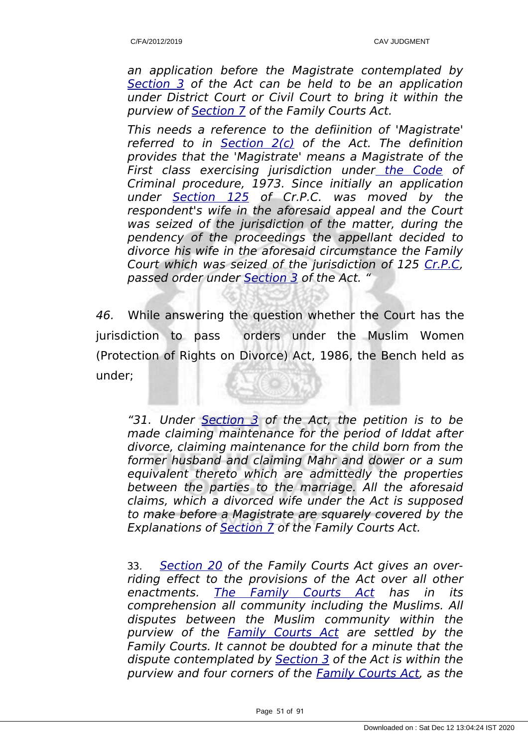*an application before the Magistrate contemplated by Section 3 of the Act can be held to be an application under District Court or Civil Court to bring it within the purview of Section 7 of the Family Courts Act.*

*This needs a reference to the defiinition of 'Magistrate' referred to in Section 2(c) of the Act. The definition provides that the 'Magistrate' means a Magistrate of the First class exercising jurisdiction under the Code of Criminal procedure, 1973. Since initially an application under Section 125 of Cr.P.C. was moved by the respondent's wife in the aforesaid appeal and the Court was seized of the jurisdiction of the matter, during the pendency of the proceedings the appellant decided to divorce his wife in the aforesaid circumstance the Family Court which was seized of the jurisdiction of 125 Cr.P.C, passed order under Section 3 of the Act. "*

*46.* While answering the question whether the Court has the jurisdiction to pass orders under the Muslim Women (Protection of Rights on Divorce) Act, 1986, the Bench held as under;

*"31. Under Section 3 of the Act, the petition is to be made claiming maintenance for the period of Iddat after divorce, claiming maintenance for the child born from the former husband and claiming Mahr and dower or a sum equivalent thereto which are admittedly the properties between the parties to the marriage. All the aforesaid claims, which a divorced wife under the Act is supposed to make before a Magistrate are squarely covered by the Explanations of Section 7 of the Family Courts Act.*

33. *Section 20 of the Family Courts Act gives an over-riding effect to the provisions of the Act over all other enactments. The Family Courts Act has in its comprehension all community including the Muslims. All disputes between the Muslim community within the purview of the Family Courts Act are settled by the Family Courts. It cannot be doubted for a minute that the dispute contemplated by Section 3 of the Act is within the purview and four corners of the Family Courts Act, as the*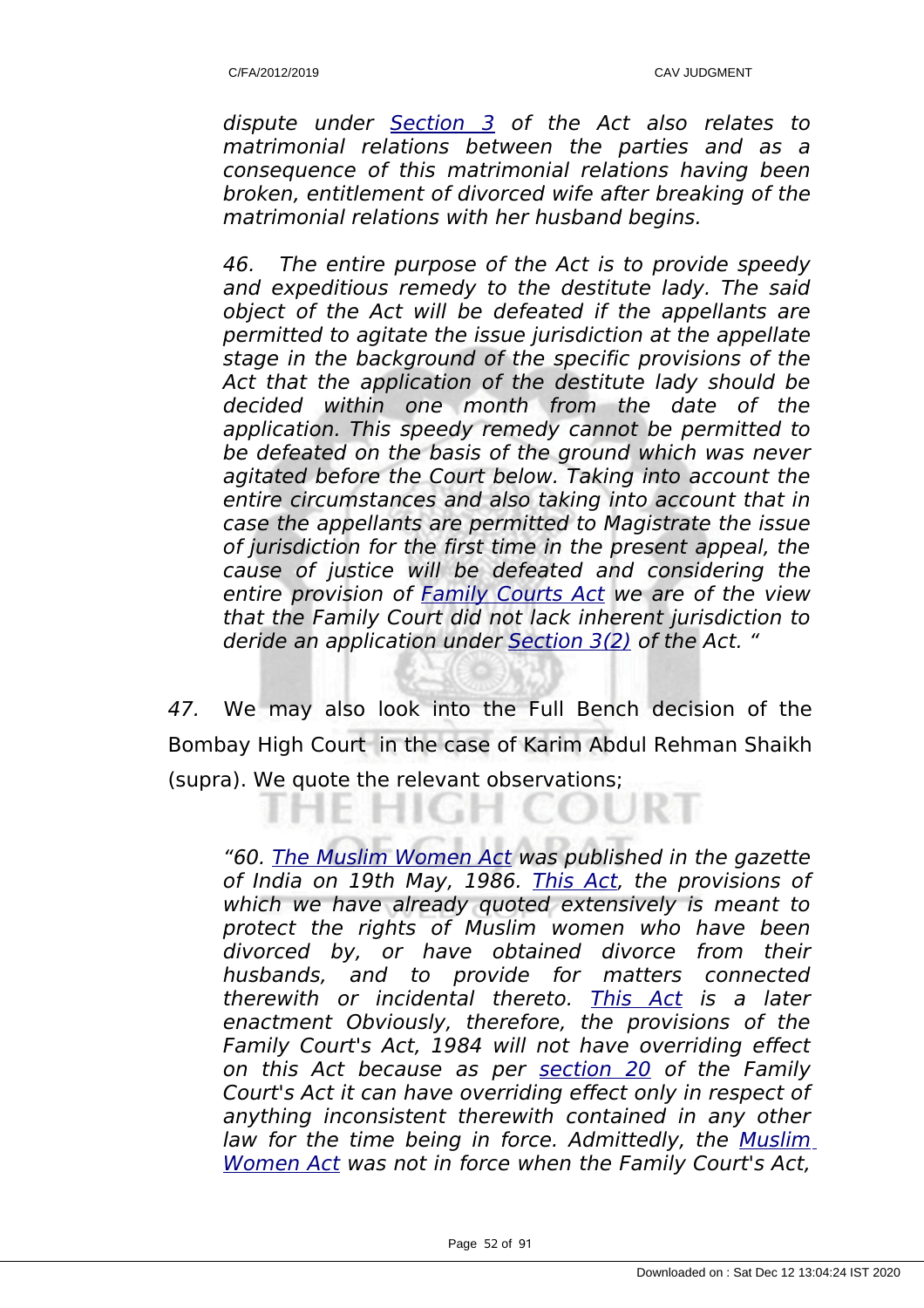*dispute under Section 3 of the Act also relates to matrimonial relations between the parties and as a consequence of this matrimonial relations having been broken, entitlement of divorced wife after breaking of the matrimonial relations with her husband begins.*

*46. The entire purpose of the Act is to provide speedy and expeditious remedy to the destitute lady. The said object of the Act will be defeated if the appellants are permitted to agitate the issue jurisdiction at the appellate stage in the background of the specific provisions of the Act that the application of the destitute lady should be decided within one month from the date of the application. This speedy remedy cannot be permitted to be defeated on the basis of the ground which was never agitated before the Court below. Taking into account the entire circumstances and also taking into account that in case the appellants are permitted to Magistrate the issue of jurisdiction for the first time in the present appeal, the cause of justice will be defeated and considering the entire provision of Family Courts Act we are of the view that the Family Court did not lack inherent jurisdiction to deride an application under Section 3(2) of the Act. "*

*47.* We may also look into the Full Bench decision of the Bombay High Court in the case of Karim Abdul Rehman Shaikh (supra). We quote the relevant observations;

*"60. The Muslim Women Act was published in the gazette of India on 19th May, 1986. This Act, the provisions of which we have already quoted extensively is meant to protect the rights of Muslim women who have been divorced by, or have obtained divorce from their husbands, and to provide for matters connected therewith or incidental thereto. This Act is a later enactment Obviously, therefore, the provisions of the Family Court's Act, 1984 will not have overriding effect on this Act because as per section 20 of the Family Court's Act it can have overriding effect only in respect of anything inconsistent therewith contained in any other law for the time being in force. Admittedly, the Muslim Women Act was not in force when the Family Court's Act,*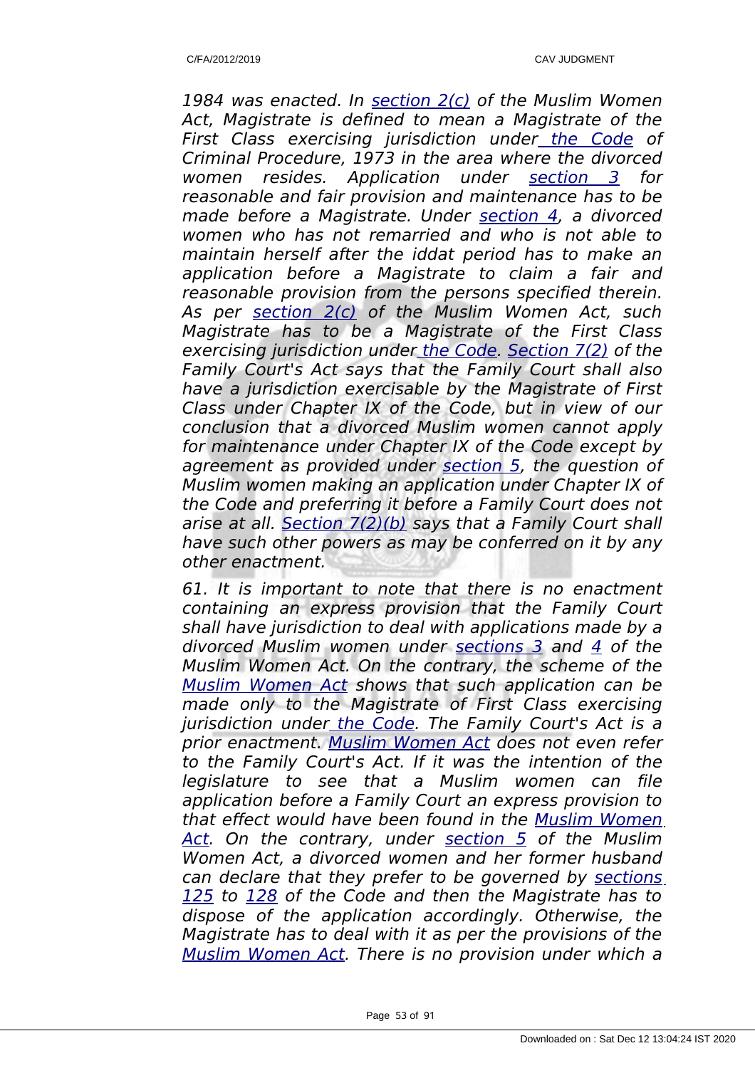*1984 was enacted. In section 2(c) of the Muslim Women Act, Magistrate is defined to mean a Magistrate of the First Class exercising jurisdiction under the Code of Criminal Procedure, 1973 in the area where the divorced women resides. Application under section 3 for reasonable and fair provision and maintenance has to be made before a Magistrate. Under section 4, a divorced women who has not remarried and who is not able to maintain herself after the iddat period has to make an application before a Magistrate to claim a fair and reasonable provision from the persons specified therein. As per section 2(c) of the Muslim Women Act, such Magistrate has to be a Magistrate of the First Class exercising jurisdiction under the Code. Section 7(2) of the Family Court's Act says that the Family Court shall also have a jurisdiction exercisable by the Magistrate of First Class under Chapter IX of the Code, but in view of our conclusion that a divorced Muslim women cannot apply for maintenance under Chapter IX of the Code except by agreement as provided under section 5, the question of Muslim women making an application under Chapter IX of the Code and preferring it before a Family Court does not arise at all. Section 7(2)(b) says that a Family Court shall have such other powers as may be conferred on it by any other enactment.*

*61. It is important to note that there is no enactment containing an express provision that the Family Court shall have jurisdiction to deal with applications made by a divorced Muslim women under sections 3 and 4 of the Muslim Women Act. On the contrary, the scheme of the Muslim Women Act shows that such application can be made only to the Magistrate of First Class exercising jurisdiction under the Code. The Family Court's Act is a prior enactment. Muslim Women Act does not even refer to the Family Court's Act. If it was the intention of the legislature to see that a Muslim women can file application before a Family Court an express provision to that effect would have been found in the Muslim Women Act. On the contrary, under section 5 of the Muslim Women Act, a divorced women and her former husband can declare that they prefer to be governed by sections 125 to 128 of the Code and then the Magistrate has to dispose of the application accordingly. Otherwise, the Magistrate has to deal with it as per the provisions of the Muslim Women Act. There is no provision under which a*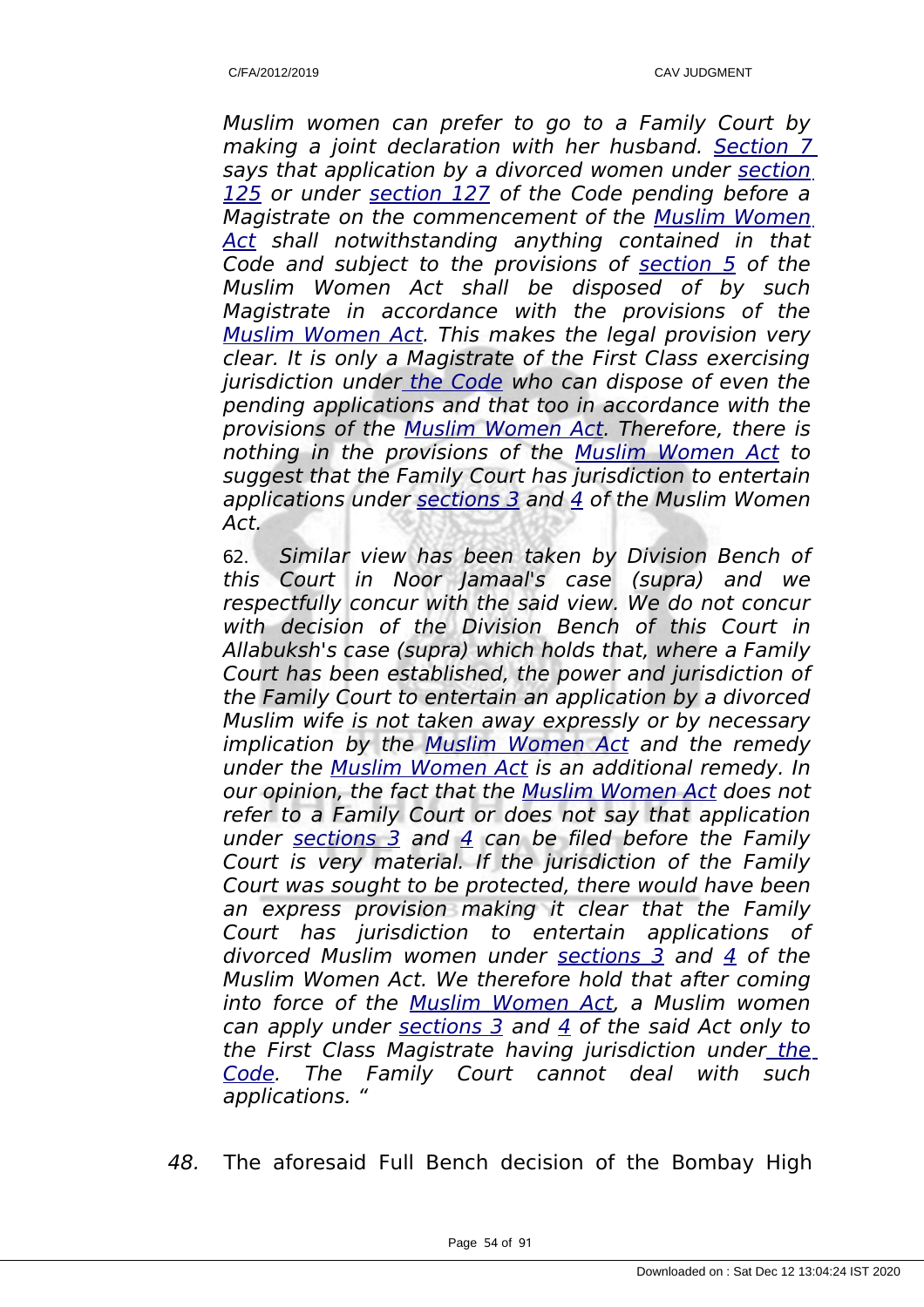*Muslim women can prefer to go to a Family Court by making a joint declaration with her husband. Section 7 says that application by a divorced women under section 125 or under section 127 of the Code pending before a Magistrate on the commencement of the Muslim Women Act shall notwithstanding anything contained in that Code and subject to the provisions of section 5 of the Muslim Women Act shall be disposed of by such Magistrate in accordance with the provisions of the Muslim Women Act. This makes the legal provision very clear. It is only a Magistrate of the First Class exercising jurisdiction under the Code who can dispose of even the pending applications and that too in accordance with the provisions of the Muslim Women Act. Therefore, there is nothing in the provisions of the Muslim Women Act to suggest that the Family Court has jurisdiction to entertain applications under sections 3 and 4 of the Muslim Women Act.*

62. *Similar view has been taken by Division Bench of this Court in Noor Jamaal's case (supra) and we respectfully concur with the said view. We do not concur with decision of the Division Bench of this Court in Allabuksh's case (supra) which holds that, where a Family Court has been established, the power and jurisdiction of the Family Court to entertain an application by a divorced Muslim wife is not taken away expressly or by necessary implication by the Muslim Women Act and the remedy under the Muslim Women Act is an additional remedy. In our opinion, the fact that the Muslim Women Act does not refer to a Family Court or does not say that application under sections 3 and 4 can be filed before the Family Court is very material. If the jurisdiction of the Family Court was sought to be protected, there would have been an express provision making it clear that the Family Court has jurisdiction to entertain applications of divorced Muslim women under sections 3 and 4 of the Muslim Women Act. We therefore hold that after coming into force of the Muslim Women Act, a Muslim women can apply under sections 3 and 4 of the said Act only to the First Class Magistrate having jurisdiction under the Code. The Family Court cannot deal with such applications. "*

48. The aforesaid Full Bench decision of the Bombay High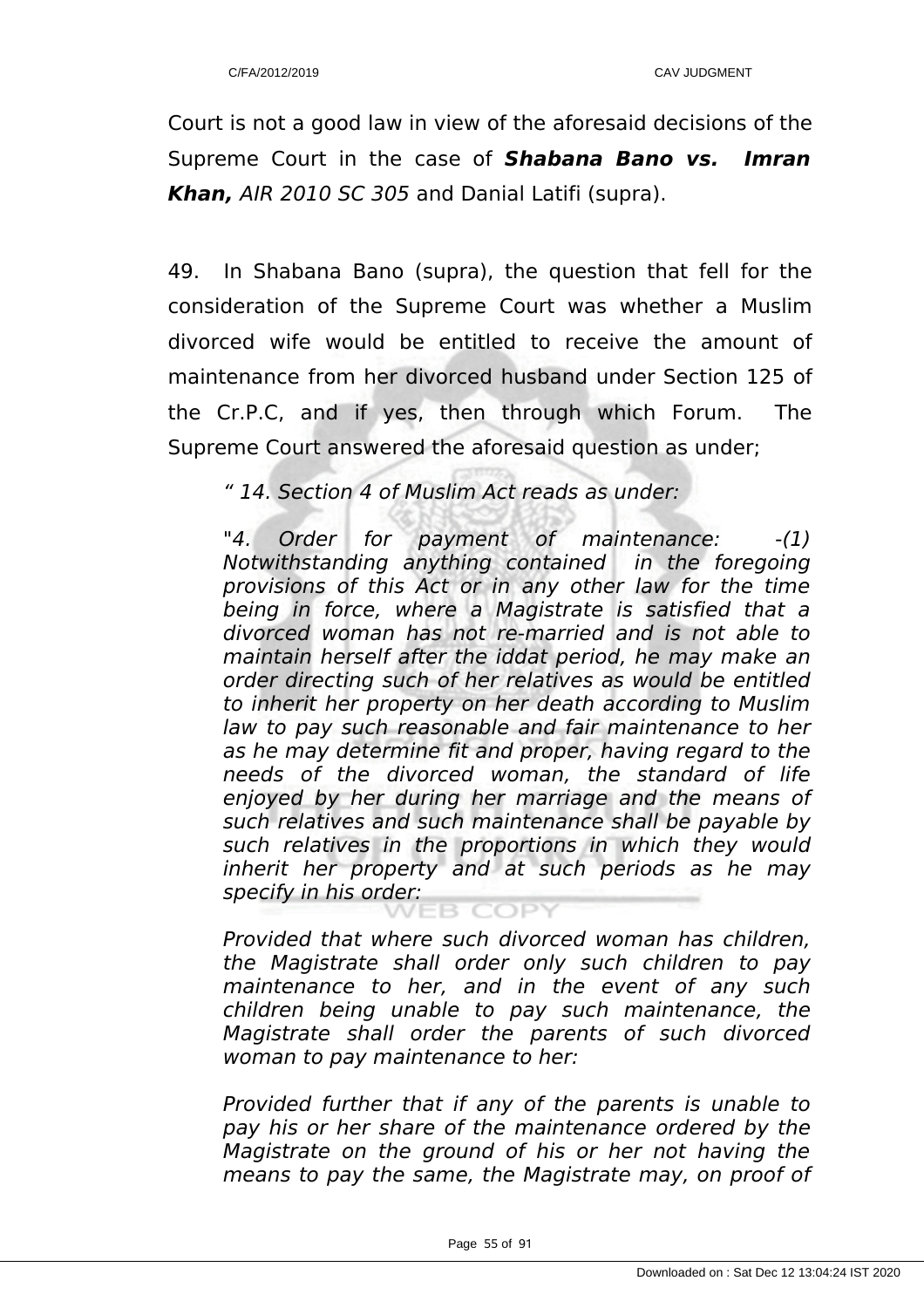Court is not a good law in view of the aforesaid decisions of the Supreme Court in the case of ***Shabana Bano vs. Imran Khan,*** *AIR 2010 SC 305* and Danial Latifi (supra).

49. In Shabana Bano (supra), the question that fell for the consideration of the Supreme Court was whether a Muslim divorced wife would be entitled to receive the amount of maintenance from her divorced husband under Section 125 of the Cr.P.C, and if yes, then through which Forum. The Supreme Court answered the aforesaid question as under;

> *" 14. Section 4 of Muslim Act reads as under:*
>
> *"4. Order for payment of maintenance: -(1) Notwithstanding anything contained in the foregoing provisions of this Act or in any other law for the time being in force, where a Magistrate is satisfied that a divorced woman has not re-married and is not able to maintain herself after the iddat period, he may make an order directing such of her relatives as would be entitled to inherit her property on her death according to Muslim law to pay such reasonable and fair maintenance to her as he may determine fit and proper, having regard to the needs of the divorced woman, the standard of life enjoyed by her during her marriage and the means of such relatives and such maintenance shall be payable by such relatives in the proportions in which they would inherit her property and at such periods as he may specify in his order:*
>
> *Provided that where such divorced woman has children, the Magistrate shall order only such children to pay maintenance to her, and in the event of any such children being unable to pay such maintenance, the Magistrate shall order the parents of such divorced woman to pay maintenance to her:*
>
> *Provided further that if any of the parents is unable to pay his or her share of the maintenance ordered by the Magistrate on the ground of his or her not having the means to pay the same, the Magistrate may, on proof of*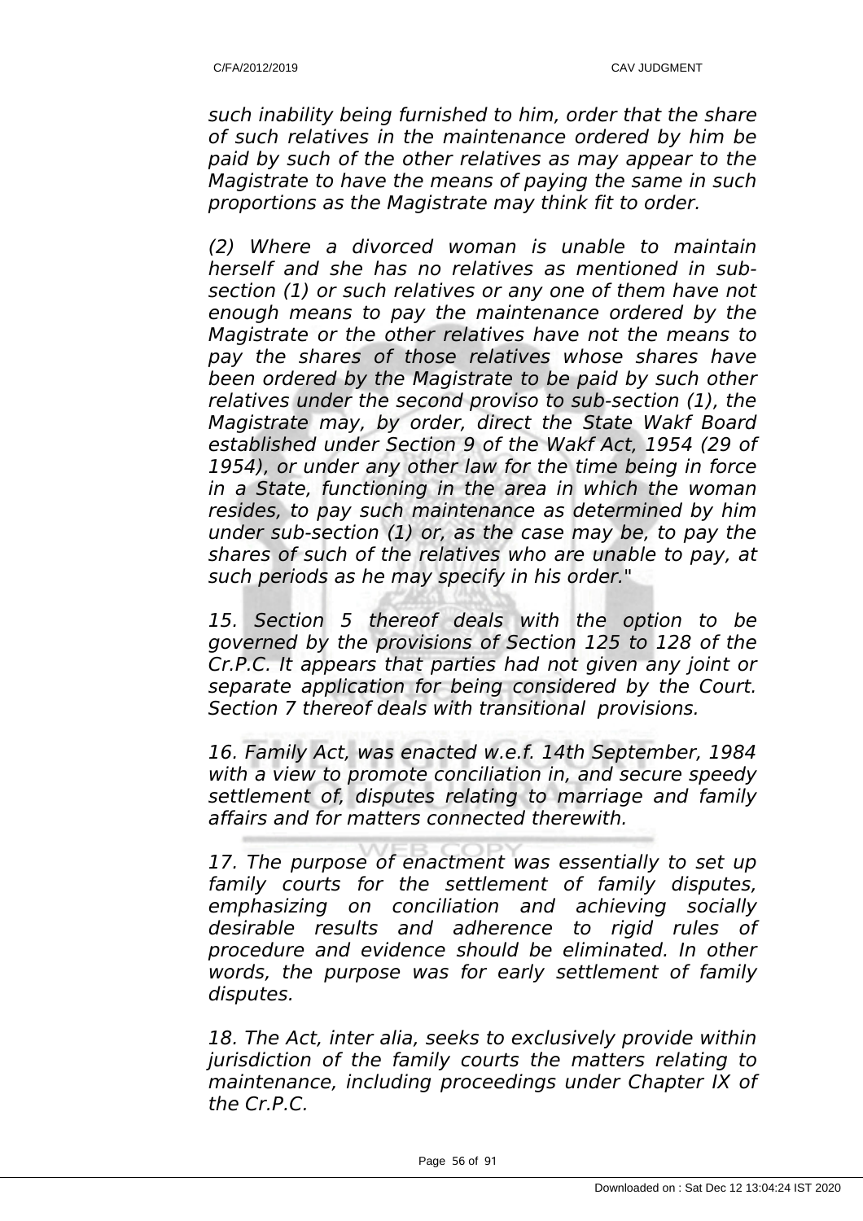*such inability being furnished to him, order that the share of such relatives in the maintenance ordered by him be paid by such of the other relatives as may appear to the Magistrate to have the means of paying the same in such proportions as the Magistrate may think fit to order.*

*(2) Where a divorced woman is unable to maintain herself and she has no relatives as mentioned in sub-section (1) or such relatives or any one of them have not enough means to pay the maintenance ordered by the Magistrate or the other relatives have not the means to pay the shares of those relatives whose shares have been ordered by the Magistrate to be paid by such other relatives under the second proviso to sub-section (1), the Magistrate may, by order, direct the State Wakf Board established under Section 9 of the Wakf Act, 1954 (29 of 1954), or under any other law for the time being in force in a State, functioning in the area in which the woman resides, to pay such maintenance as determined by him under sub-section (1) or, as the case may be, to pay the shares of such of the relatives who are unable to pay, at such periods as he may specify in his order."*

*15. Section 5 thereof deals with the option to be governed by the provisions of Section 125 to 128 of the Cr.P.C. It appears that parties had not given any joint or separate application for being considered by the Court. Section 7 thereof deals with transitional provisions.*

*16. Family Act, was enacted w.e.f. 14th September, 1984 with a view to promote conciliation in, and secure speedy settlement of, disputes relating to marriage and family affairs and for matters connected therewith.*

*17. The purpose of enactment was essentially to set up family courts for the settlement of family disputes, emphasizing on conciliation and achieving socially desirable results and adherence to rigid rules of procedure and evidence should be eliminated. In other words, the purpose was for early settlement of family disputes.*

*18. The Act, inter alia, seeks to exclusively provide within jurisdiction of the family courts the matters relating to maintenance, including proceedings under Chapter IX of the Cr.P.C.*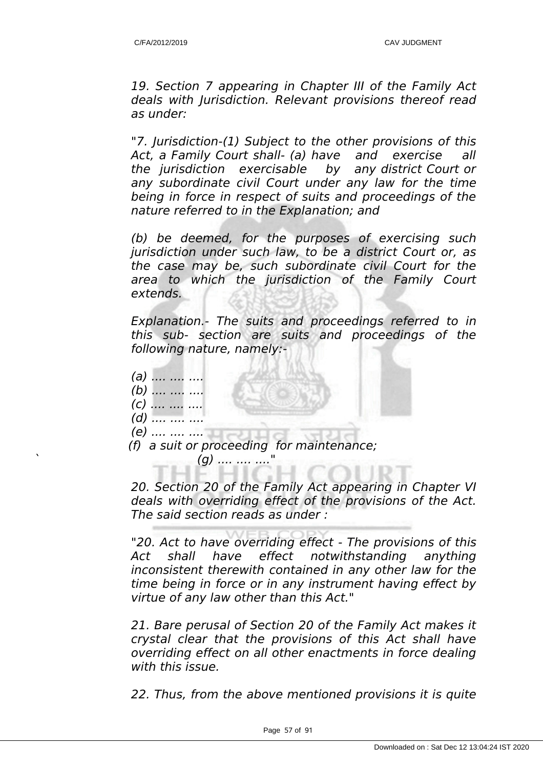*19. Section 7 appearing in Chapter III of the Family Act deals with Jurisdiction. Relevant provisions thereof read as under:*

*"7. Jurisdiction-(1) Subject to the other provisions of this Act, a Family Court shall- (a) have and exercise all the jurisdiction exercisable by any district Court or any subordinate civil Court under any law for the time being in force in respect of suits and proceedings of the nature referred to in the Explanation; and*

*(b) be deemed, for the purposes of exercising such jurisdiction under such law, to be a district Court or, as the case may be, such subordinate civil Court for the area to which the jurisdiction of the Family Court extends.*

*Explanation.- The suits and proceedings referred to in this sub- section are suits and proceedings of the following nature, namely:-*

*(a) .... .... ....*
*(b) .... .... ....*
*(c) .... .... ....*
*(d) .... .... ....*
*(e) .... .... ....*
*(f) a suit or proceeding for maintenance;*
*(g) .... .... ...."*

*20. Section 20 of the Family Act appearing in Chapter VI deals with overriding effect of the provisions of the Act. The said section reads as under :*

*"20. Act to have overriding effect - The provisions of this Act shall have effect notwithstanding anything inconsistent therewith contained in any other law for the time being in force or in any instrument having effect by virtue of any law other than this Act."*

*21. Bare perusal of Section 20 of the Family Act makes it crystal clear that the provisions of this Act shall have overriding effect on all other enactments in force dealing with this issue.*

*22. Thus, from the above mentioned provisions it is quite*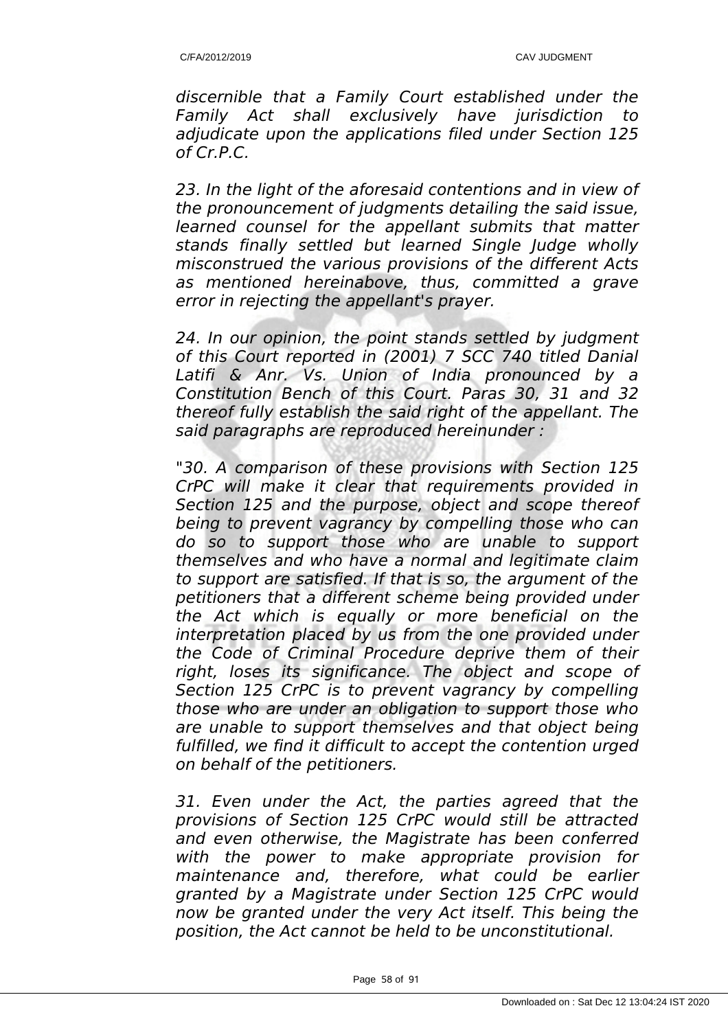*discernible that a Family Court established under the Family Act shall exclusively have jurisdiction to adjudicate upon the applications filed under Section 125 of Cr.P.C.*

*23. In the light of the aforesaid contentions and in view of the pronouncement of judgments detailing the said issue, learned counsel for the appellant submits that matter stands finally settled but learned Single Judge wholly misconstrued the various provisions of the different Acts as mentioned hereinabove, thus, committed a grave error in rejecting the appellant's prayer.*

*24. In our opinion, the point stands settled by judgment of this Court reported in (2001) 7 SCC 740 titled Danial Latifi & Anr. Vs. Union of India pronounced by a Constitution Bench of this Court. Paras 30, 31 and 32 thereof fully establish the said right of the appellant. The said paragraphs are reproduced hereinunder :*

*"30. A comparison of these provisions with Section 125 CrPC will make it clear that requirements provided in Section 125 and the purpose, object and scope thereof being to prevent vagrancy by compelling those who can do so to support those who are unable to support themselves and who have a normal and legitimate claim to support are satisfied. If that is so, the argument of the petitioners that a different scheme being provided under the Act which is equally or more beneficial on the interpretation placed by us from the one provided under the Code of Criminal Procedure deprive them of their right, loses its significance. The object and scope of Section 125 CrPC is to prevent vagrancy by compelling those who are under an obligation to support those who are unable to support themselves and that object being fulfilled, we find it difficult to accept the contention urged on behalf of the petitioners.*

*31. Even under the Act, the parties agreed that the provisions of Section 125 CrPC would still be attracted and even otherwise, the Magistrate has been conferred with the power to make appropriate provision for maintenance and, therefore, what could be earlier granted by a Magistrate under Section 125 CrPC would now be granted under the very Act itself. This being the position, the Act cannot be held to be unconstitutional.*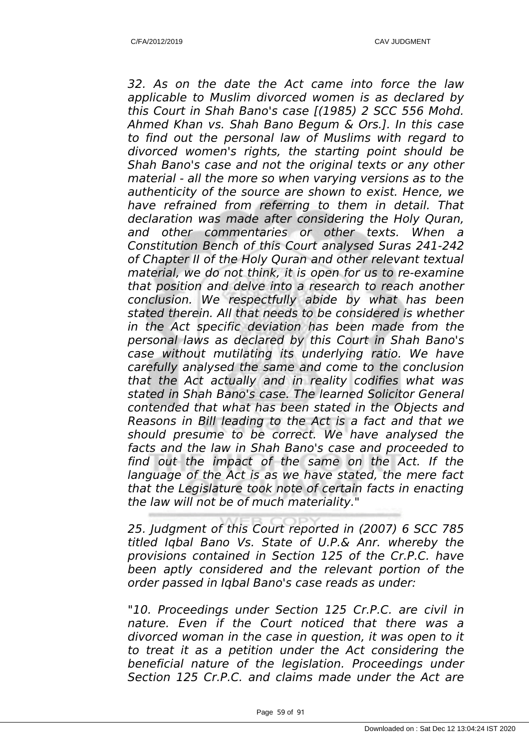*32. As on the date the Act came into force the law applicable to Muslim divorced women is as declared by this Court in Shah Bano's case [(1985) 2 SCC 556 Mohd. Ahmed Khan vs. Shah Bano Begum & Ors.]. In this case to find out the personal law of Muslims with regard to divorced women's rights, the starting point should be Shah Bano's case and not the original texts or any other material - all the more so when varying versions as to the authenticity of the source are shown to exist. Hence, we have refrained from referring to them in detail. That declaration was made after considering the Holy Quran, and other commentaries or other texts. When a Constitution Bench of this Court analysed Suras 241-242 of Chapter II of the Holy Quran and other relevant textual material, we do not think, it is open for us to re-examine that position and delve into a research to reach another conclusion. We respectfully abide by what has been stated therein. All that needs to be considered is whether in the Act specific deviation has been made from the personal laws as declared by this Court in Shah Bano's case without mutilating its underlying ratio. We have carefully analysed the same and come to the conclusion that the Act actually and in reality codifies what was stated in Shah Bano's case. The learned Solicitor General contended that what has been stated in the Objects and Reasons in Bill leading to the Act is a fact and that we should presume to be correct. We have analysed the facts and the law in Shah Bano's case and proceeded to find out the impact of the same on the Act. If the language of the Act is as we have stated, the mere fact that the Legislature took note of certain facts in enacting the law will not be of much materiality."*

*25. Judgment of this Court reported in (2007) 6 SCC 785 titled Iqbal Bano Vs. State of U.P.& Anr. whereby the provisions contained in Section 125 of the Cr.P.C. have been aptly considered and the relevant portion of the order passed in Iqbal Bano's case reads as under:*

*"10. Proceedings under Section 125 Cr.P.C. are civil in nature. Even if the Court noticed that there was a divorced woman in the case in question, it was open to it to treat it as a petition under the Act considering the beneficial nature of the legislation. Proceedings under Section 125 Cr.P.C. and claims made under the Act are*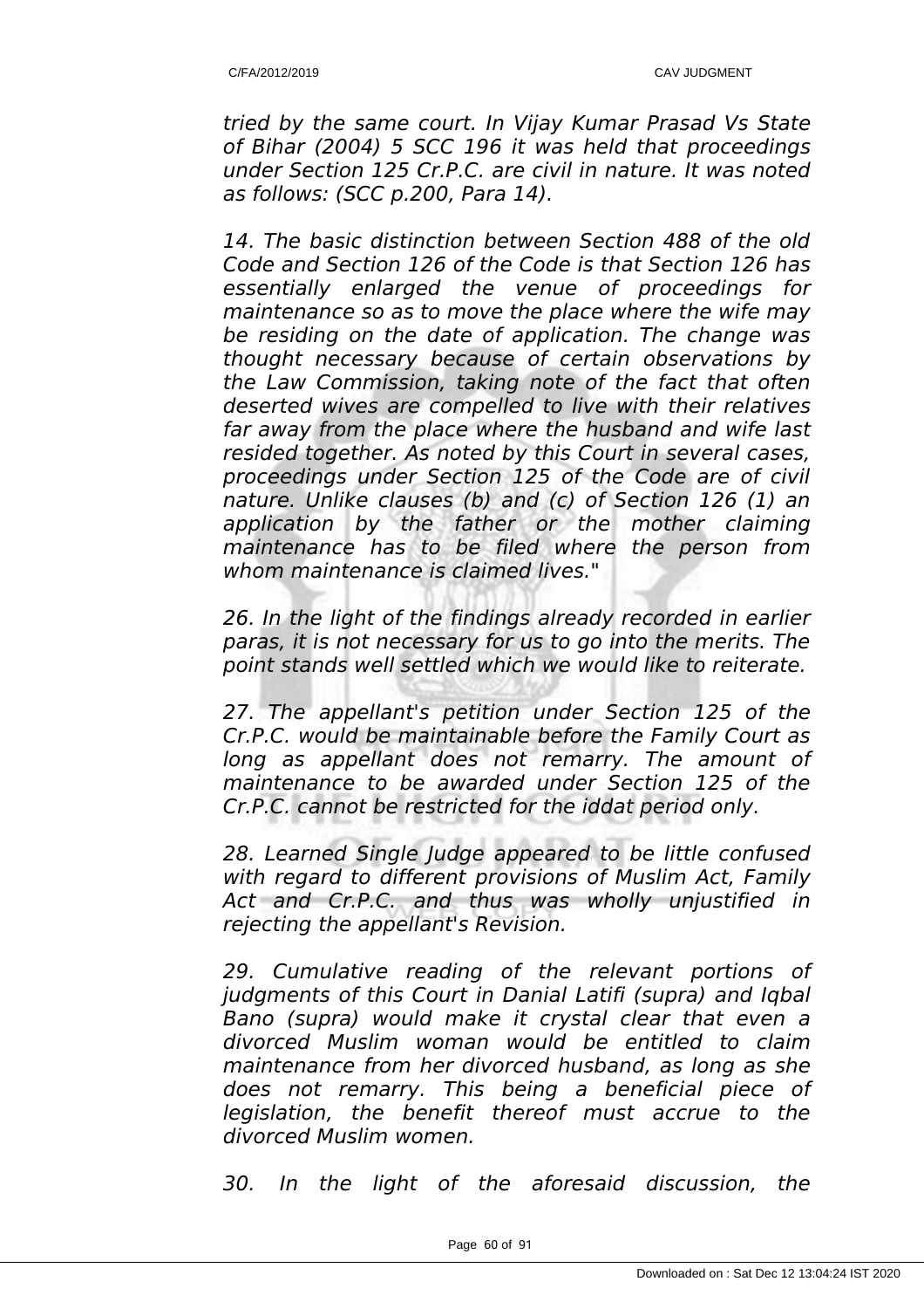*tried by the same court. In Vijay Kumar Prasad Vs State of Bihar (2004) 5 SCC 196 it was held that proceedings under Section 125 Cr.P.C. are civil in nature. It was noted as follows: (SCC p.200, Para 14).*

*14. The basic distinction between Section 488 of the old Code and Section 126 of the Code is that Section 126 has essentially enlarged the venue of proceedings for maintenance so as to move the place where the wife may be residing on the date of application. The change was thought necessary because of certain observations by the Law Commission, taking note of the fact that often deserted wives are compelled to live with their relatives far away from the place where the husband and wife last resided together. As noted by this Court in several cases, proceedings under Section 125 of the Code are of civil nature. Unlike clauses (b) and (c) of Section 126 (1) an application by the father or the mother claiming maintenance has to be filed where the person from whom maintenance is claimed lives.*"

*26. In the light of the findings already recorded in earlier paras, it is not necessary for us to go into the merits. The point stands well settled which we would like to reiterate.*

*27. The appellant's petition under Section 125 of the Cr.P.C. would be maintainable before the Family Court as long as appellant does not remarry. The amount of maintenance to be awarded under Section 125 of the Cr.P.C. cannot be restricted for the iddat period only.*

*28. Learned Single Judge appeared to be little confused with regard to different provisions of Muslim Act, Family Act and Cr.P.C. and thus was wholly unjustified in rejecting the appellant's Revision.*

*29. Cumulative reading of the relevant portions of judgments of this Court in Danial Latifi (supra) and Iqbal Bano (supra) would make it crystal clear that even a divorced Muslim woman would be entitled to claim maintenance from her divorced husband, as long as she does not remarry. This being a beneficial piece of legislation, the benefit thereof must accrue to the divorced Muslim women.*

*30. In the light of the aforesaid discussion, the*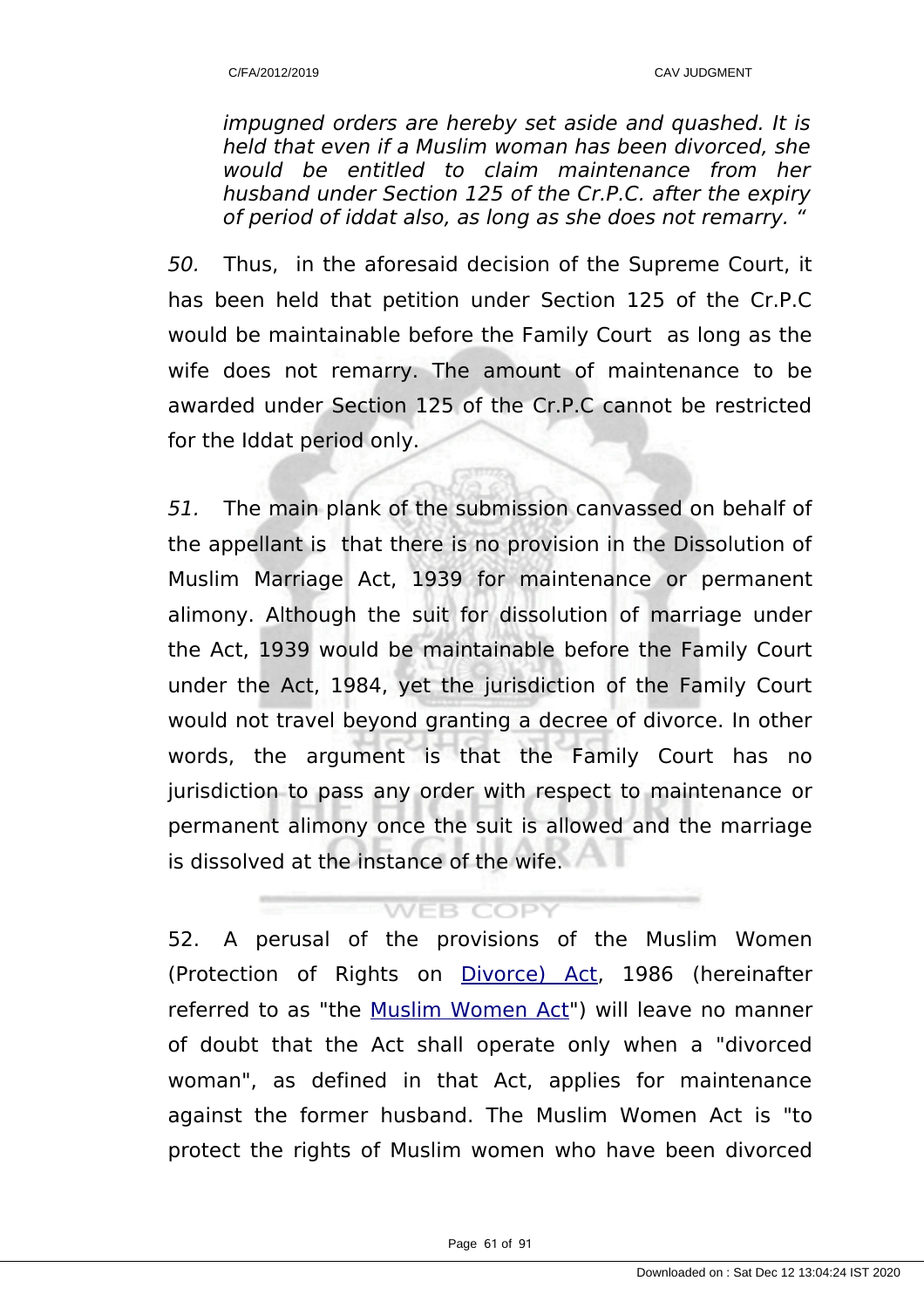*impugned orders are hereby set aside and quashed. It is held that even if a Muslim woman has been divorced, she would be entitled to claim maintenance from her husband under Section 125 of the Cr.P.C. after the expiry of period of iddat also, as long as she does not remarry. "*

*50.* Thus, in the aforesaid decision of the Supreme Court, it has been held that petition under Section 125 of the Cr.P.C would be maintainable before the Family Court as long as the wife does not remarry. The amount of maintenance to be awarded under Section 125 of the Cr.P.C cannot be restricted for the Iddat period only.

*51.* The main plank of the submission canvassed on behalf of the appellant is that there is no provision in the Dissolution of Muslim Marriage Act, 1939 for maintenance or permanent alimony. Although the suit for dissolution of marriage under the Act, 1939 would be maintainable before the Family Court under the Act, 1984, yet the jurisdiction of the Family Court would not travel beyond granting a decree of divorce. In other words, the argument is that the Family Court has no jurisdiction to pass any order with respect to maintenance or permanent alimony once the suit is allowed and the marriage is dissolved at the instance of the wife.

52. A perusal of the provisions of the Muslim Women (Protection of Rights on Divorce) Act, 1986 (hereinafter referred to as "the Muslim Women Act") will leave no manner of doubt that the Act shall operate only when a "divorced woman", as defined in that Act, applies for maintenance against the former husband. The Muslim Women Act is "to protect the rights of Muslim women who have been divorced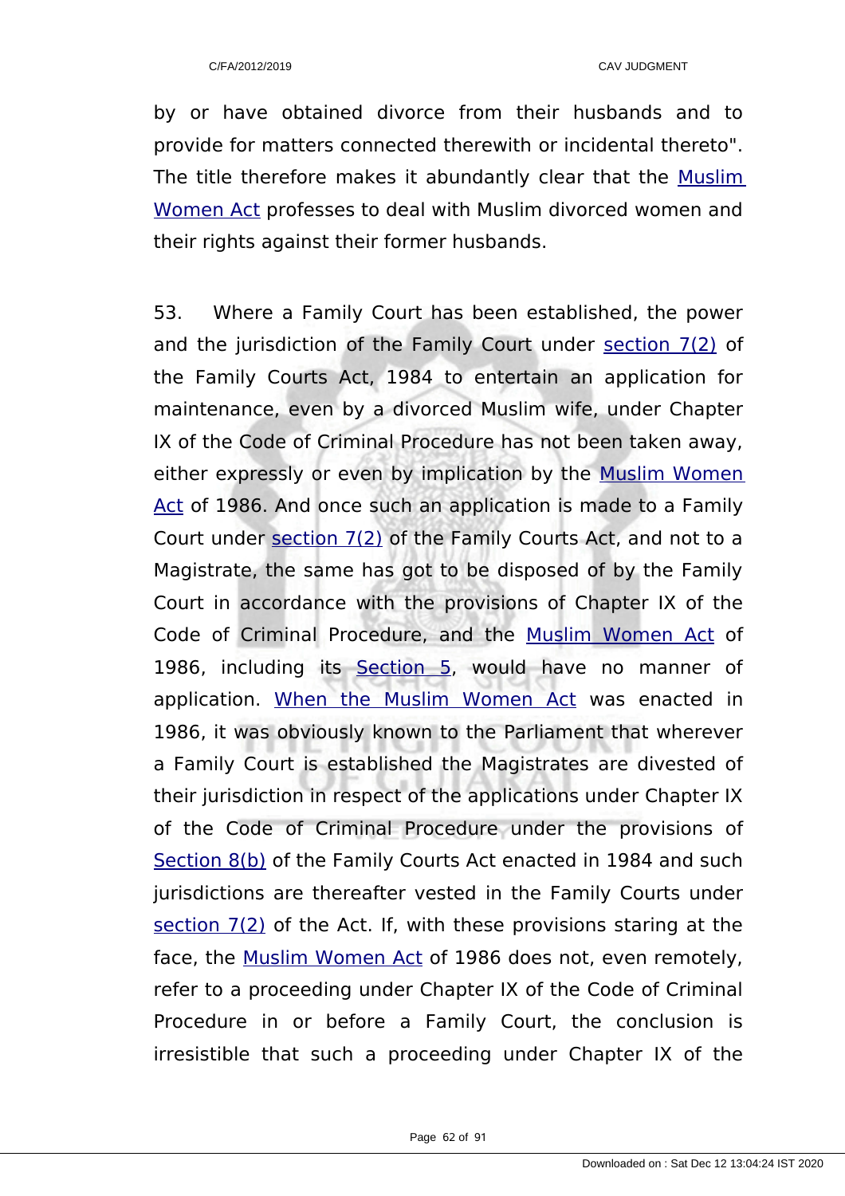by or have obtained divorce from their husbands and to provide for matters connected therewith or incidental thereto". The title therefore makes it abundantly clear that the Muslim Women Act professes to deal with Muslim divorced women and their rights against their former husbands.

53. Where a Family Court has been established, the power and the jurisdiction of the Family Court under section 7(2) of the Family Courts Act, 1984 to entertain an application for maintenance, even by a divorced Muslim wife, under Chapter IX of the Code of Criminal Procedure has not been taken away, either expressly or even by implication by the Muslim Women Act of 1986. And once such an application is made to a Family Court under section 7(2) of the Family Courts Act, and not to a Magistrate, the same has got to be disposed of by the Family Court in accordance with the provisions of Chapter IX of the Code of Criminal Procedure, and the Muslim Women Act of 1986, including its Section 5, would have no manner of application. When the Muslim Women Act was enacted in 1986, it was obviously known to the Parliament that wherever a Family Court is established the Magistrates are divested of their jurisdiction in respect of the applications under Chapter IX of the Code of Criminal Procedure under the provisions of Section 8(b) of the Family Courts Act enacted in 1984 and such jurisdictions are thereafter vested in the Family Courts under section 7(2) of the Act. If, with these provisions staring at the face, the Muslim Women Act of 1986 does not, even remotely, refer to a proceeding under Chapter IX of the Code of Criminal Procedure in or before a Family Court, the conclusion is irresistible that such a proceeding under Chapter IX of the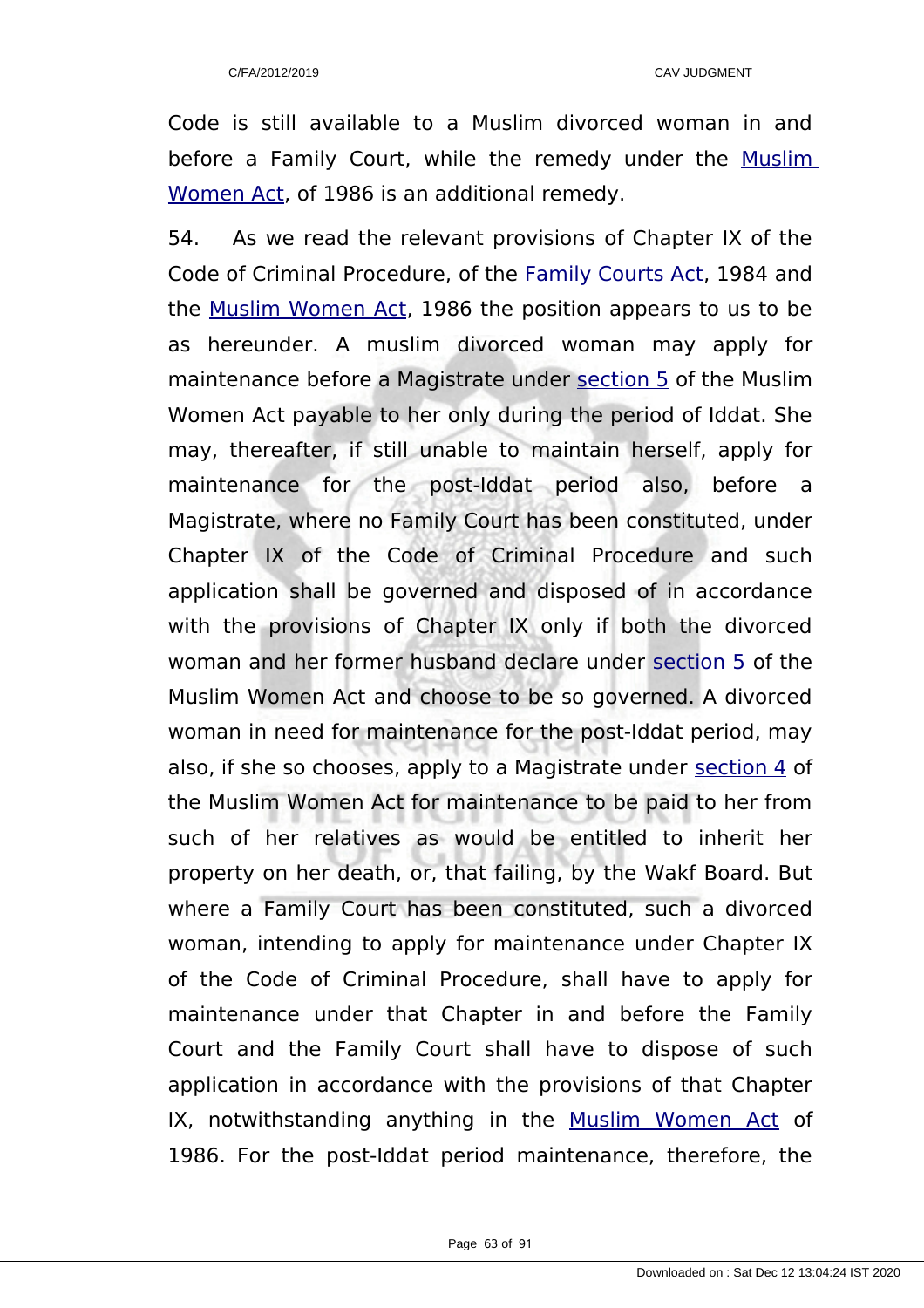Code is still available to a Muslim divorced woman in and before a Family Court, while the remedy under the Muslim Women Act, of 1986 is an additional remedy.

54. As we read the relevant provisions of Chapter IX of the Code of Criminal Procedure, of the Family Courts Act, 1984 and the Muslim Women Act, 1986 the position appears to us to be as hereunder. A muslim divorced woman may apply for maintenance before a Magistrate under section 5 of the Muslim Women Act payable to her only during the period of Iddat. She may, thereafter, if still unable to maintain herself, apply for maintenance for the post-Iddat period also, before a Magistrate, where no Family Court has been constituted, under Chapter IX of the Code of Criminal Procedure and such application shall be governed and disposed of in accordance with the provisions of Chapter IX only if both the divorced woman and her former husband declare under section 5 of the Muslim Women Act and choose to be so governed. A divorced woman in need for maintenance for the post-Iddat period, may also, if she so chooses, apply to a Magistrate under section 4 of the Muslim Women Act for maintenance to be paid to her from such of her relatives as would be entitled to inherit her property on her death, or, that failing, by the Wakf Board. But where a Family Court has been constituted, such a divorced woman, intending to apply for maintenance under Chapter IX of the Code of Criminal Procedure, shall have to apply for maintenance under that Chapter in and before the Family Court and the Family Court shall have to dispose of such application in accordance with the provisions of that Chapter IX, notwithstanding anything in the Muslim Women Act of 1986. For the post-Iddat period maintenance, therefore, the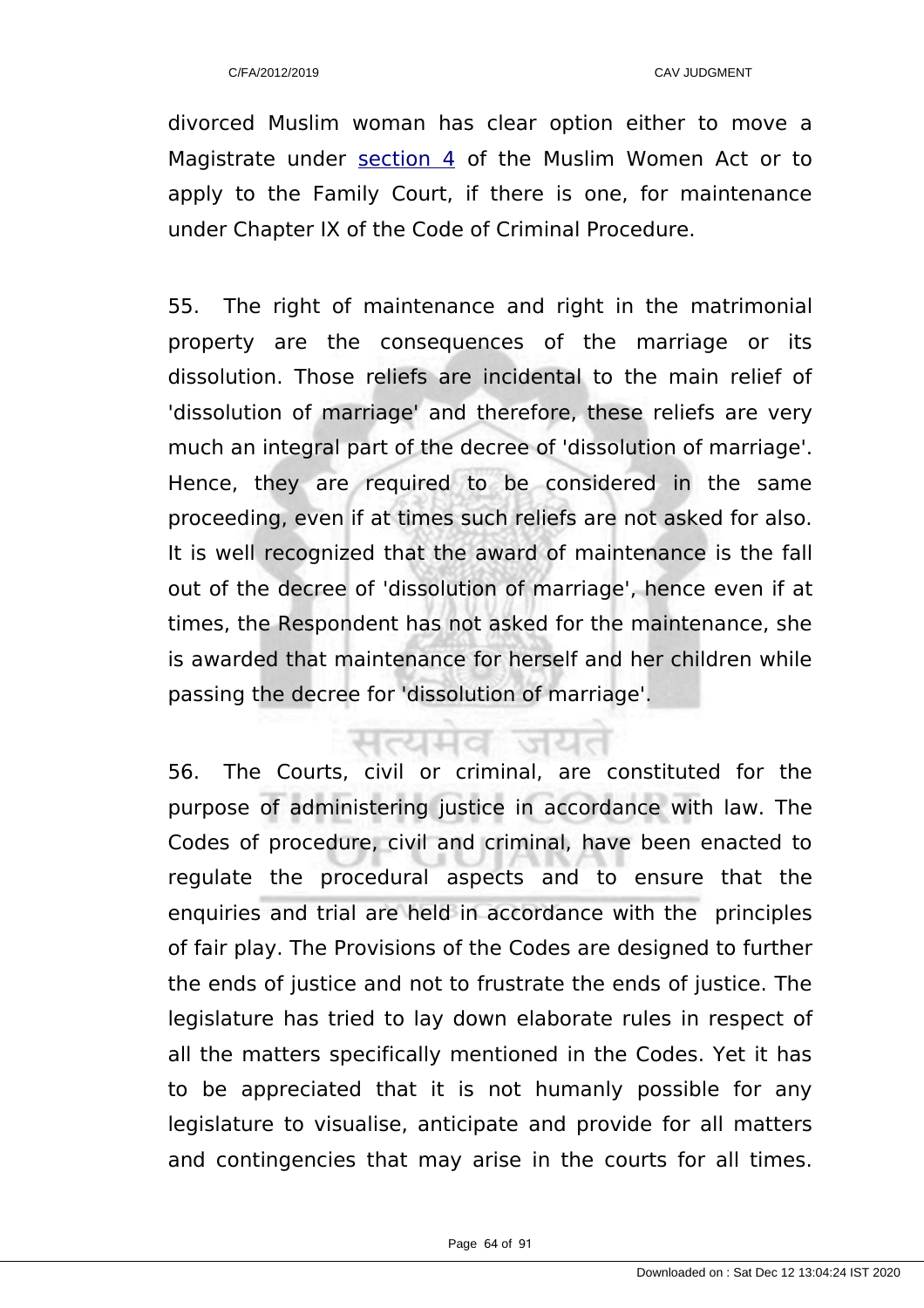divorced Muslim woman has clear option either to move a Magistrate under section 4 of the Muslim Women Act or to apply to the Family Court, if there is one, for maintenance under Chapter IX of the Code of Criminal Procedure.

55. The right of maintenance and right in the matrimonial property are the consequences of the marriage or its dissolution. Those reliefs are incidental to the main relief of 'dissolution of marriage' and therefore, these reliefs are very much an integral part of the decree of 'dissolution of marriage'. Hence, they are required to be considered in the same proceeding, even if at times such reliefs are not asked for also. It is well recognized that the award of maintenance is the fall out of the decree of 'dissolution of marriage', hence even if at times, the Respondent has not asked for the maintenance, she is awarded that maintenance for herself and her children while passing the decree for 'dissolution of marriage'.

56. The Courts, civil or criminal, are constituted for the purpose of administering justice in accordance with law. The Codes of procedure, civil and criminal, have been enacted to regulate the procedural aspects and to ensure that the enquiries and trial are held in accordance with the principles of fair play. The Provisions of the Codes are designed to further the ends of justice and not to frustrate the ends of justice. The legislature has tried to lay down elaborate rules in respect of all the matters specifically mentioned in the Codes. Yet it has to be appreciated that it is not humanly possible for any legislature to visualise, anticipate and provide for all matters and contingencies that may arise in the courts for all times.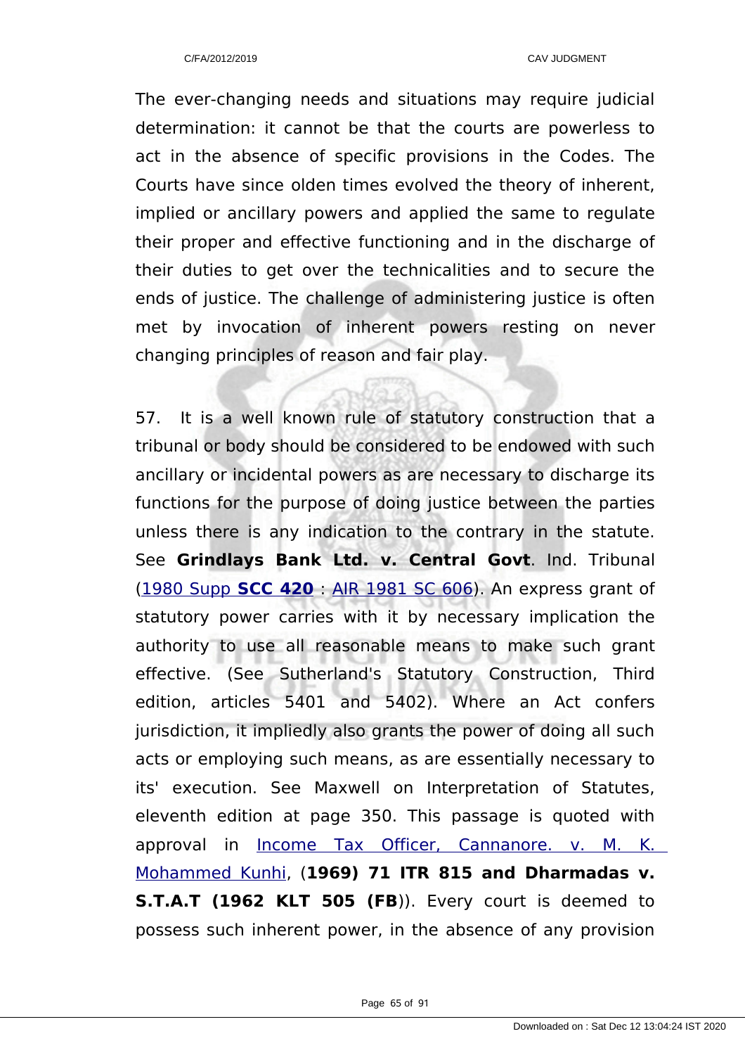The ever-changing needs and situations may require judicial determination: it cannot be that the courts are powerless to act in the absence of specific provisions in the Codes. The Courts have since olden times evolved the theory of inherent, implied or ancillary powers and applied the same to regulate their proper and effective functioning and in the discharge of their duties to get over the technicalities and to secure the ends of justice. The challenge of administering justice is often met by invocation of inherent powers resting on never changing principles of reason and fair play.

57. It is a well known rule of statutory construction that a tribunal or body should be considered to be endowed with such ancillary or incidental powers as are necessary to discharge its functions for the purpose of doing justice between the parties unless there is any indication to the contrary in the statute. See **Grindlays Bank Ltd. v. Central Govt**. Ind. Tribunal (1980 Supp **SCC 420** : AIR 1981 SC 606). An express grant of statutory power carries with it by necessary implication the authority to use all reasonable means to make such grant effective. (See Sutherland's Statutory Construction, Third edition, articles 5401 and 5402). Where an Act confers jurisdiction, it impliedly also grants the power of doing all such acts or employing such means, as are essentially necessary to its' execution. See Maxwell on Interpretation of Statutes, eleventh edition at page 350. This passage is quoted with approval in Income Tax Officer, Cannanore. v. M. K. Mohammed Kunhi, (**1969) 71 ITR 815 and Dharmadas v. S.T.A.T (1962 KLT 505 (FB**)). Every court is deemed to possess such inherent power, in the absence of any provision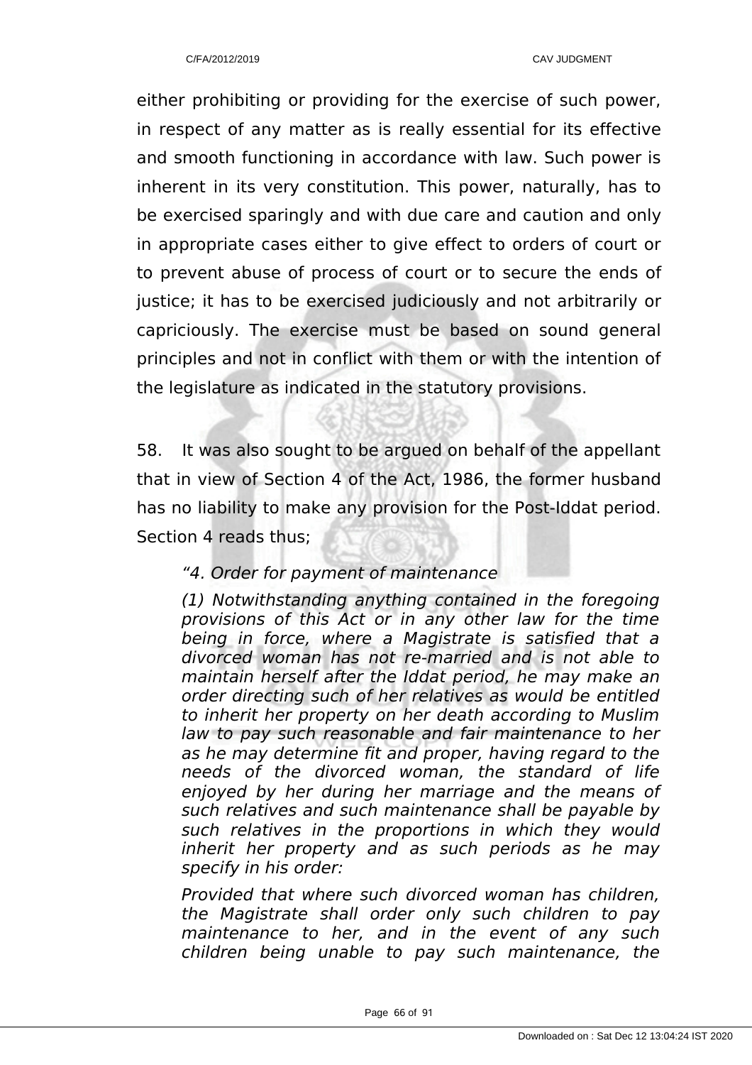either prohibiting or providing for the exercise of such power, in respect of any matter as is really essential for its effective and smooth functioning in accordance with law. Such power is inherent in its very constitution. This power, naturally, has to be exercised sparingly and with due care and caution and only in appropriate cases either to give effect to orders of court or to prevent abuse of process of court or to secure the ends of justice; it has to be exercised judiciously and not arbitrarily or capriciously. The exercise must be based on sound general principles and not in conflict with them or with the intention of the legislature as indicated in the statutory provisions.

58. It was also sought to be argued on behalf of the appellant that in view of Section 4 of the Act, 1986, the former husband has no liability to make any provision for the Post-Iddat period. Section 4 reads thus;

> *"4. Order for payment of maintenance*
>
> *(1) Notwithstanding anything contained in the foregoing provisions of this Act or in any other law for the time being in force, where a Magistrate is satisfied that a divorced woman has not re-married and is not able to maintain herself after the Iddat period, he may make an order directing such of her relatives as would be entitled to inherit her property on her death according to Muslim law to pay such reasonable and fair maintenance to her as he may determine fit and proper, having regard to the needs of the divorced woman, the standard of life enjoyed by her during her marriage and the means of such relatives and such maintenance shall be payable by such relatives in the proportions in which they would inherit her property and as such periods as he may specify in his order:*
>
> *Provided that where such divorced woman has children, the Magistrate shall order only such children to pay maintenance to her, and in the event of any such children being unable to pay such maintenance, the*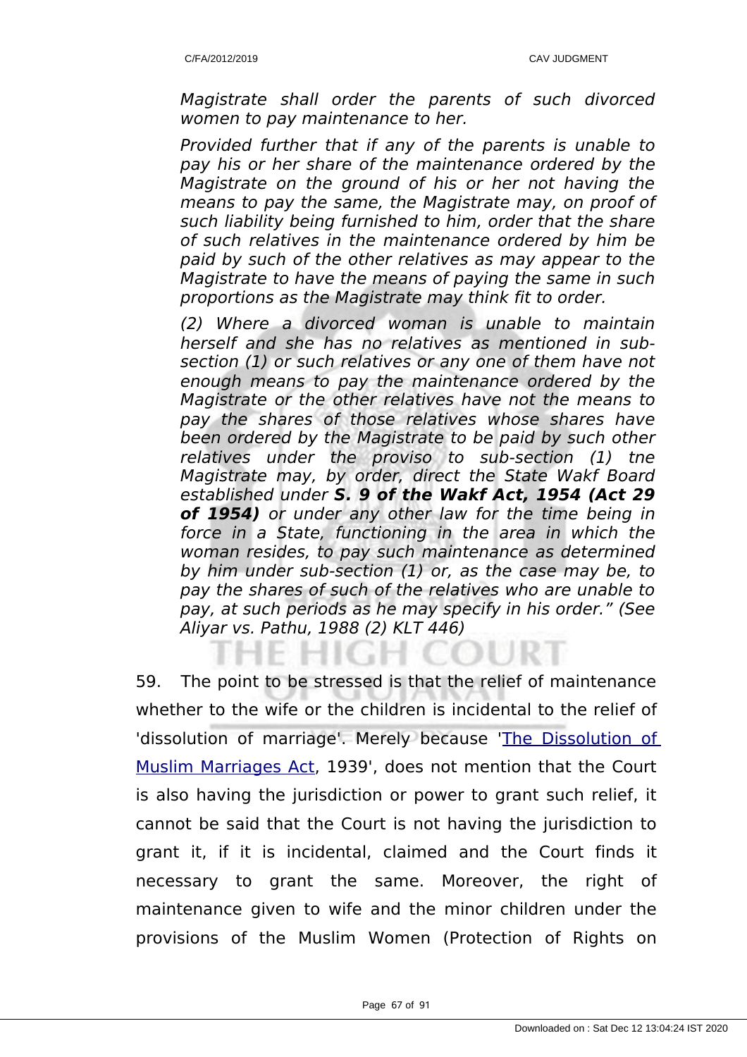*Magistrate shall order the parents of such divorced women to pay maintenance to her.*

*Provided further that if any of the parents is unable to pay his or her share of the maintenance ordered by the Magistrate on the ground of his or her not having the means to pay the same, the Magistrate may, on proof of such liability being furnished to him, order that the share of such relatives in the maintenance ordered by him be paid by such of the other relatives as may appear to the Magistrate to have the means of paying the same in such proportions as the Magistrate may think fit to order.*

*(2) Where a divorced woman is unable to maintain herself and she has no relatives as mentioned in sub-section (1) or such relatives or any one of them have not enough means to pay the maintenance ordered by the Magistrate or the other relatives have not the means to pay the shares of those relatives whose shares have been ordered by the Magistrate to be paid by such other relatives under the proviso to sub-section (1) tne Magistrate may, by order, direct the State Wakf Board established under* ***S. 9 of the Wakf Act, 1954 (Act 29 of 1954)*** *or under any other law for the time being in force in a State, functioning in the area in which the woman resides, to pay such maintenance as determined by him under sub-section (1) or, as the case may be, to pay the shares of such of the relatives who are unable to pay, at such periods as he may specify in his order." (See Aliyar vs. Pathu, 1988 (2) KLT 446)*

59. The point to be stressed is that the relief of maintenance whether to the wife or the children is incidental to the relief of 'dissolution of marriage'. Merely because 'The Dissolution of Muslim Marriages Act, 1939', does not mention that the Court is also having the jurisdiction or power to grant such relief, it cannot be said that the Court is not having the jurisdiction to grant it, if it is incidental, claimed and the Court finds it necessary to grant the same. Moreover, the right of maintenance given to wife and the minor children under the provisions of the Muslim Women (Protection of Rights on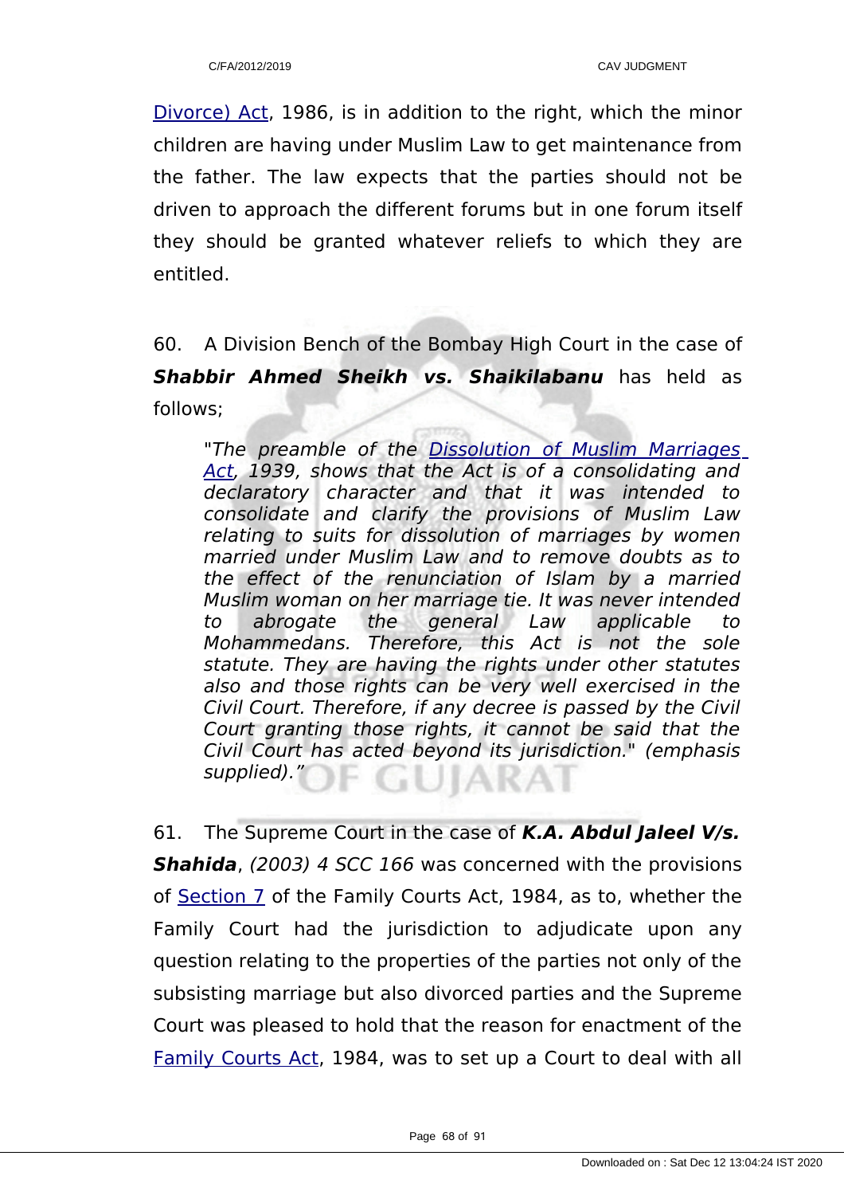Divorce) Act, 1986, is in addition to the right, which the minor children are having under Muslim Law to get maintenance from the father. The law expects that the parties should not be driven to approach the different forums but in one forum itself they should be granted whatever reliefs to which they are entitled.

60. A Division Bench of the Bombay High Court in the case of ***Shabbir Ahmed Sheikh vs. Shaikilabanu*** has held as follows;

> *"The preamble of the Dissolution of Muslim Marriages Act, 1939, shows that the Act is of a consolidating and declaratory character and that it was intended to consolidate and clarify the provisions of Muslim Law relating to suits for dissolution of marriages by women married under Muslim Law and to remove doubts as to the effect of the renunciation of Islam by a married Muslim woman on her marriage tie. It was never intended to abrogate the general Law applicable to Mohammedans. Therefore, this Act is not the sole statute. They are having the rights under other statutes also and those rights can be very well exercised in the Civil Court. Therefore, if any decree is passed by the Civil Court granting those rights, it cannot be said that the Civil Court has acted beyond its jurisdiction." (emphasis supplied)."*

61. The Supreme Court in the case of ***K.A. Abdul Jaleel V/s. Shahida***, *(2003) 4 SCC 166* was concerned with the provisions of Section 7 of the Family Courts Act, 1984, as to, whether the Family Court had the jurisdiction to adjudicate upon any question relating to the properties of the parties not only of the subsisting marriage but also divorced parties and the Supreme Court was pleased to hold that the reason for enactment of the Family Courts Act, 1984, was to set up a Court to deal with all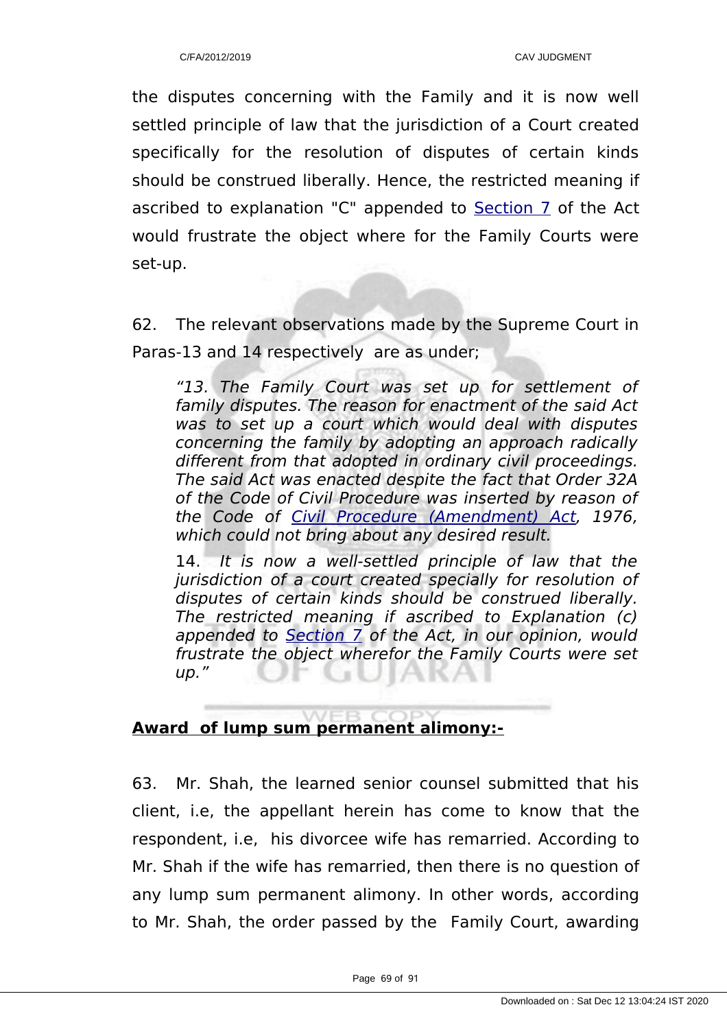the disputes concerning with the Family and it is now well settled principle of law that the jurisdiction of a Court created specifically for the resolution of disputes of certain kinds should be construed liberally. Hence, the restricted meaning if ascribed to explanation "C" appended to Section 7 of the Act would frustrate the object where for the Family Courts were set-up.

62. The relevant observations made by the Supreme Court in Paras-13 and 14 respectively are as under;

> *"13. The Family Court was set up for settlement of family disputes. The reason for enactment of the said Act was to set up a court which would deal with disputes concerning the family by adopting an approach radically different from that adopted in ordinary civil proceedings. The said Act was enacted despite the fact that Order 32A of the Code of Civil Procedure was inserted by reason of the Code of Civil Procedure (Amendment) Act, 1976, which could not bring about any desired result.*
>
> 14. *It is now a well-settled principle of law that the jurisdiction of a court created specially for resolution of disputes of certain kinds should be construed liberally. The restricted meaning if ascribed to Explanation (c) appended to Section 7 of the Act, in our opinion, would frustrate the object wherefor the Family Courts were set up."*

**Award of lump sum permanent alimony:-**

63. Mr. Shah, the learned senior counsel submitted that his client, i.e, the appellant herein has come to know that the respondent, i.e, his divorcee wife has remarried. According to Mr. Shah if the wife has remarried, then there is no question of any lump sum permanent alimony. In other words, according to Mr. Shah, the order passed by the Family Court, awarding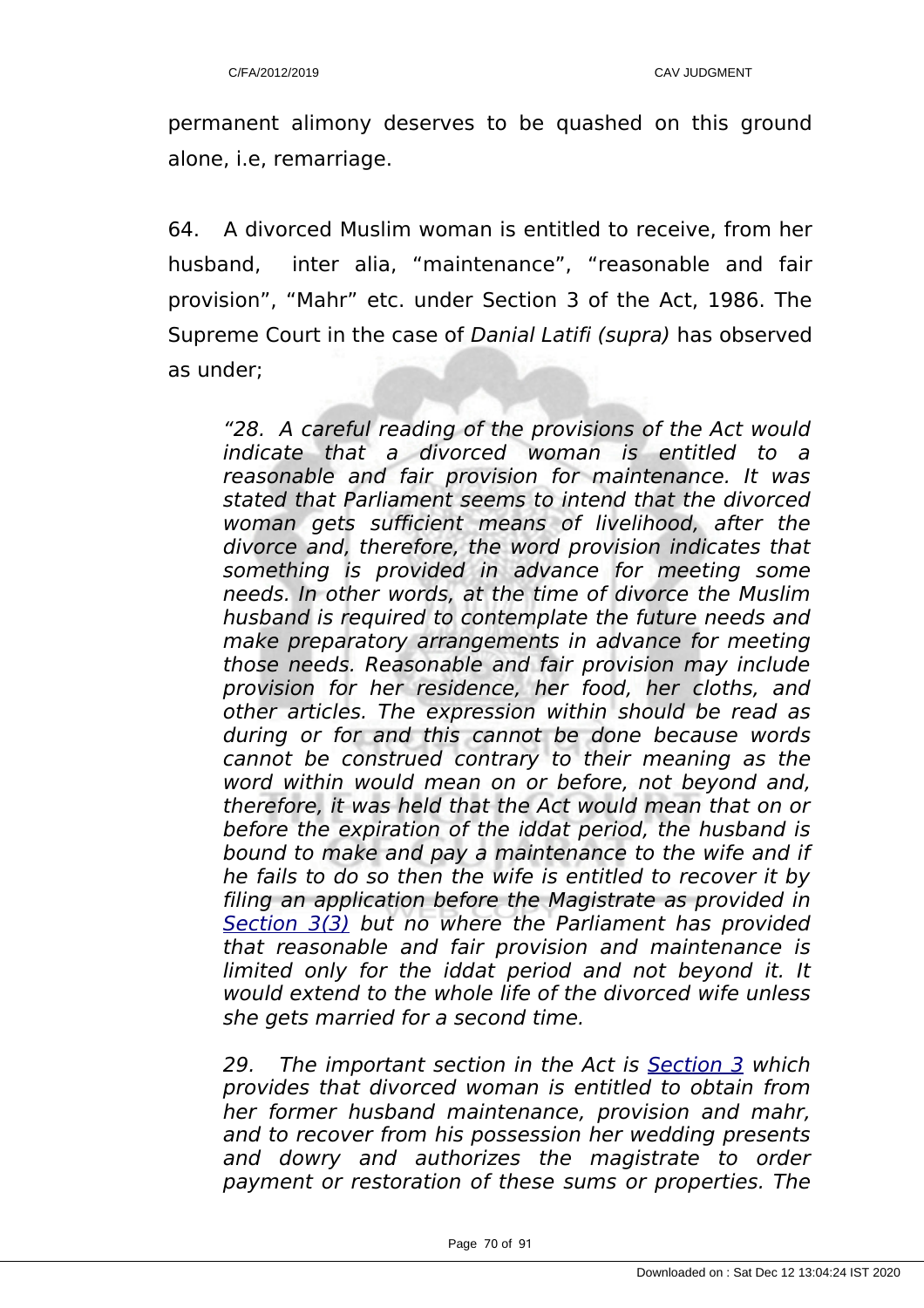permanent alimony deserves to be quashed on this ground alone, i.e, remarriage.

64. A divorced Muslim woman is entitled to receive, from her husband, inter alia, "maintenance", "reasonable and fair provision", "Mahr" etc. under Section 3 of the Act, 1986. The Supreme Court in the case of *Danial Latifi (supra)* has observed as under;

> *"28. A careful reading of the provisions of the Act would indicate that a divorced woman is entitled to a reasonable and fair provision for maintenance. It was stated that Parliament seems to intend that the divorced woman gets sufficient means of livelihood, after the divorce and, therefore, the word provision indicates that something is provided in advance for meeting some needs. In other words, at the time of divorce the Muslim husband is required to contemplate the future needs and make preparatory arrangements in advance for meeting those needs. Reasonable and fair provision may include provision for her residence, her food, her cloths, and other articles. The expression within should be read as during or for and this cannot be done because words cannot be construed contrary to their meaning as the word within would mean on or before, not beyond and, therefore, it was held that the Act would mean that on or before the expiration of the iddat period, the husband is bound to make and pay a maintenance to the wife and if he fails to do so then the wife is entitled to recover it by filing an application before the Magistrate as provided in Section 3(3) but no where the Parliament has provided that reasonable and fair provision and maintenance is limited only for the iddat period and not beyond it. It would extend to the whole life of the divorced wife unless she gets married for a second time.*
>
> *29. The important section in the Act is Section 3 which provides that divorced woman is entitled to obtain from her former husband maintenance, provision and mahr, and to recover from his possession her wedding presents and dowry and authorizes the magistrate to order payment or restoration of these sums or properties. The*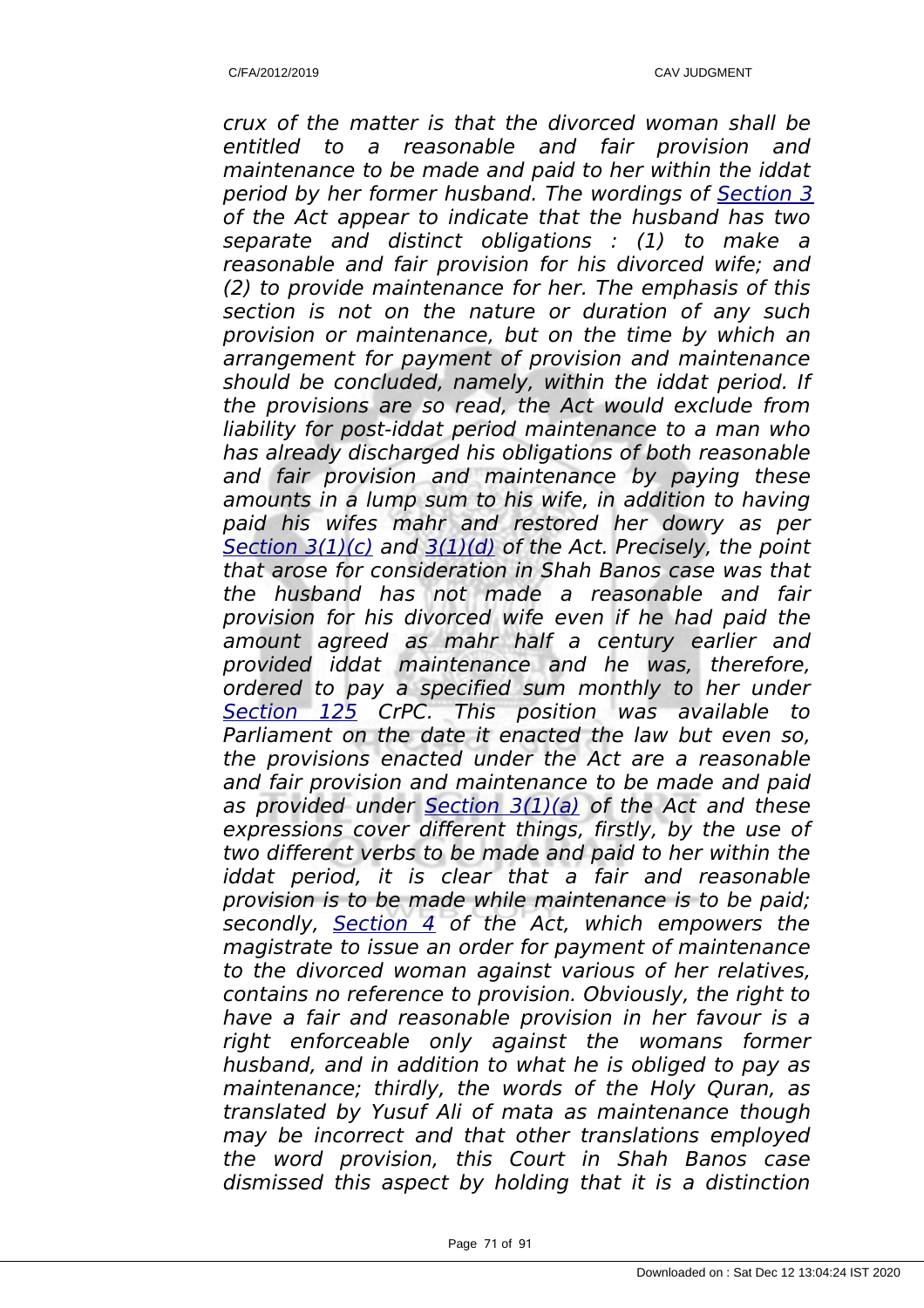*crux of the matter is that the divorced woman shall be entitled to a reasonable and fair provision and maintenance to be made and paid to her within the iddat period by her former husband. The wordings of Section 3 of the Act appear to indicate that the husband has two separate and distinct obligations : (1) to make a reasonable and fair provision for his divorced wife; and (2) to provide maintenance for her. The emphasis of this section is not on the nature or duration of any such provision or maintenance, but on the time by which an arrangement for payment of provision and maintenance should be concluded, namely, within the iddat period. If the provisions are so read, the Act would exclude from liability for post-iddat period maintenance to a man who has already discharged his obligations of both reasonable and fair provision and maintenance by paying these amounts in a lump sum to his wife, in addition to having paid his wifes mahr and restored her dowry as per Section 3(1)(c) and 3(1)(d) of the Act. Precisely, the point that arose for consideration in Shah Banos case was that the husband has not made a reasonable and fair provision for his divorced wife even if he had paid the amount agreed as mahr half a century earlier and provided iddat maintenance and he was, therefore, ordered to pay a specified sum monthly to her under Section 125 CrPC. This position was available to Parliament on the date it enacted the law but even so, the provisions enacted under the Act are a reasonable and fair provision and maintenance to be made and paid as provided under Section 3(1)(a) of the Act and these expressions cover different things, firstly, by the use of two different verbs to be made and paid to her within the iddat period, it is clear that a fair and reasonable provision is to be made while maintenance is to be paid; secondly, Section 4 of the Act, which empowers the magistrate to issue an order for payment of maintenance to the divorced woman against various of her relatives, contains no reference to provision. Obviously, the right to have a fair and reasonable provision in her favour is a right enforceable only against the womans former husband, and in addition to what he is obliged to pay as maintenance; thirdly, the words of the Holy Quran, as translated by Yusuf Ali of mata as maintenance though may be incorrect and that other translations employed the word provision, this Court in Shah Banos case dismissed this aspect by holding that it is a distinction*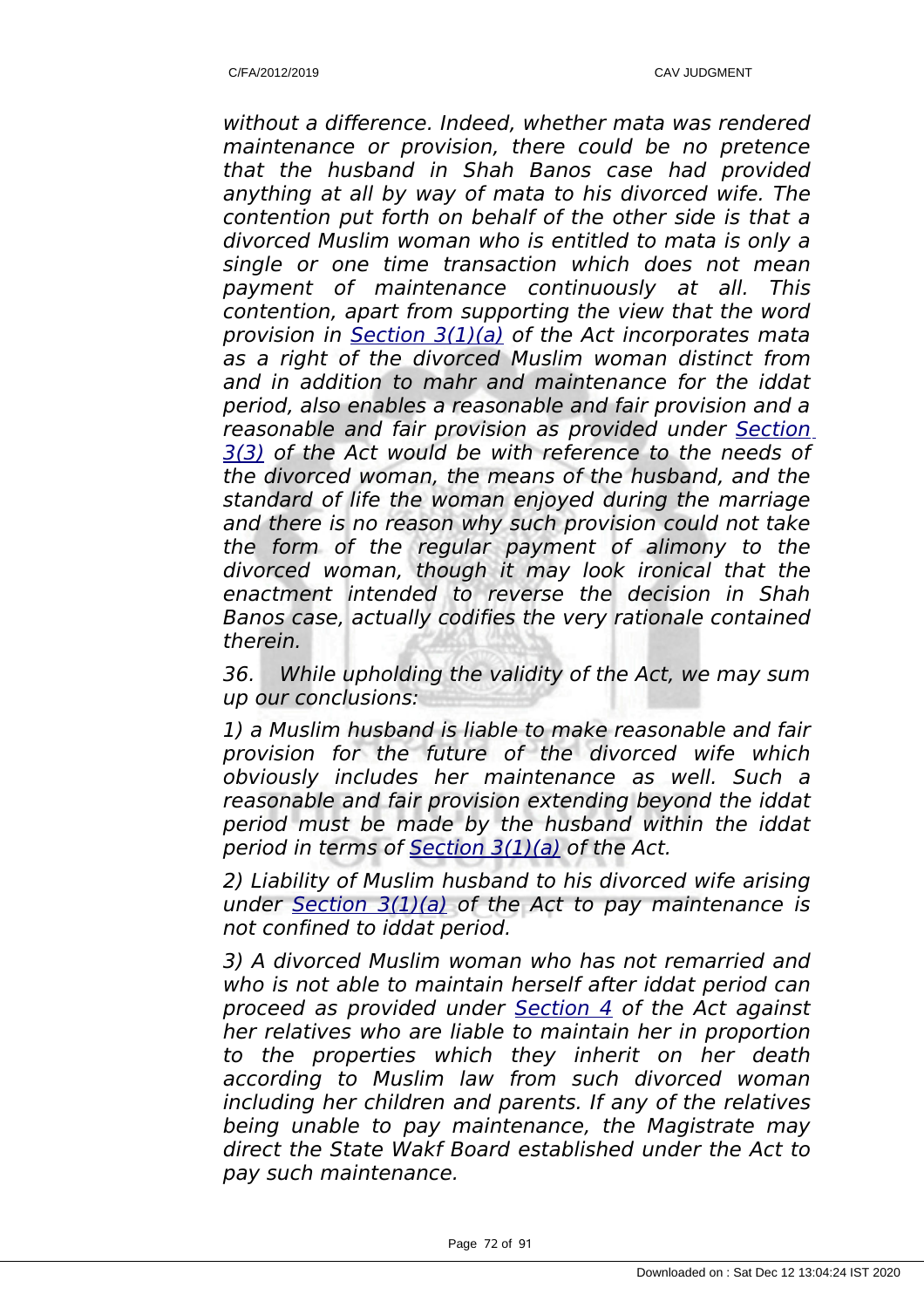*without a difference. Indeed, whether mata was rendered maintenance or provision, there could be no pretence that the husband in Shah Banos case had provided anything at all by way of mata to his divorced wife. The contention put forth on behalf of the other side is that a divorced Muslim woman who is entitled to mata is only a single or one time transaction which does not mean payment of maintenance continuously at all. This contention, apart from supporting the view that the word provision in Section 3(1)(a) of the Act incorporates mata as a right of the divorced Muslim woman distinct from and in addition to mahr and maintenance for the iddat period, also enables a reasonable and fair provision and a reasonable and fair provision as provided under Section 3(3) of the Act would be with reference to the needs of the divorced woman, the means of the husband, and the standard of life the woman enjoyed during the marriage and there is no reason why such provision could not take the form of the regular payment of alimony to the divorced woman, though it may look ironical that the enactment intended to reverse the decision in Shah Banos case, actually codifies the very rationale contained therein.*

*36. While upholding the validity of the Act, we may sum up our conclusions:*

*1) a Muslim husband is liable to make reasonable and fair provision for the future of the divorced wife which obviously includes her maintenance as well. Such a reasonable and fair provision extending beyond the iddat period must be made by the husband within the iddat period in terms of Section 3(1)(a) of the Act.*

*2) Liability of Muslim husband to his divorced wife arising under Section 3(1)(a) of the Act to pay maintenance is not confined to iddat period.*

*3) A divorced Muslim woman who has not remarried and who is not able to maintain herself after iddat period can proceed as provided under Section 4 of the Act against her relatives who are liable to maintain her in proportion to the properties which they inherit on her death according to Muslim law from such divorced woman including her children and parents. If any of the relatives being unable to pay maintenance, the Magistrate may direct the State Wakf Board established under the Act to pay such maintenance.*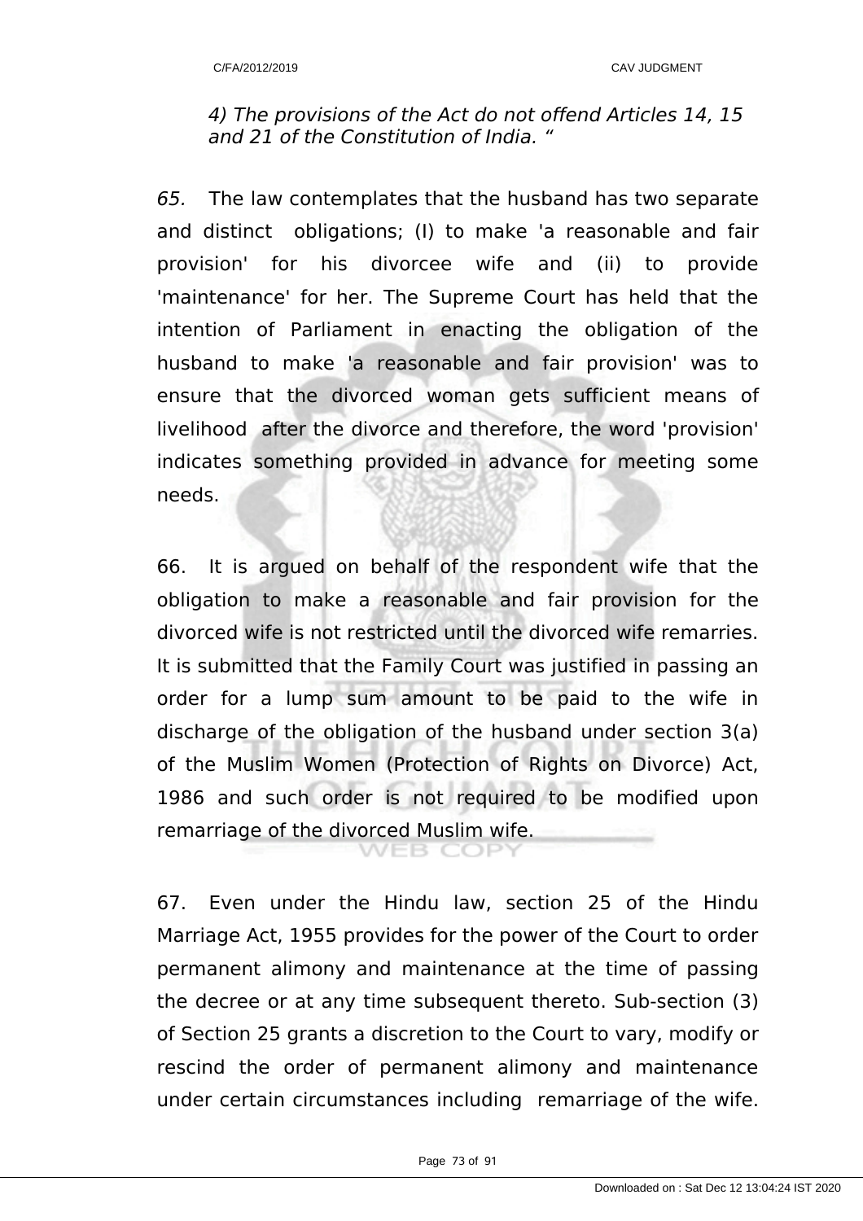*4) The provisions of the Act do not offend Articles 14, 15 and 21 of the Constitution of India. "*

*65.* The law contemplates that the husband has two separate and distinct obligations; (I) to make 'a reasonable and fair provision' for his divorcee wife and (ii) to provide 'maintenance' for her. The Supreme Court has held that the intention of Parliament in enacting the obligation of the husband to make 'a reasonable and fair provision' was to ensure that the divorced woman gets sufficient means of livelihood after the divorce and therefore, the word 'provision' indicates something provided in advance for meeting some needs.

66. It is argued on behalf of the respondent wife that the obligation to make a reasonable and fair provision for the divorced wife is not restricted until the divorced wife remarries. It is submitted that the Family Court was justified in passing an order for a lump sum amount to be paid to the wife in discharge of the obligation of the husband under section 3(a) of the Muslim Women (Protection of Rights on Divorce) Act, 1986 and such order is not required to be modified upon remarriage of the divorced Muslim wife.

67. Even under the Hindu law, section 25 of the Hindu Marriage Act, 1955 provides for the power of the Court to order permanent alimony and maintenance at the time of passing the decree or at any time subsequent thereto. Sub-section (3) of Section 25 grants a discretion to the Court to vary, modify or rescind the order of permanent alimony and maintenance under certain circumstances including remarriage of the wife.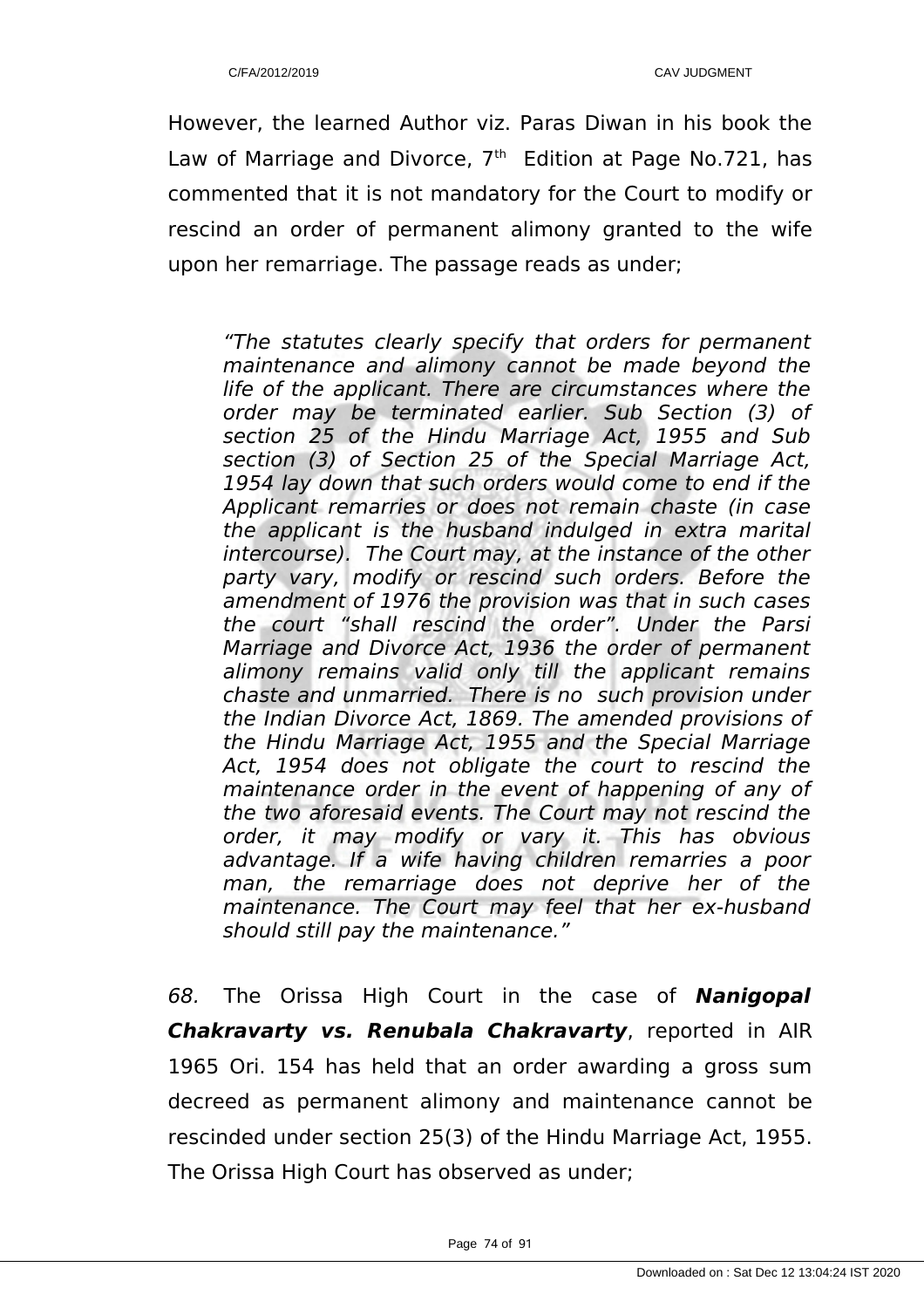However, the learned Author viz. Paras Diwan in his book the Law of Marriage and Divorce, 7th Edition at Page No.721, has commented that it is not mandatory for the Court to modify or rescind an order of permanent alimony granted to the wife upon her remarriage. The passage reads as under;

> *"The statutes clearly specify that orders for permanent maintenance and alimony cannot be made beyond the life of the applicant. There are circumstances where the order may be terminated earlier. Sub Section (3) of section 25 of the Hindu Marriage Act, 1955 and Sub section (3) of Section 25 of the Special Marriage Act, 1954 lay down that such orders would come to end if the Applicant remarries or does not remain chaste (in case the applicant is the husband indulged in extra marital intercourse). The Court may, at the instance of the other party vary, modify or rescind such orders. Before the amendment of 1976 the provision was that in such cases the court "shall rescind the order". Under the Parsi Marriage and Divorce Act, 1936 the order of permanent alimony remains valid only till the applicant remains chaste and unmarried. There is no such provision under the Indian Divorce Act, 1869. The amended provisions of the Hindu Marriage Act, 1955 and the Special Marriage Act, 1954 does not obligate the court to rescind the maintenance order in the event of happening of any of the two aforesaid events. The Court may not rescind the order, it may modify or vary it. This has obvious advantage. If a wife having children remarries a poor man, the remarriage does not deprive her of the maintenance. The Court may feel that her ex-husband should still pay the maintenance."*

*68.* The Orissa High Court in the case of ***Nanigopal Chakravarty vs. Renubala Chakravarty***, reported in AIR 1965 Ori. 154 has held that an order awarding a gross sum decreed as permanent alimony and maintenance cannot be rescinded under section 25(3) of the Hindu Marriage Act, 1955. The Orissa High Court has observed as under;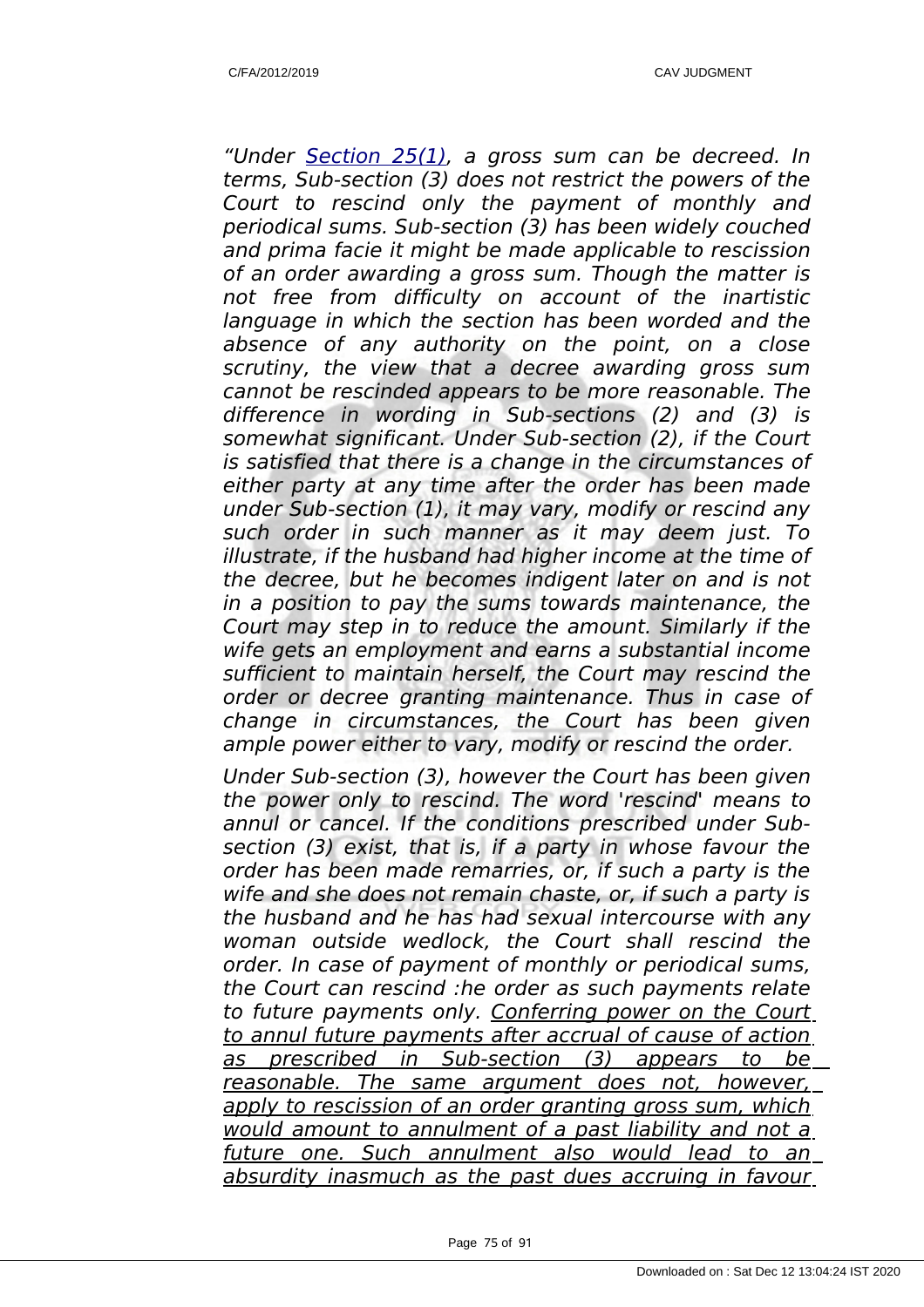*"Under Section 25(1), a gross sum can be decreed. In terms, Sub-section (3) does not restrict the powers of the Court to rescind only the payment of monthly and periodical sums. Sub-section (3) has been widely couched and prima facie it might be made applicable to rescission of an order awarding a gross sum. Though the matter is not free from difficulty on account of the inartistic language in which the section has been worded and the absence of any authority on the point, on a close scrutiny, the view that a decree awarding gross sum cannot be rescinded appears to be more reasonable. The difference in wording in Sub-sections (2) and (3) is somewhat significant. Under Sub-section (2), if the Court is satisfied that there is a change in the circumstances of either party at any time after the order has been made under Sub-section (1), it may vary, modify or rescind any such order in such manner as it may deem just. To illustrate, if the husband had higher income at the time of the decree, but he becomes indigent later on and is not in a position to pay the sums towards maintenance, the Court may step in to reduce the amount. Similarly if the wife gets an employment and earns a substantial income sufficient to maintain herself, the Court may rescind the order or decree granting maintenance. Thus in case of change in circumstances, the Court has been given ample power either to vary, modify or rescind the order.*

*Under Sub-section (3), however the Court has been given the power only to rescind. The word 'rescind' means to annul or cancel. If the conditions prescribed under Sub-section (3) exist, that is, if a party in whose favour the order has been made remarries, or, if such a party is the wife and she does not remain chaste, or, if such a party is the husband and he has had sexual intercourse with any woman outside wedlock, the Court shall rescind the order. In case of payment of monthly or periodical sums, the Court can rescind :he order as such payments relate to future payments only. Conferring power on the Court to annul future payments after accrual of cause of action as prescribed in Sub-section (3) appears to be reasonable. The same argument does not, however, apply to rescission of an order granting gross sum, which would amount to annulment of a past liability and not a future one. Such annulment also would lead to an absurdity inasmuch as the past dues accruing in favour*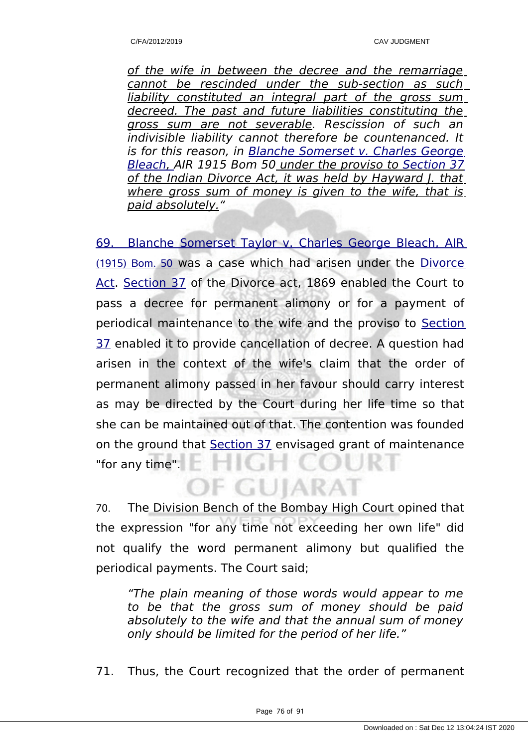*of the wife in between the decree and the remarriage cannot be rescinded under the sub-section as such liability constituted an integral part of the gross sum decreed. The past and future liabilities constituting the gross sum are not severable. Rescission of such an indivisible liability cannot therefore be countenanced. It is for this reason, in Blanche Somerset v. Charles George Bleach, AIR 1915 Bom 50 under the proviso to Section 37 of the Indian Divorce Act, it was held by Hayward J. that where gross sum of money is given to the wife, that is paid absolutely."*

69. Blanche Somerset Taylor v. Charles George Bleach, AIR (1915) Bom. 50 was a case which had arisen under the Divorce Act. Section 37 of the Divorce act, 1869 enabled the Court to pass a decree for permanent alimony or for a payment of periodical maintenance to the wife and the proviso to Section 37 enabled it to provide cancellation of decree. A question had arisen in the context of the wife's claim that the order of permanent alimony passed in her favour should carry interest as may be directed by the Court during her life time so that she can be maintained out of that. The contention was founded on the ground that Section 37 envisaged grant of maintenance "for any time".

70. The Division Bench of the Bombay High Court opined that the expression "for any time not exceeding her own life" did not qualify the word permanent alimony but qualified the periodical payments. The Court said;

*"The plain meaning of those words would appear to me to be that the gross sum of money should be paid absolutely to the wife and that the annual sum of money only should be limited for the period of her life."*

71. Thus, the Court recognized that the order of permanent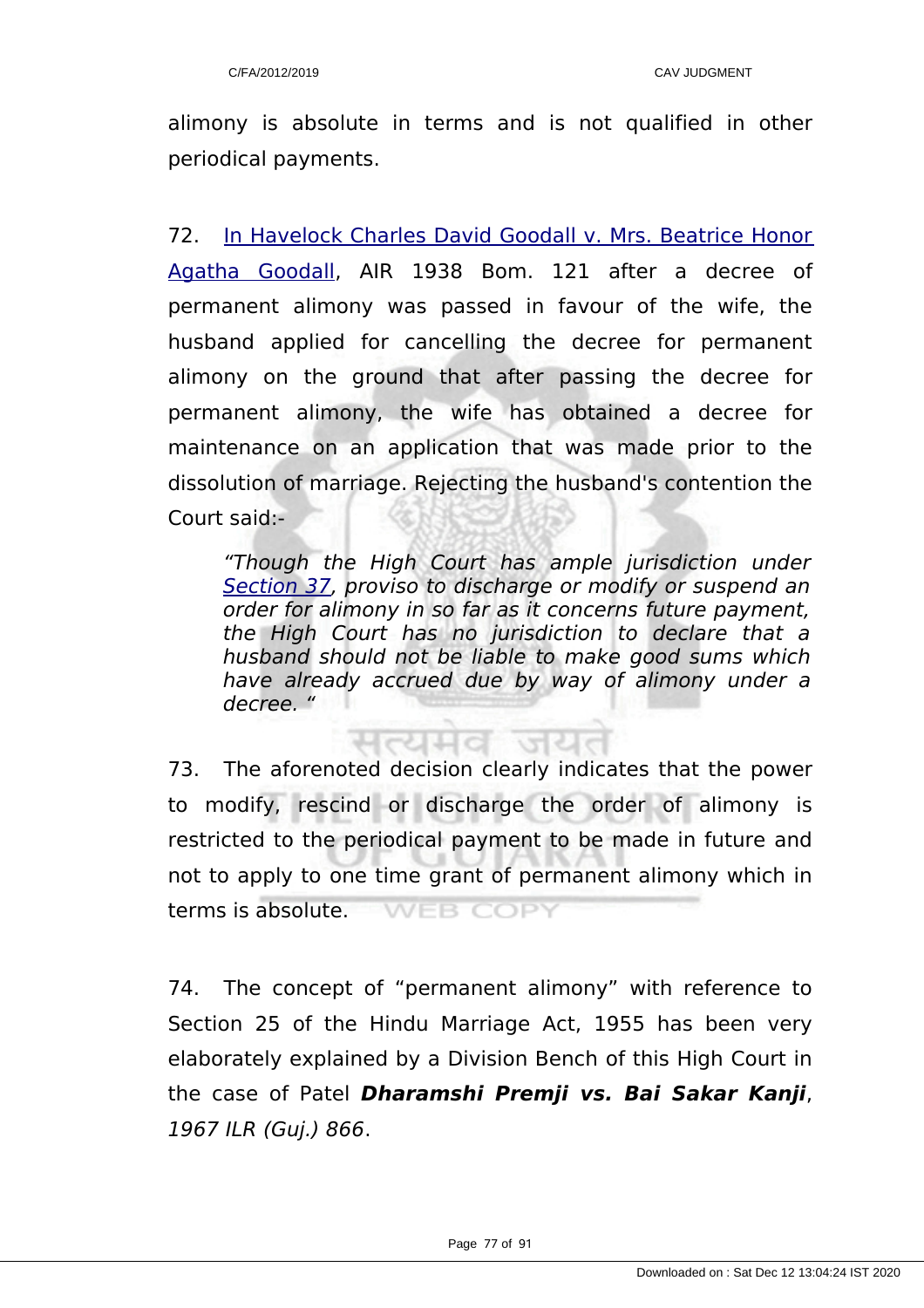alimony is absolute in terms and is not qualified in other periodical payments.

72. In Havelock Charles David Goodall v. Mrs. Beatrice Honor Agatha Goodall, AIR 1938 Bom. 121 after a decree of permanent alimony was passed in favour of the wife, the husband applied for cancelling the decree for permanent alimony on the ground that after passing the decree for permanent alimony, the wife has obtained a decree for maintenance on an application that was made prior to the dissolution of marriage. Rejecting the husband's contention the Court said:-

> *"Though the High Court has ample jurisdiction under Section 37, proviso to discharge or modify or suspend an order for alimony in so far as it concerns future payment, the High Court has no jurisdiction to declare that a husband should not be liable to make good sums which have already accrued due by way of alimony under a decree. "*

73. The aforenoted decision clearly indicates that the power to modify, rescind or discharge the order of alimony is restricted to the periodical payment to be made in future and not to apply to one time grant of permanent alimony which in terms is absolute.

74. The concept of "permanent alimony" with reference to Section 25 of the Hindu Marriage Act, 1955 has been very elaborately explained by a Division Bench of this High Court in the case of Patel ***Dharamshi Premji vs. Bai Sakar Kanji***, *1967 ILR (Guj.) 866*.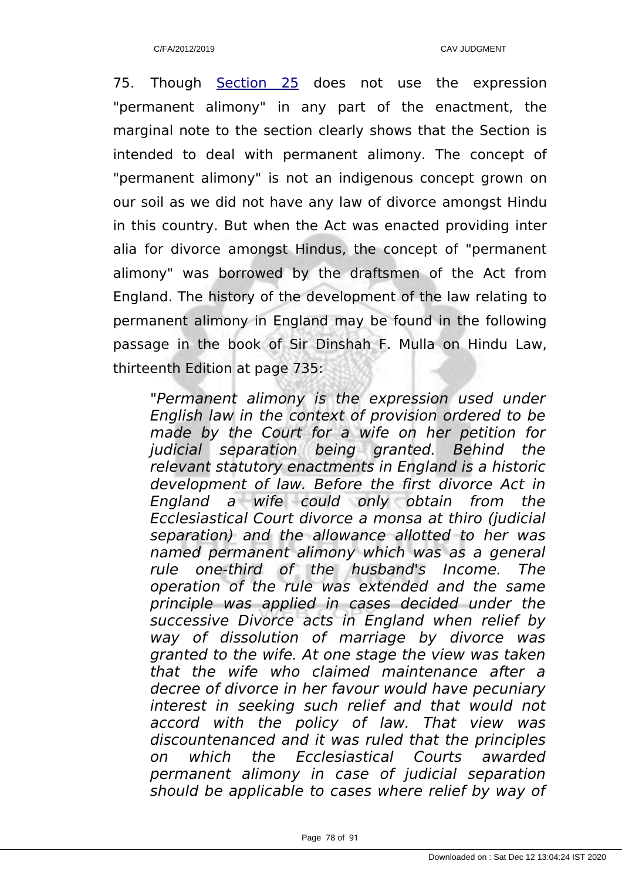75. Though Section 25 does not use the expression "permanent alimony" in any part of the enactment, the marginal note to the section clearly shows that the Section is intended to deal with permanent alimony. The concept of "permanent alimony" is not an indigenous concept grown on our soil as we did not have any law of divorce amongst Hindu in this country. But when the Act was enacted providing inter alia for divorce amongst Hindus, the concept of "permanent alimony" was borrowed by the draftsmen of the Act from England. The history of the development of the law relating to permanent alimony in England may be found in the following passage in the book of Sir Dinshah F. Mulla on Hindu Law, thirteenth Edition at page 735:

> *"Permanent alimony is the expression used under English law in the context of provision ordered to be made by the Court for a wife on her petition for judicial separation being granted. Behind the relevant statutory enactments in England is a historic development of law. Before the first divorce Act in England a wife could only obtain from the Ecclesiastical Court divorce a monsa at thiro (judicial separation) and the allowance allotted to her was named permanent alimony which was as a general rule one-third of the husband's Income. The operation of the rule was extended and the same principle was applied in cases decided under the successive Divorce acts in England when relief by way of dissolution of marriage by divorce was granted to the wife. At one stage the view was taken that the wife who claimed maintenance after a decree of divorce in her favour would have pecuniary interest in seeking such relief and that would not accord with the policy of law. That view was discountenanced and it was ruled that the principles on which the Ecclesiastical Courts awarded permanent alimony in case of judicial separation should be applicable to cases where relief by way of*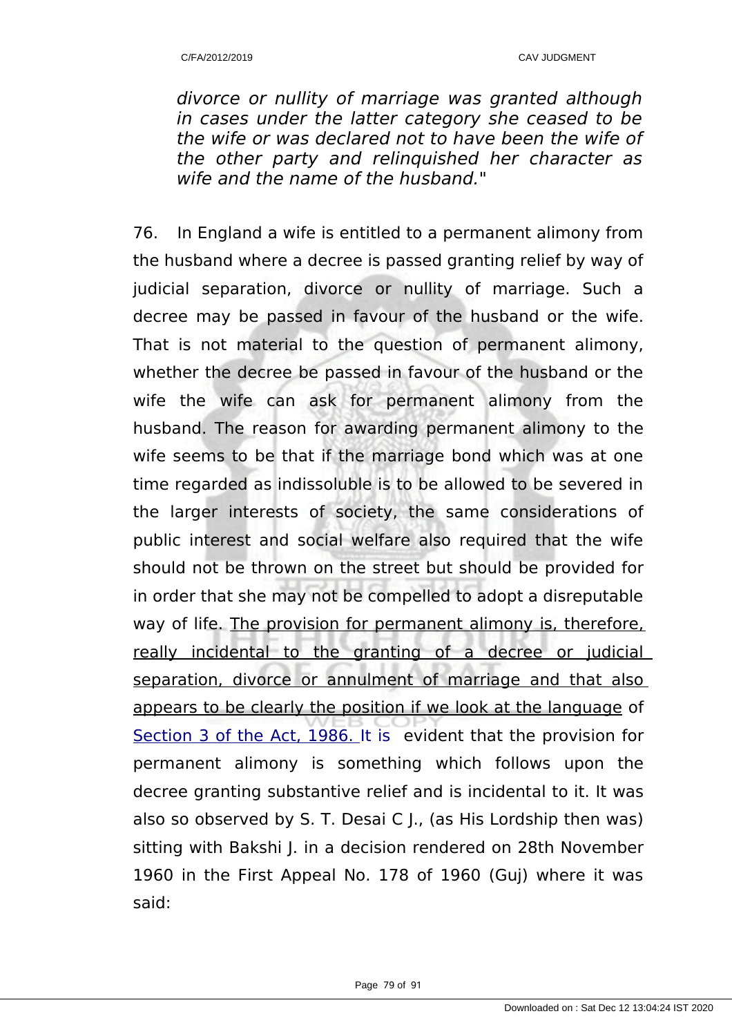*divorce or nullity of marriage was granted although in cases under the latter category she ceased to be the wife or was declared not to have been the wife of the other party and relinquished her character as wife and the name of the husband."*

76. In England a wife is entitled to a permanent alimony from the husband where a decree is passed granting relief by way of judicial separation, divorce or nullity of marriage. Such a decree may be passed in favour of the husband or the wife. That is not material to the question of permanent alimony, whether the decree be passed in favour of the husband or the wife the wife can ask for permanent alimony from the husband. The reason for awarding permanent alimony to the wife seems to be that if the marriage bond which was at one time regarded as indissoluble is to be allowed to be severed in the larger interests of society, the same considerations of public interest and social welfare also required that the wife should not be thrown on the street but should be provided for in order that she may not be compelled to adopt a disreputable way of life. The provision for permanent alimony is, therefore, really incidental to the granting of a decree or judicial separation, divorce or annulment of marriage and that also appears to be clearly the position if we look at the language of Section 3 of the Act, 1986. It is evident that the provision for permanent alimony is something which follows upon the decree granting substantive relief and is incidental to it. It was also so observed by S. T. Desai C J., (as His Lordship then was) sitting with Bakshi J. in a decision rendered on 28th November 1960 in the First Appeal No. 178 of 1960 (Guj) where it was said: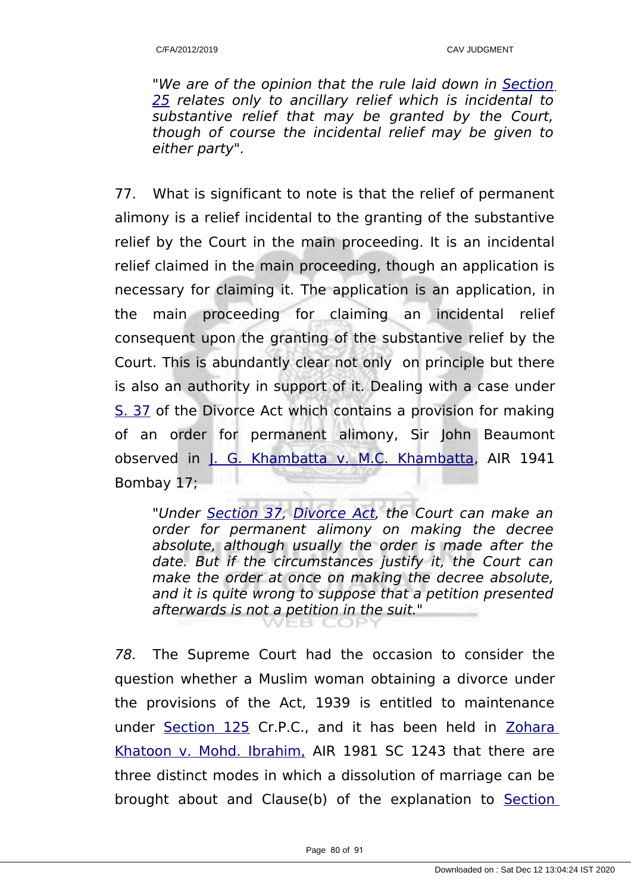*"We are of the opinion that the rule laid down in Section 25 relates only to ancillary relief which is incidental to substantive relief that may be granted by the Court, though of course the incidental relief may be given to either party".*

77. What is significant to note is that the relief of permanent alimony is a relief incidental to the granting of the substantive relief by the Court in the main proceeding. It is an incidental relief claimed in the main proceeding, though an application is necessary for claiming it. The application is an application, in the main proceeding for claiming an incidental relief consequent upon the granting of the substantive relief by the Court. This is abundantly clear not only on principle but there is also an authority in support of it. Dealing with a case under S. 37 of the Divorce Act which contains a provision for making of an order for permanent alimony, Sir John Beaumont observed in J. G. Khambatta v. M.C. Khambatta, AIR 1941 Bombay 17;

*"Under Section 37, Divorce Act, the Court can make an order for permanent alimony on making the decree absolute, although usually the order is made after the date. But if the circumstances justify it, the Court can make the order at once on making the decree absolute, and it is quite wrong to suppose that a petition presented afterwards is not a petition in the suit."*

*78.* The Supreme Court had the occasion to consider the question whether a Muslim woman obtaining a divorce under the provisions of the Act, 1939 is entitled to maintenance under Section 125 Cr.P.C., and it has been held in Zohara Khatoon v. Mohd. Ibrahim, AIR 1981 SC 1243 that there are three distinct modes in which a dissolution of marriage can be brought about and Clause(b) of the explanation to Section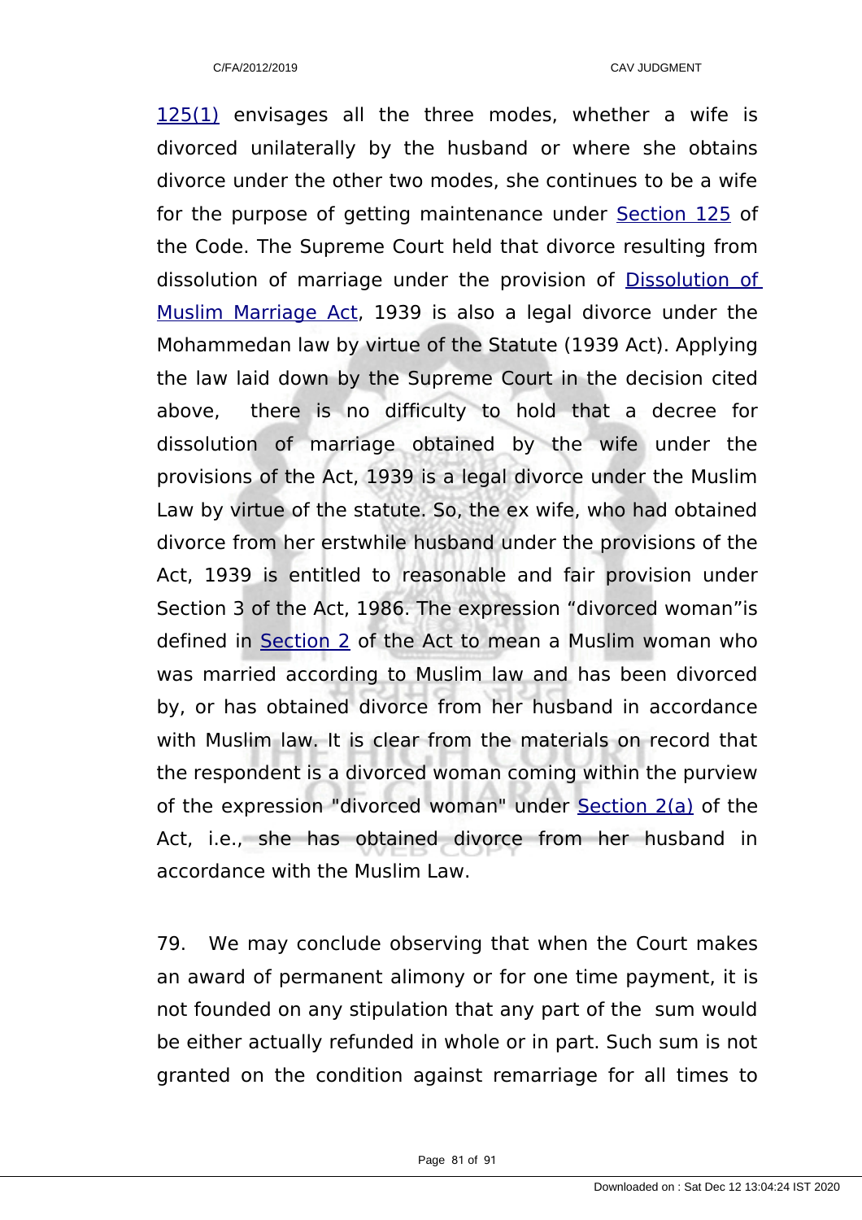125(1) envisages all the three modes, whether a wife is divorced unilaterally by the husband or where she obtains divorce under the other two modes, she continues to be a wife for the purpose of getting maintenance under Section 125 of the Code. The Supreme Court held that divorce resulting from dissolution of marriage under the provision of Dissolution of Muslim Marriage Act, 1939 is also a legal divorce under the Mohammedan law by virtue of the Statute (1939 Act). Applying the law laid down by the Supreme Court in the decision cited above, there is no difficulty to hold that a decree for dissolution of marriage obtained by the wife under the provisions of the Act, 1939 is a legal divorce under the Muslim Law by virtue of the statute. So, the ex wife, who had obtained divorce from her erstwhile husband under the provisions of the Act, 1939 is entitled to reasonable and fair provision under Section 3 of the Act, 1986. The expression "divorced woman"is defined in Section 2 of the Act to mean a Muslim woman who was married according to Muslim law and has been divorced by, or has obtained divorce from her husband in accordance with Muslim law. It is clear from the materials on record that the respondent is a divorced woman coming within the purview of the expression "divorced woman" under Section 2(a) of the Act, i.e., she has obtained divorce from her husband in accordance with the Muslim Law.

79. We may conclude observing that when the Court makes an award of permanent alimony or for one time payment, it is not founded on any stipulation that any part of the sum would be either actually refunded in whole or in part. Such sum is not granted on the condition against remarriage for all times to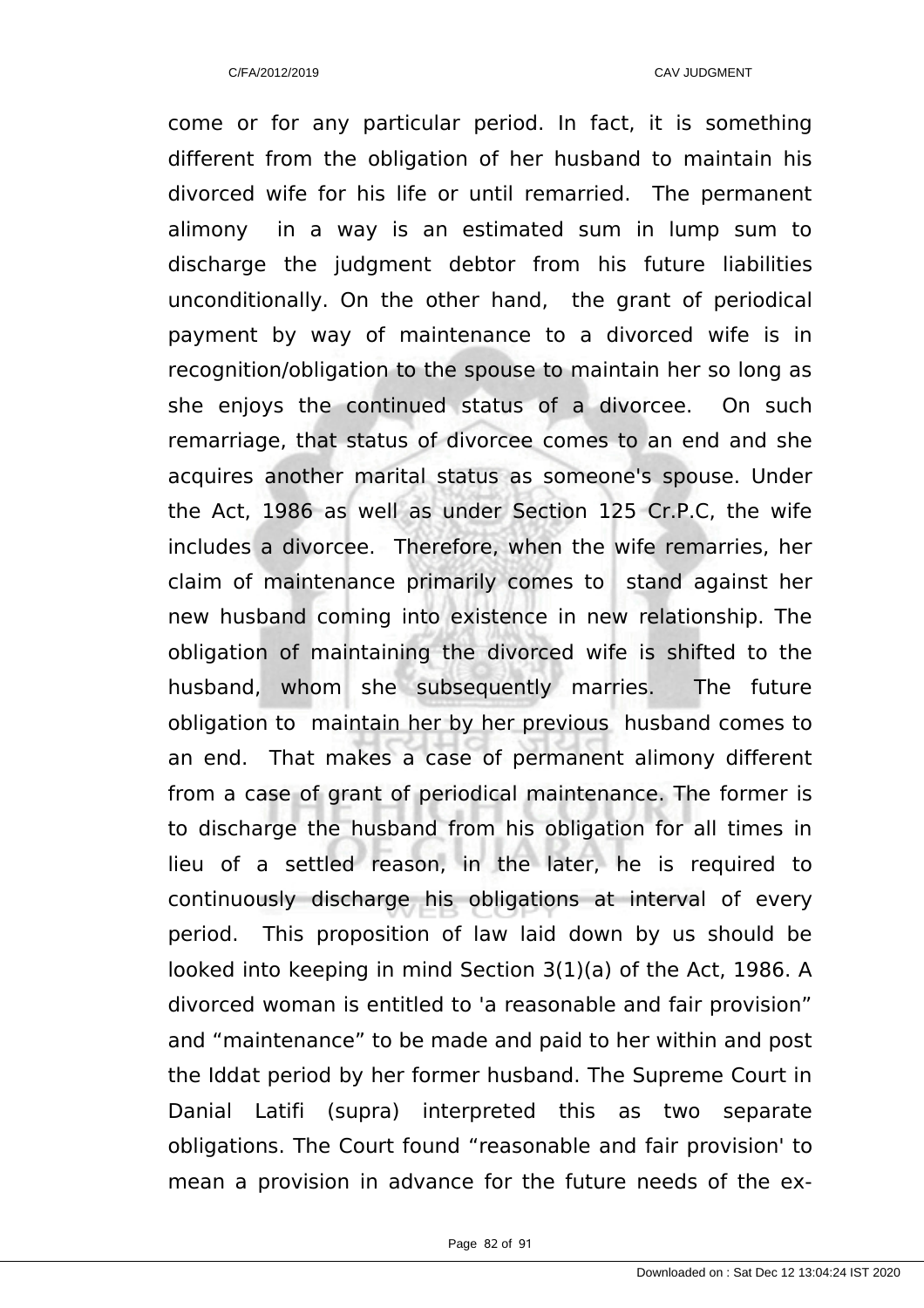come or for any particular period. In fact, it is something different from the obligation of her husband to maintain his divorced wife for his life or until remarried. The permanent alimony in a way is an estimated sum in lump sum to discharge the judgment debtor from his future liabilities unconditionally. On the other hand, the grant of periodical payment by way of maintenance to a divorced wife is in recognition/obligation to the spouse to maintain her so long as she enjoys the continued status of a divorcee. On such remarriage, that status of divorcee comes to an end and she acquires another marital status as someone's spouse. Under the Act, 1986 as well as under Section 125 Cr.P.C, the wife includes a divorcee. Therefore, when the wife remarries, her claim of maintenance primarily comes to stand against her new husband coming into existence in new relationship. The obligation of maintaining the divorced wife is shifted to the husband, whom she subsequently marries. The future obligation to maintain her by her previous husband comes to an end. That makes a case of permanent alimony different from a case of grant of periodical maintenance. The former is to discharge the husband from his obligation for all times in lieu of a settled reason, in the later, he is required to continuously discharge his obligations at interval of every period. This proposition of law laid down by us should be looked into keeping in mind Section 3(1)(a) of the Act, 1986. A divorced woman is entitled to 'a reasonable and fair provision" and "maintenance" to be made and paid to her within and post the Iddat period by her former husband. The Supreme Court in Danial Latifi (supra) interpreted this as two separate obligations. The Court found "reasonable and fair provision' to mean a provision in advance for the future needs of the ex-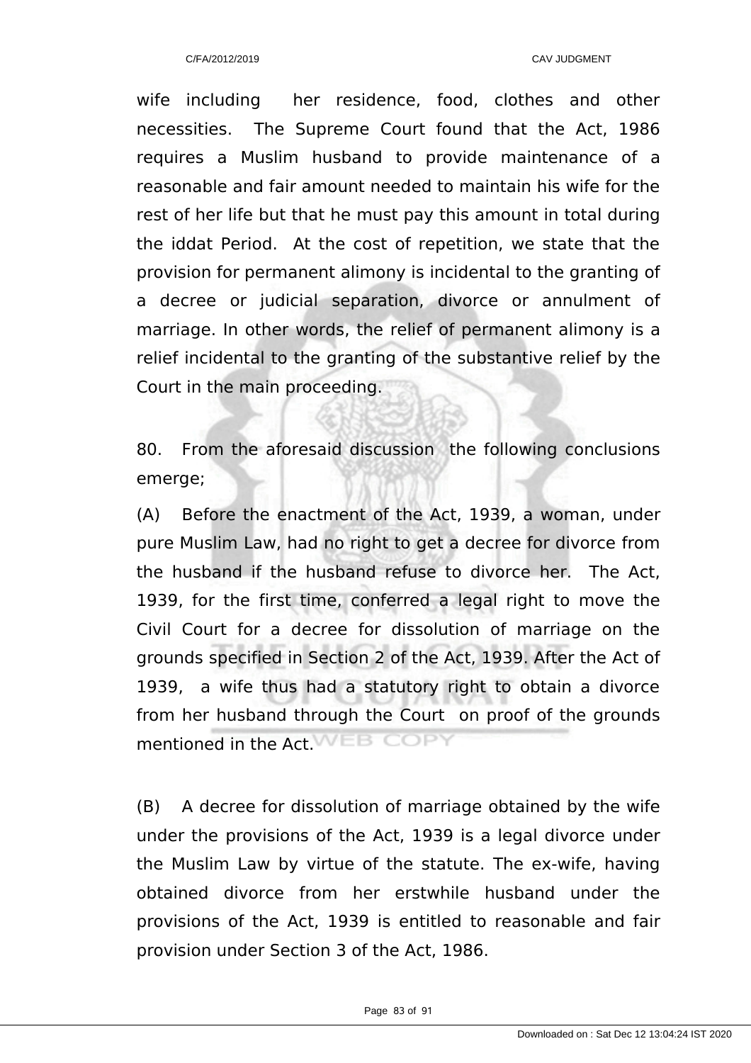wife including her residence, food, clothes and other necessities. The Supreme Court found that the Act, 1986 requires a Muslim husband to provide maintenance of a reasonable and fair amount needed to maintain his wife for the rest of her life but that he must pay this amount in total during the iddat Period. At the cost of repetition, we state that the provision for permanent alimony is incidental to the granting of a decree or judicial separation, divorce or annulment of marriage. In other words, the relief of permanent alimony is a relief incidental to the granting of the substantive relief by the Court in the main proceeding.

80. From the aforesaid discussion the following conclusions emerge;

(A) Before the enactment of the Act, 1939, a woman, under pure Muslim Law, had no right to get a decree for divorce from the husband if the husband refuse to divorce her. The Act, 1939, for the first time, conferred a legal right to move the Civil Court for a decree for dissolution of marriage on the grounds specified in Section 2 of the Act, 1939. After the Act of 1939, a wife thus had a statutory right to obtain a divorce from her husband through the Court on proof of the grounds mentioned in the Act.

(B) A decree for dissolution of marriage obtained by the wife under the provisions of the Act, 1939 is a legal divorce under the Muslim Law by virtue of the statute. The ex-wife, having obtained divorce from her erstwhile husband under the provisions of the Act, 1939 is entitled to reasonable and fair provision under Section 3 of the Act, 1986.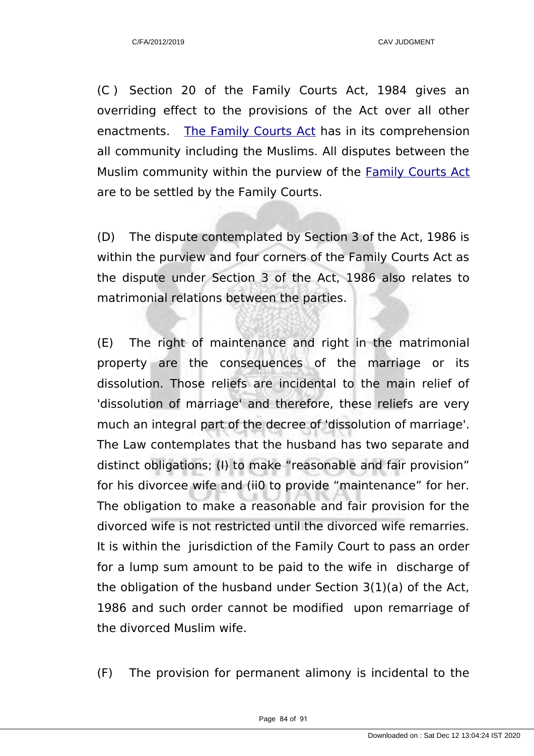(C ) Section 20 of the Family Courts Act, 1984 gives an overriding effect to the provisions of the Act over all other enactments. The Family Courts Act has in its comprehension all community including the Muslims. All disputes between the Muslim community within the purview of the Family Courts Act are to be settled by the Family Courts.

(D) The dispute contemplated by Section 3 of the Act, 1986 is within the purview and four corners of the Family Courts Act as the dispute under Section 3 of the Act, 1986 also relates to matrimonial relations between the parties.

(E) The right of maintenance and right in the matrimonial property are the consequences of the marriage or its dissolution. Those reliefs are incidental to the main relief of 'dissolution of marriage' and therefore, these reliefs are very much an integral part of the decree of 'dissolution of marriage'. The Law contemplates that the husband has two separate and distinct obligations; (I) to make "reasonable and fair provision" for his divorcee wife and (ii0 to provide "maintenance" for her. The obligation to make a reasonable and fair provision for the divorced wife is not restricted until the divorced wife remarries. It is within the jurisdiction of the Family Court to pass an order for a lump sum amount to be paid to the wife in discharge of the obligation of the husband under Section 3(1)(a) of the Act, 1986 and such order cannot be modified upon remarriage of the divorced Muslim wife.

(F) The provision for permanent alimony is incidental to the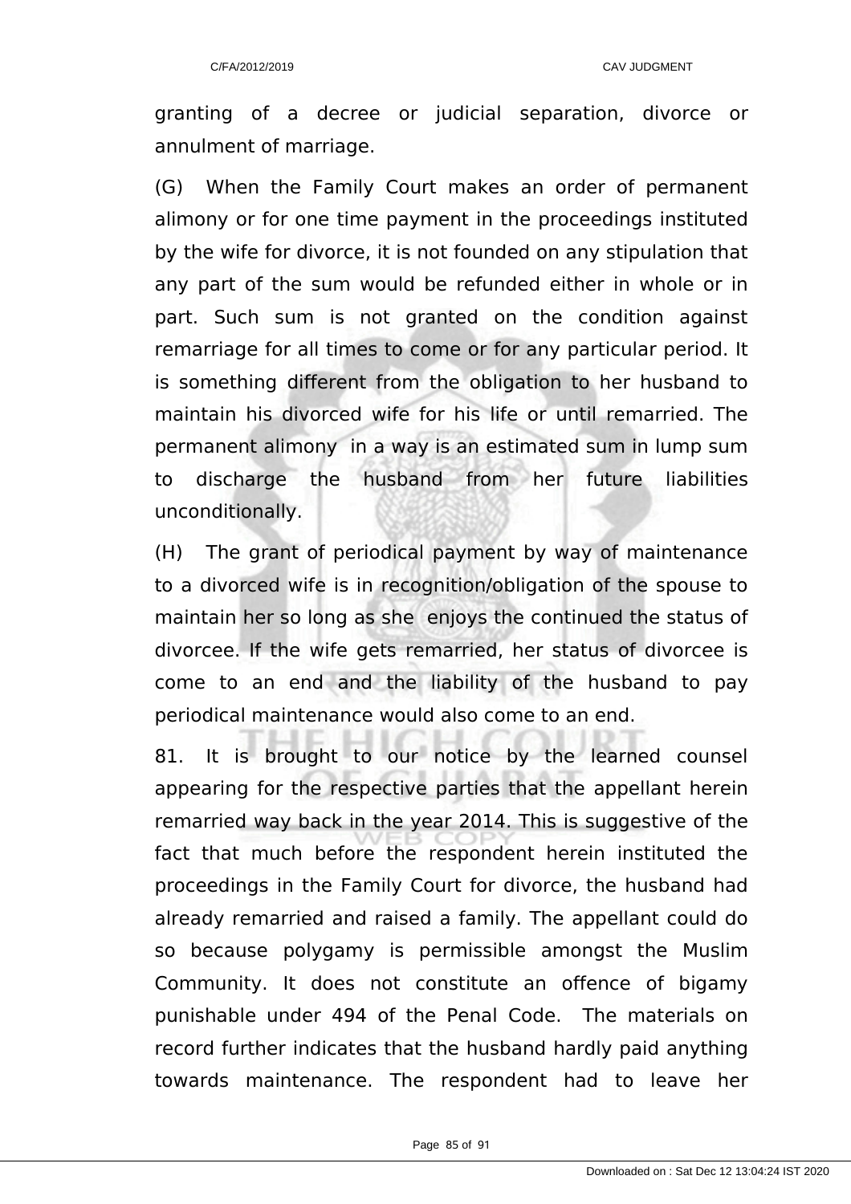granting of a decree or judicial separation, divorce or annulment of marriage.

(G) When the Family Court makes an order of permanent alimony or for one time payment in the proceedings instituted by the wife for divorce, it is not founded on any stipulation that any part of the sum would be refunded either in whole or in part. Such sum is not granted on the condition against remarriage for all times to come or for any particular period. It is something different from the obligation to her husband to maintain his divorced wife for his life or until remarried. The permanent alimony in a way is an estimated sum in lump sum to discharge the husband from her future liabilities unconditionally.

(H) The grant of periodical payment by way of maintenance to a divorced wife is in recognition/obligation of the spouse to maintain her so long as she enjoys the continued the status of divorcee. If the wife gets remarried, her status of divorcee is come to an end and the liability of the husband to pay periodical maintenance would also come to an end.

81. It is brought to our notice by the learned counsel appearing for the respective parties that the appellant herein remarried way back in the year 2014. This is suggestive of the fact that much before the respondent herein instituted the proceedings in the Family Court for divorce, the husband had already remarried and raised a family. The appellant could do so because polygamy is permissible amongst the Muslim Community. It does not constitute an offence of bigamy punishable under 494 of the Penal Code. The materials on record further indicates that the husband hardly paid anything towards maintenance. The respondent had to leave her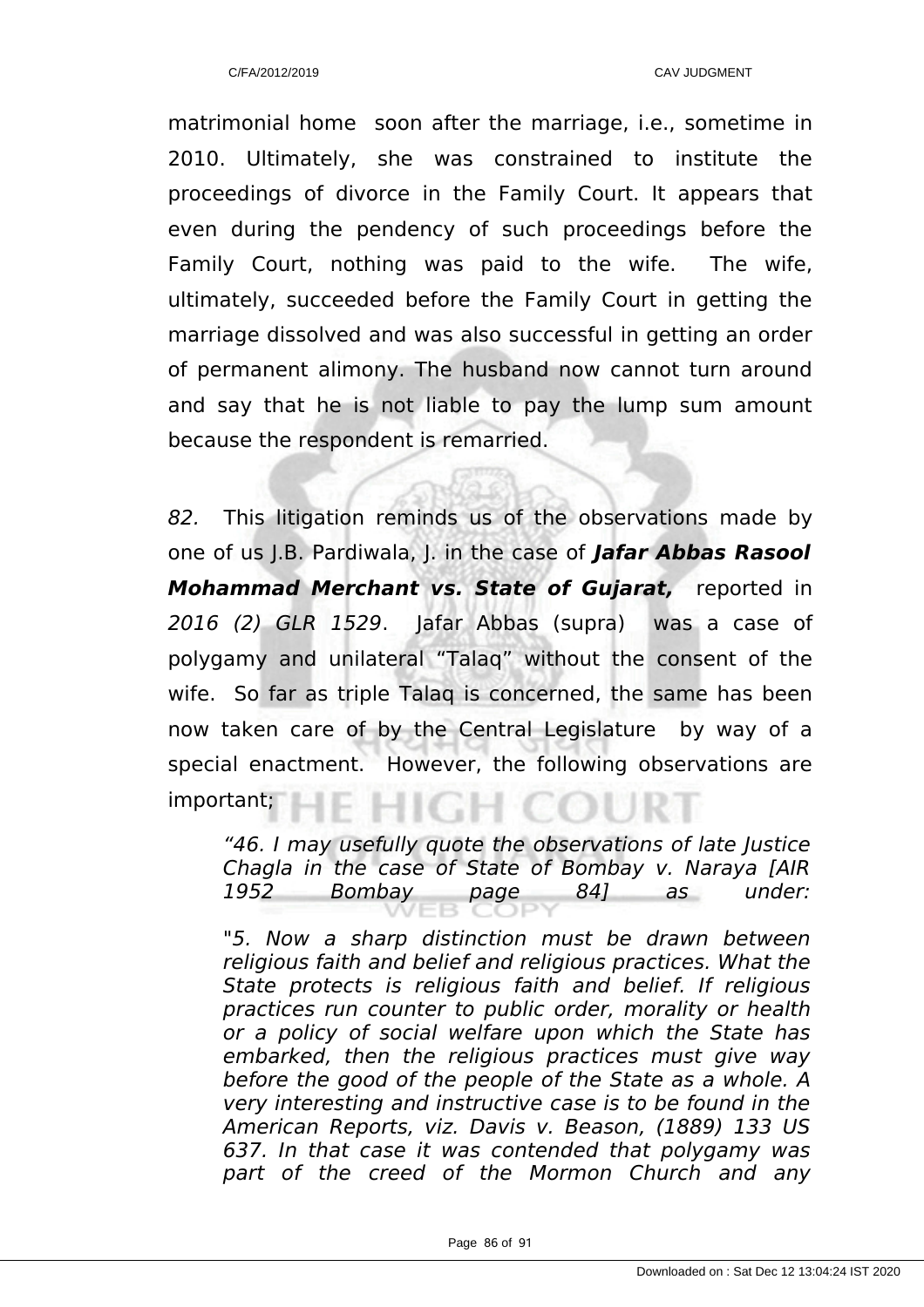matrimonial home soon after the marriage, i.e., sometime in 2010. Ultimately, she was constrained to institute the proceedings of divorce in the Family Court. It appears that even during the pendency of such proceedings before the Family Court, nothing was paid to the wife. The wife, ultimately, succeeded before the Family Court in getting the marriage dissolved and was also successful in getting an order of permanent alimony. The husband now cannot turn around and say that he is not liable to pay the lump sum amount because the respondent is remarried.

*82.* This litigation reminds us of the observations made by one of us J.B. Pardiwala, J. in the case of ***Jafar Abbas Rasool Mohammad Merchant vs. State of Gujarat,*** reported in *2016 (2) GLR 1529*. Jafar Abbas (supra) was a case of polygamy and unilateral "Talaq" without the consent of the wife. So far as triple Talaq is concerned, the same has been now taken care of by the Central Legislature by way of a special enactment. However, the following observations are important;

> *"46. I may usefully quote the observations of late Justice Chagla in the case of State of Bombay v. Naraya [AIR 1952 Bombay page 84] as under:*
>
> *"5. Now a sharp distinction must be drawn between religious faith and belief and religious practices. What the State protects is religious faith and belief. If religious practices run counter to public order, morality or health or a policy of social welfare upon which the State has embarked, then the religious practices must give way before the good of the people of the State as a whole. A very interesting and instructive case is to be found in the American Reports, viz. Davis v. Beason, (1889) 133 US 637. In that case it was contended that polygamy was part of the creed of the Mormon Church and any*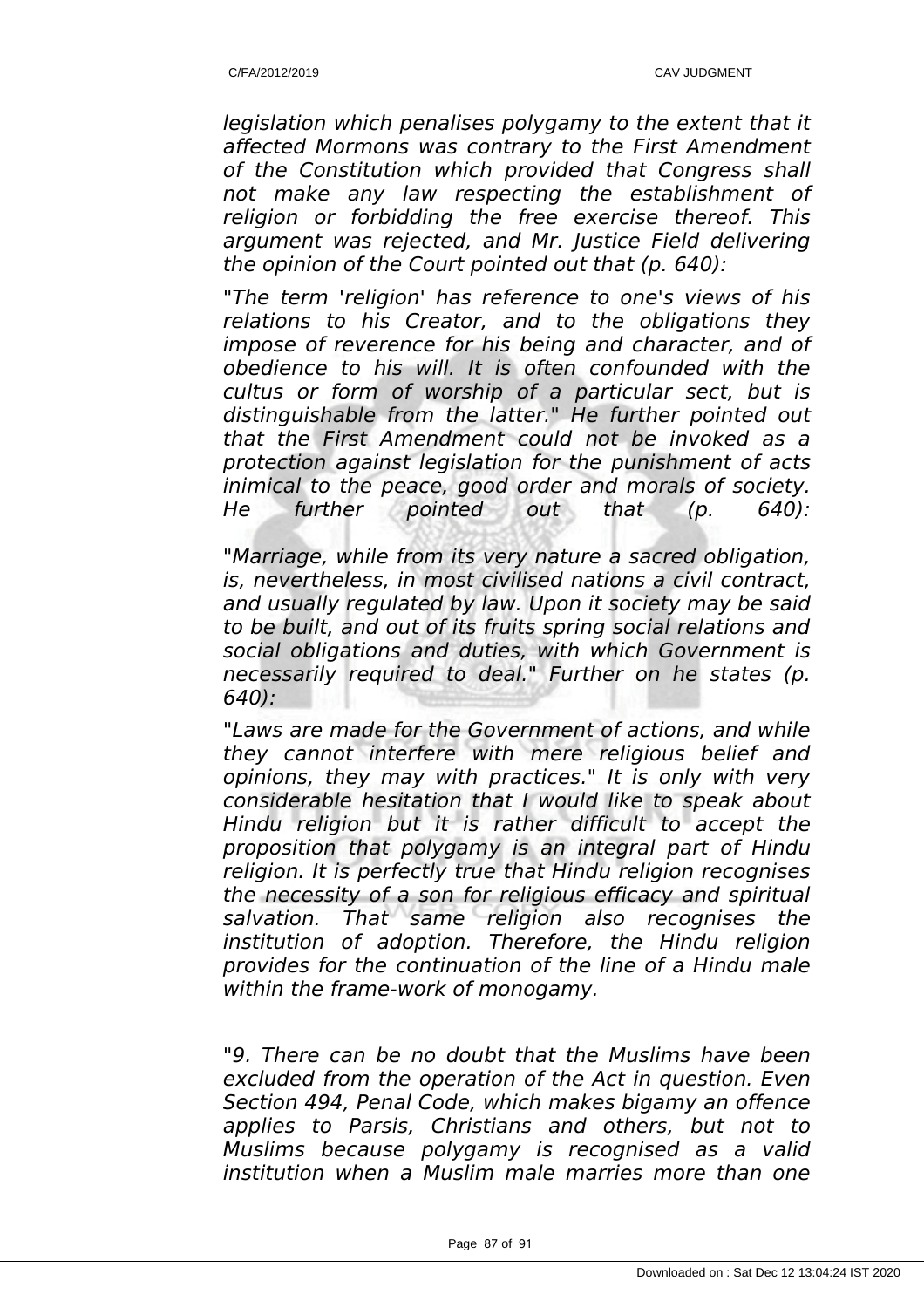*legislation which penalises polygamy to the extent that it affected Mormons was contrary to the First Amendment of the Constitution which provided that Congress shall not make any law respecting the establishment of religion or forbidding the free exercise thereof. This argument was rejected, and Mr. Justice Field delivering the opinion of the Court pointed out that (p. 640):*

*"The term 'religion' has reference to one's views of his relations to his Creator, and to the obligations they impose of reverence for his being and character, and of obedience to his will. It is often confounded with the cultus or form of worship of a particular sect, but is distinguishable from the latter." He further pointed out that the First Amendment could not be invoked as a protection against legislation for the punishment of acts inimical to the peace, good order and morals of society. He further pointed out that (p. 640):*

*"Marriage, while from its very nature a sacred obligation, is, nevertheless, in most civilised nations a civil contract, and usually regulated by law. Upon it society may be said to be built, and out of its fruits spring social relations and social obligations and duties, with which Government is necessarily required to deal." Further on he states (p. 640):*

*"Laws are made for the Government of actions, and while they cannot interfere with mere religious belief and opinions, they may with practices." It is only with very considerable hesitation that I would like to speak about Hindu religion but it is rather difficult to accept the proposition that polygamy is an integral part of Hindu religion. It is perfectly true that Hindu religion recognises the necessity of a son for religious efficacy and spiritual salvation. That same religion also recognises the institution of adoption. Therefore, the Hindu religion provides for the continuation of the line of a Hindu male within the frame-work of monogamy.*

*"9. There can be no doubt that the Muslims have been excluded from the operation of the Act in question. Even Section 494, Penal Code, which makes bigamy an offence applies to Parsis, Christians and others, but not to Muslims because polygamy is recognised as a valid institution when a Muslim male marries more than one*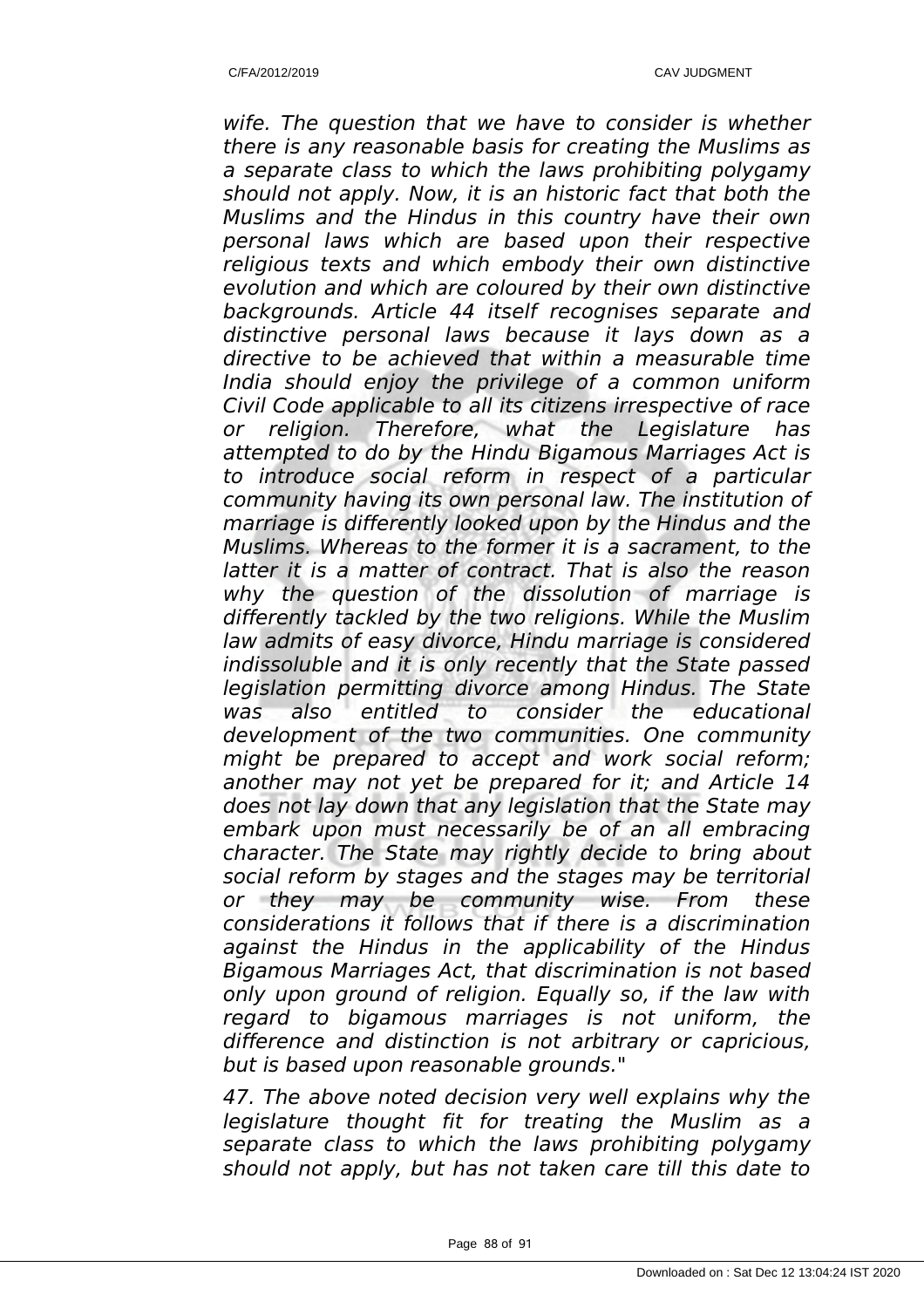*wife. The question that we have to consider is whether there is any reasonable basis for creating the Muslims as a separate class to which the laws prohibiting polygamy should not apply. Now, it is an historic fact that both the Muslims and the Hindus in this country have their own personal laws which are based upon their respective religious texts and which embody their own distinctive evolution and which are coloured by their own distinctive backgrounds. Article 44 itself recognises separate and distinctive personal laws because it lays down as a directive to be achieved that within a measurable time India should enjoy the privilege of a common uniform Civil Code applicable to all its citizens irrespective of race or religion. Therefore, what the Legislature has attempted to do by the Hindu Bigamous Marriages Act is to introduce social reform in respect of a particular community having its own personal law. The institution of marriage is differently looked upon by the Hindus and the Muslims. Whereas to the former it is a sacrament, to the latter it is a matter of contract. That is also the reason why the question of the dissolution of marriage is differently tackled by the two religions. While the Muslim law admits of easy divorce, Hindu marriage is considered indissoluble and it is only recently that the State passed legislation permitting divorce among Hindus. The State was also entitled to consider the educational development of the two communities. One community might be prepared to accept and work social reform; another may not yet be prepared for it; and Article 14 does not lay down that any legislation that the State may embark upon must necessarily be of an all embracing character. The State may rightly decide to bring about social reform by stages and the stages may be territorial or they may be community wise. From these considerations it follows that if there is a discrimination against the Hindus in the applicability of the Hindus Bigamous Marriages Act, that discrimination is not based only upon ground of religion. Equally so, if the law with regard to bigamous marriages is not uniform, the difference and distinction is not arbitrary or capricious, but is based upon reasonable grounds."*

*47. The above noted decision very well explains why the legislature thought fit for treating the Muslim as a separate class to which the laws prohibiting polygamy should not apply, but has not taken care till this date to*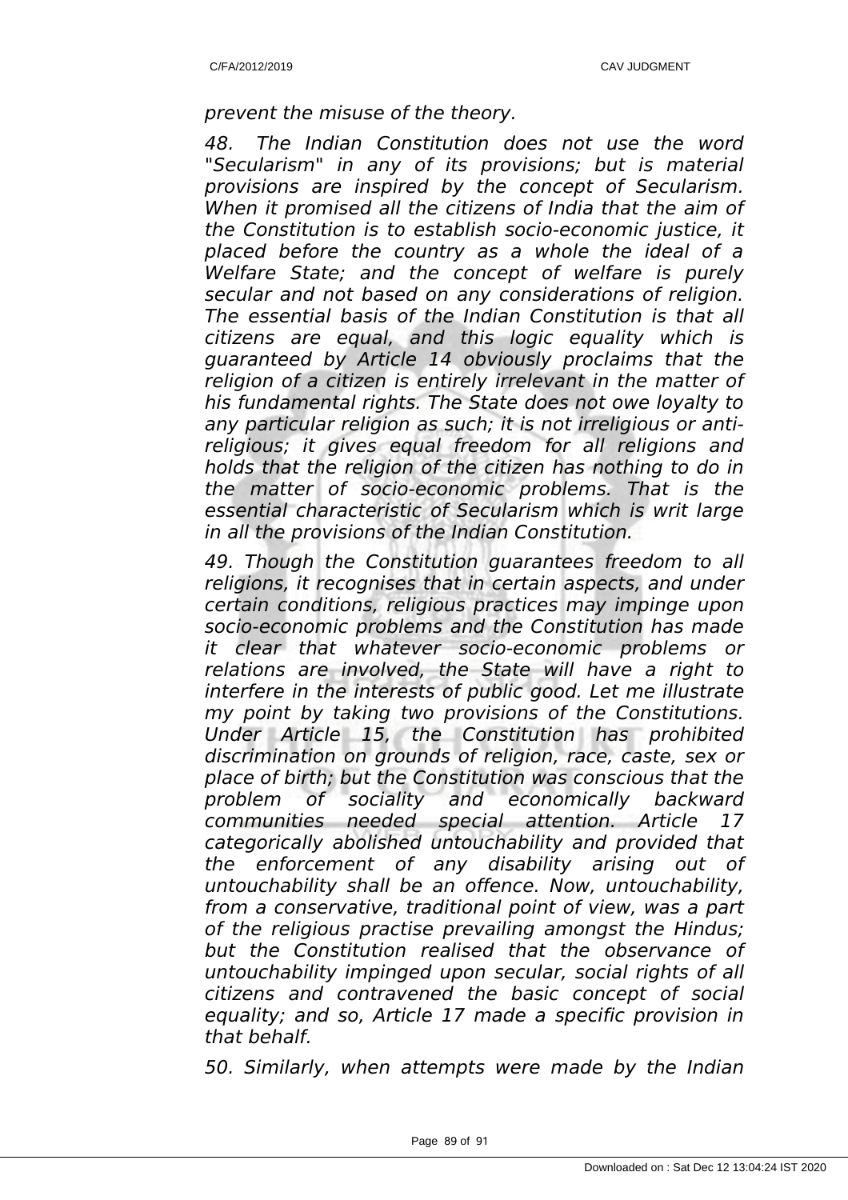*prevent the misuse of the theory.*

*48. The Indian Constitution does not use the word "Secularism" in any of its provisions; but is material provisions are inspired by the concept of Secularism. When it promised all the citizens of India that the aim of the Constitution is to establish socio-economic justice, it placed before the country as a whole the ideal of a Welfare State; and the concept of welfare is purely secular and not based on any considerations of religion. The essential basis of the Indian Constitution is that all citizens are equal, and this logic equality which is guaranteed by Article 14 obviously proclaims that the religion of a citizen is entirely irrelevant in the matter of his fundamental rights. The State does not owe loyalty to any particular religion as such; it is not irreligious or anti-religious; it gives equal freedom for all religions and holds that the religion of the citizen has nothing to do in the matter of socio-economic problems. That is the essential characteristic of Secularism which is writ large in all the provisions of the Indian Constitution.*

*49. Though the Constitution guarantees freedom to all religions, it recognises that in certain aspects, and under certain conditions, religious practices may impinge upon socio-economic problems and the Constitution has made it clear that whatever socio-economic problems or relations are involved, the State will have a right to interfere in the interests of public good. Let me illustrate my point by taking two provisions of the Constitutions. Under Article 15, the Constitution has prohibited discrimination on grounds of religion, race, caste, sex or place of birth; but the Constitution was conscious that the problem of sociality and economically backward communities needed special attention. Article 17 categorically abolished untouchability and provided that the enforcement of any disability arising out of untouchability shall be an offence. Now, untouchability, from a conservative, traditional point of view, was a part of the religious practise prevailing amongst the Hindus; but the Constitution realised that the observance of untouchability impinged upon secular, social rights of all citizens and contravened the basic concept of social equality; and so, Article 17 made a specific provision in that behalf.*

*50. Similarly, when attempts were made by the Indian*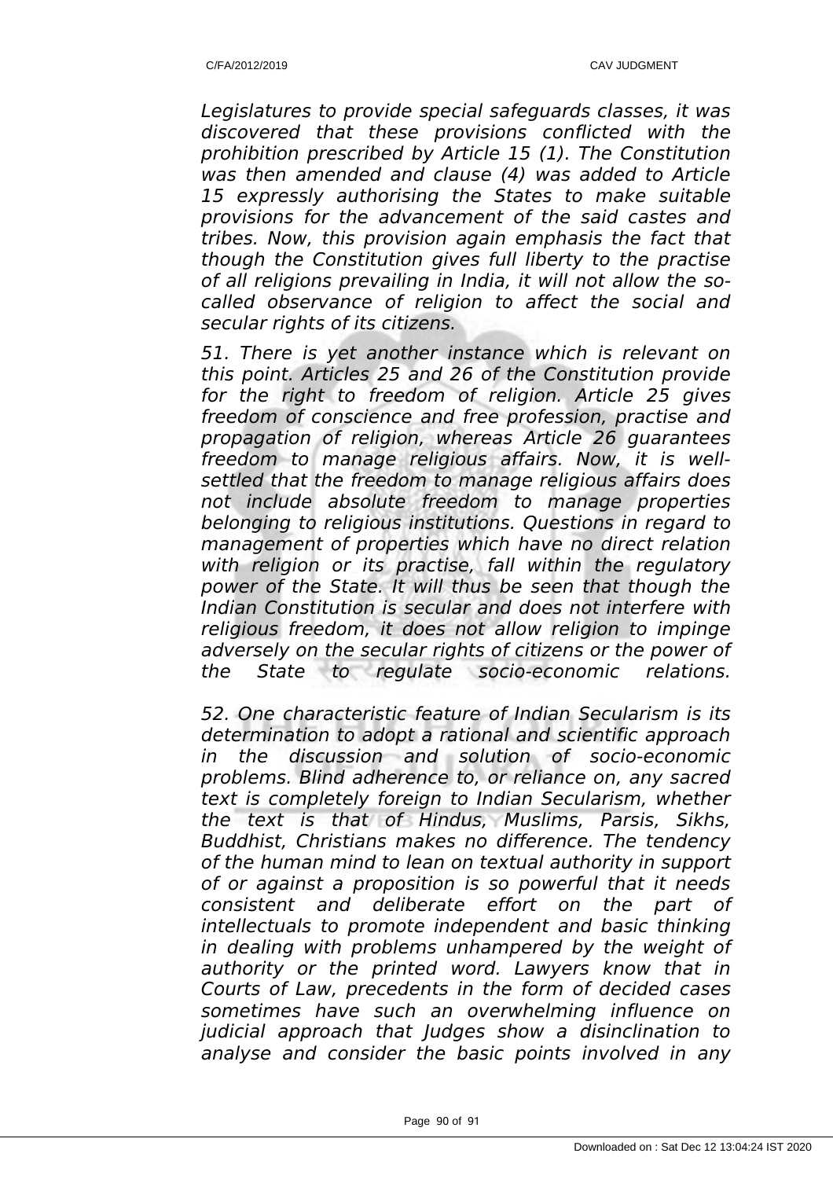*Legislatures to provide special safeguards classes, it was discovered that these provisions conflicted with the prohibition prescribed by Article 15 (1). The Constitution was then amended and clause (4) was added to Article 15 expressly authorising the States to make suitable provisions for the advancement of the said castes and tribes. Now, this provision again emphasis the fact that though the Constitution gives full liberty to the practise of all religions prevailing in India, it will not allow the so-called observance of religion to affect the social and secular rights of its citizens.*

*51. There is yet another instance which is relevant on this point. Articles 25 and 26 of the Constitution provide for the right to freedom of religion. Article 25 gives freedom of conscience and free profession, practise and propagation of religion, whereas Article 26 guarantees freedom to manage religious affairs. Now, it is well-settled that the freedom to manage religious affairs does not include absolute freedom to manage properties belonging to religious institutions. Questions in regard to management of properties which have no direct relation with religion or its practise, fall within the regulatory power of the State. It will thus be seen that though the Indian Constitution is secular and does not interfere with religious freedom, it does not allow religion to impinge adversely on the secular rights of citizens or the power of the State to regulate socio-economic relations.*

*52. One characteristic feature of Indian Secularism is its determination to adopt a rational and scientific approach in the discussion and solution of socio-economic problems. Blind adherence to, or reliance on, any sacred text is completely foreign to Indian Secularism, whether the text is that of Hindus, Muslims, Parsis, Sikhs, Buddhist, Christians makes no difference. The tendency of the human mind to lean on textual authority in support of or against a proposition is so powerful that it needs consistent and deliberate effort on the part of intellectuals to promote independent and basic thinking in dealing with problems unhampered by the weight of authority or the printed word. Lawyers know that in Courts of Law, precedents in the form of decided cases sometimes have such an overwhelming influence on judicial approach that Judges show a disinclination to analyse and consider the basic points involved in any*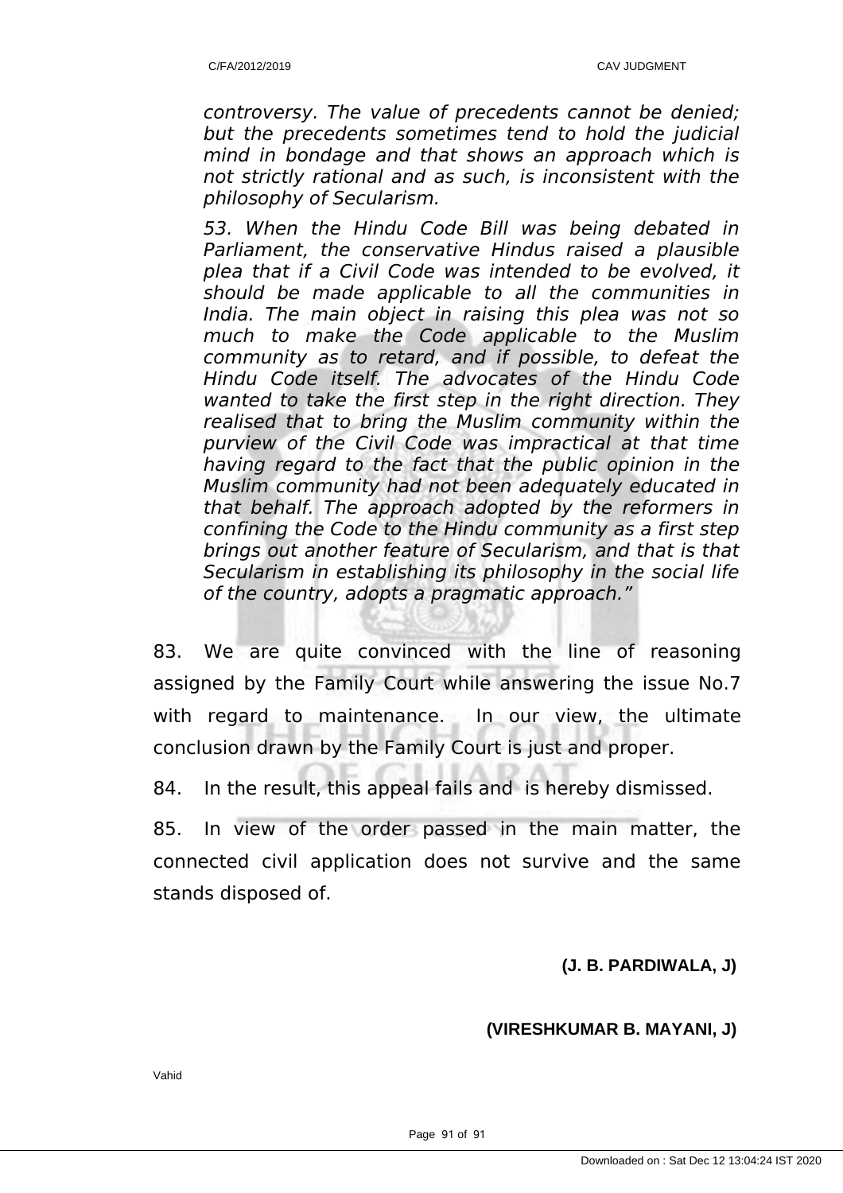*controversy. The value of precedents cannot be denied; but the precedents sometimes tend to hold the judicial mind in bondage and that shows an approach which is not strictly rational and as such, is inconsistent with the philosophy of Secularism.*

*53. When the Hindu Code Bill was being debated in Parliament, the conservative Hindus raised a plausible plea that if a Civil Code was intended to be evolved, it should be made applicable to all the communities in India. The main object in raising this plea was not so much to make the Code applicable to the Muslim community as to retard, and if possible, to defeat the Hindu Code itself. The advocates of the Hindu Code wanted to take the first step in the right direction. They realised that to bring the Muslim community within the purview of the Civil Code was impractical at that time having regard to the fact that the public opinion in the Muslim community had not been adequately educated in that behalf. The approach adopted by the reformers in confining the Code to the Hindu community as a first step brings out another feature of Secularism, and that is that Secularism in establishing its philosophy in the social life of the country, adopts a pragmatic approach."*

83. We are quite convinced with the line of reasoning assigned by the Family Court while answering the issue No.7 with regard to maintenance. In our view, the ultimate conclusion drawn by the Family Court is just and proper.

84. In the result, this appeal fails and is hereby dismissed.

85. In view of the order passed in the main matter, the connected civil application does not survive and the same stands disposed of.

**(J. B. PARDIWALA, J)**

**(VIRESHKUMAR B. MAYANI, J)**

Vahid